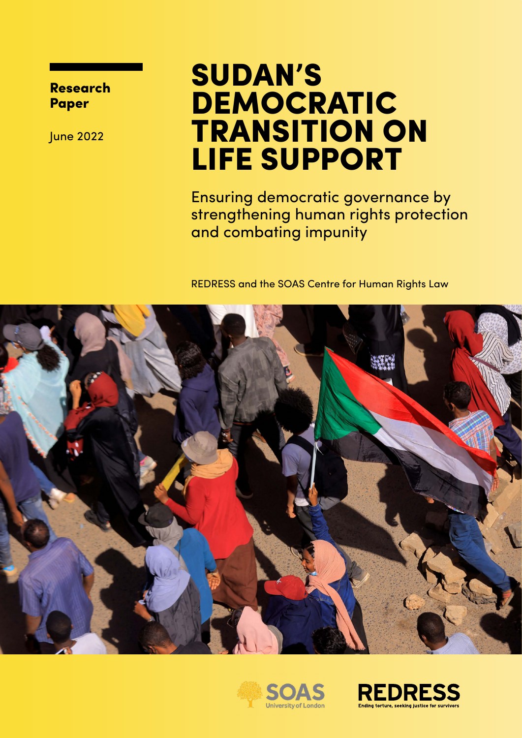**Research Paper**

June 2022

# SUDAN'S DEMOCRATIC TRANSITION ON LIFE SUPPORT

## Ensuring democratic governance by strengthening human rights protection and combating impunity

REDRESS and the SOAS Centre for Human Rights Law

SOAS University of London

REDRESS Ending torture, seeking justice for survivors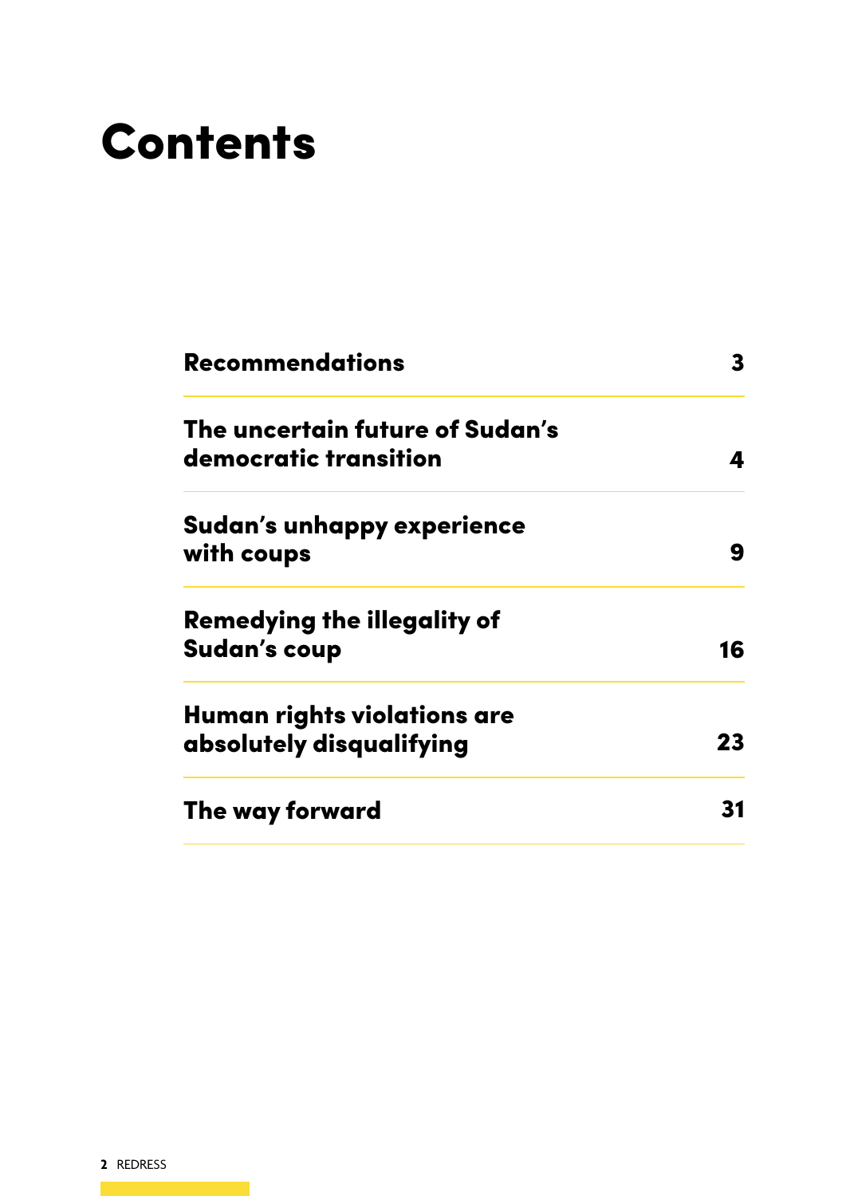# Contents

| | |
|---|---|
| **Recommendations** | **3** |
| **The uncertain future of Sudan's democratic transition** | **4** |
| **Sudan's unhappy experience with coups** | **9** |
| **Remedying the illegality of Sudan's coup** | **16** |
| **Human rights violations are absolutely disqualifying** | **23** |
| **The way forward** | **31** |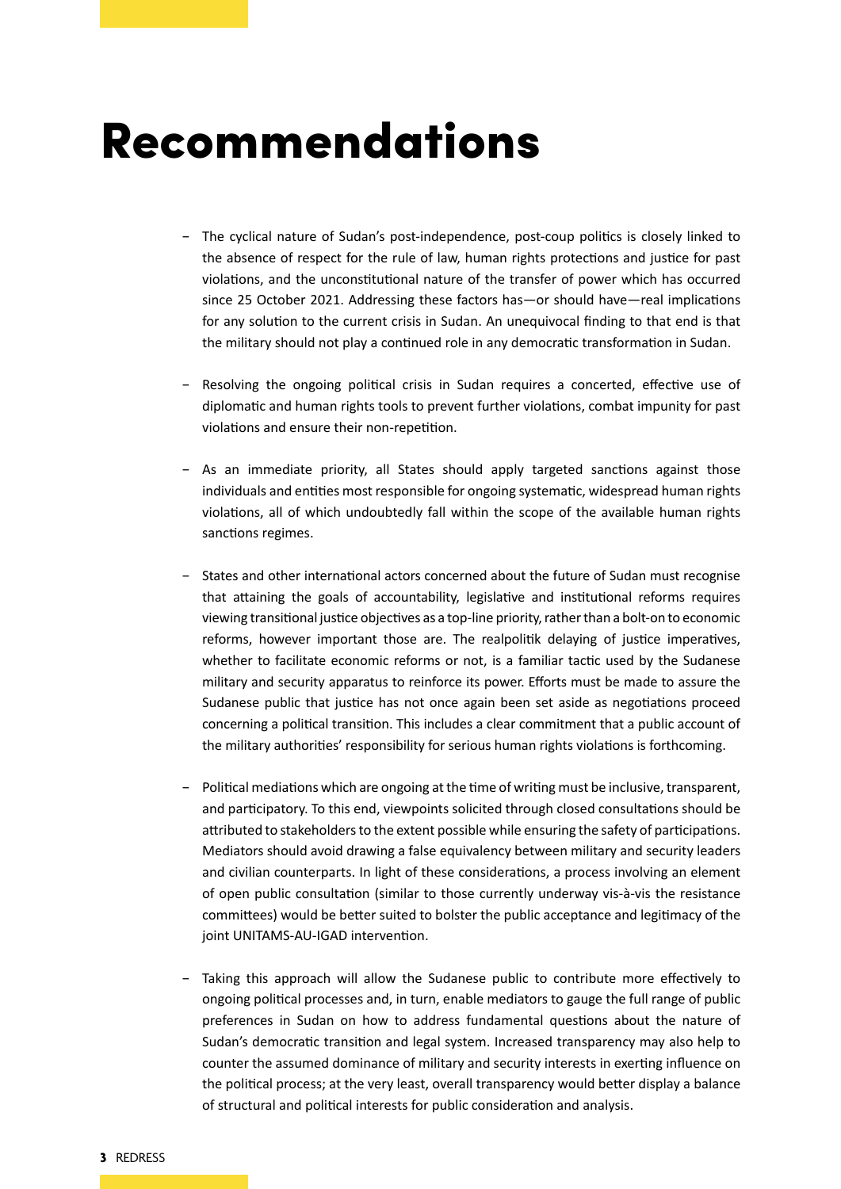# Recommendations

- The cyclical nature of Sudan's post-independence, post-coup politics is closely linked to the absence of respect for the rule of law, human rights protections and justice for past violations, and the unconstitutional nature of the transfer of power which has occurred since 25 October 2021. Addressing these factors has—or should have—real implications for any solution to the current crisis in Sudan. An unequivocal finding to that end is that the military should not play a continued role in any democratic transformation in Sudan.

- Resolving the ongoing political crisis in Sudan requires a concerted, effective use of diplomatic and human rights tools to prevent further violations, combat impunity for past violations and ensure their non-repetition.

- As an immediate priority, all States should apply targeted sanctions against those individuals and entities most responsible for ongoing systematic, widespread human rights violations, all of which undoubtedly fall within the scope of the available human rights sanctions regimes.

- States and other international actors concerned about the future of Sudan must recognise that attaining the goals of accountability, legislative and institutional reforms requires viewing transitional justice objectives as a top-line priority, rather than a bolt-on to economic reforms, however important those are. The realpolitik delaying of justice imperatives, whether to facilitate economic reforms or not, is a familiar tactic used by the Sudanese military and security apparatus to reinforce its power. Efforts must be made to assure the Sudanese public that justice has not once again been set aside as negotiations proceed concerning a political transition. This includes a clear commitment that a public account of the military authorities' responsibility for serious human rights violations is forthcoming.

- Political mediations which are ongoing at the time of writing must be inclusive, transparent, and participatory. To this end, viewpoints solicited through closed consultations should be attributed to stakeholders to the extent possible while ensuring the safety of participations. Mediators should avoid drawing a false equivalency between military and security leaders and civilian counterparts. In light of these considerations, a process involving an element of open public consultation (similar to those currently underway vis-à-vis the resistance committees) would be better suited to bolster the public acceptance and legitimacy of the joint UNITAMS-AU-IGAD intervention.

- Taking this approach will allow the Sudanese public to contribute more effectively to ongoing political processes and, in turn, enable mediators to gauge the full range of public preferences in Sudan on how to address fundamental questions about the nature of Sudan's democratic transition and legal system. Increased transparency may also help to counter the assumed dominance of military and security interests in exerting influence on the political process; at the very least, overall transparency would better display a balance of structural and political interests for public consideration and analysis.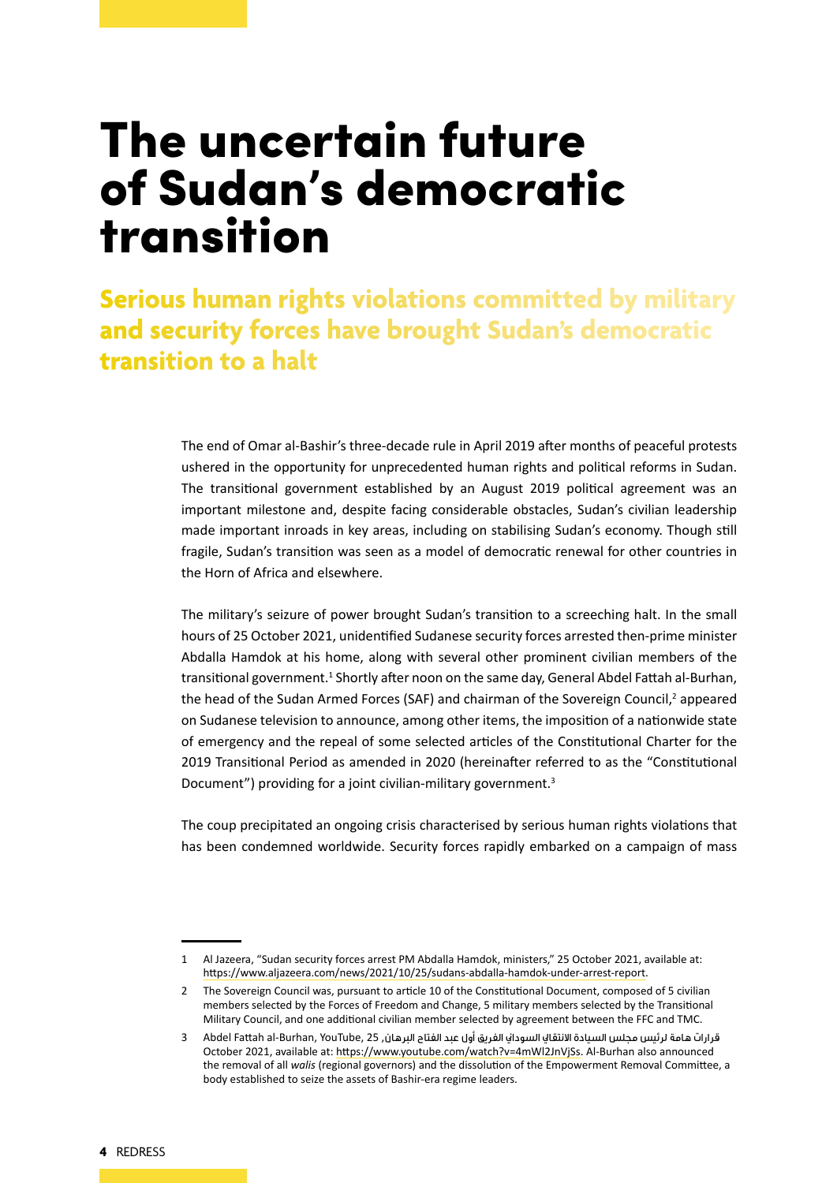# The uncertain future of Sudan's democratic transition

## Serious human rights violations committed by military and security forces have brought Sudan's democratic transition to a halt

The end of Omar al-Bashir's three-decade rule in April 2019 after months of peaceful protests ushered in the opportunity for unprecedented human rights and political reforms in Sudan. The transitional government established by an August 2019 political agreement was an important milestone and, despite facing considerable obstacles, Sudan's civilian leadership made important inroads in key areas, including on stabilising Sudan's economy. Though still fragile, Sudan's transition was seen as a model of democratic renewal for other countries in the Horn of Africa and elsewhere.

The military's seizure of power brought Sudan's transition to a screeching halt. In the small hours of 25 October 2021, unidentified Sudanese security forces arrested then-prime minister Abdalla Hamdok at his home, along with several other prominent civilian members of the transitional government.[1] Shortly after noon on the same day, General Abdel Fattah al-Burhan, the head of the Sudan Armed Forces (SAF) and chairman of the Sovereign Council,[2] appeared on Sudanese television to announce, among other items, the imposition of a nationwide state of emergency and the repeal of some selected articles of the Constitutional Charter for the 2019 Transitional Period as amended in 2020 (hereinafter referred to as the "Constitutional Document") providing for a joint civilian-military government.[3]

The coup precipitated an ongoing crisis characterised by serious human rights violations that has been condemned worldwide. Security forces rapidly embarked on a campaign of mass

---

1 Al Jazeera, "Sudan security forces arrest PM Abdalla Hamdok, ministers," 25 October 2021, available at: https://www.aljazeera.com/news/2021/10/25/sudans-abdalla-hamdok-under-arrest-report.

2 The Sovereign Council was, pursuant to article 10 of the Constitutional Document, composed of 5 civilian members selected by the Forces of Freedom and Change, 5 military members selected by the Transitional Military Council, and one additional civilian member selected by agreement between the FFC and TMC.

3 Abdel Fattah al-Burhan, YouTube, قرارات هامة لرئيس مجلس السيادة الانتقالي السوداني الفريق أول عبد الفتاح البرهان, 25 October 2021, available at: https://www.youtube.com/watch?v=4mWl2JnVjSs. Al-Burhan also announced the removal of all *walis* (regional governors) and the dissolution of the Empowerment Removal Committee, a body established to seize the assets of Bashir-era regime leaders.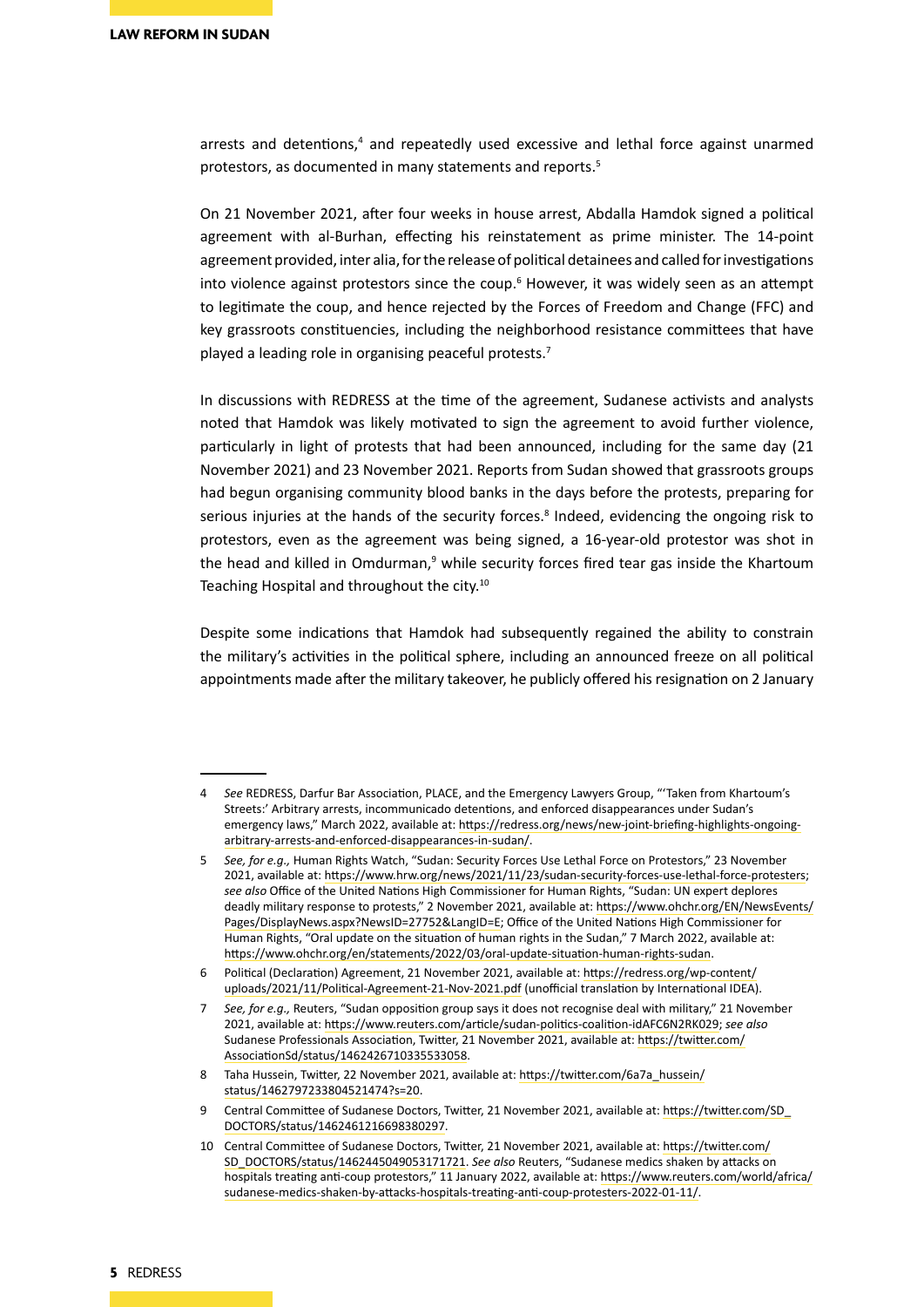arrests and detentions,[4] and repeatedly used excessive and lethal force against unarmed protestors, as documented in many statements and reports.[5]

On 21 November 2021, after four weeks in house arrest, Abdalla Hamdok signed a political agreement with al-Burhan, effecting his reinstatement as prime minister. The 14-point agreement provided, inter alia, for the release of political detainees and called for investigations into violence against protestors since the coup.[6] However, it was widely seen as an attempt to legitimate the coup, and hence rejected by the Forces of Freedom and Change (FFC) and key grassroots constituencies, including the neighborhood resistance committees that have played a leading role in organising peaceful protests.[7]

In discussions with REDRESS at the time of the agreement, Sudanese activists and analysts noted that Hamdok was likely motivated to sign the agreement to avoid further violence, particularly in light of protests that had been announced, including for the same day (21 November 2021) and 23 November 2021. Reports from Sudan showed that grassroots groups had begun organising community blood banks in the days before the protests, preparing for serious injuries at the hands of the security forces.[8] Indeed, evidencing the ongoing risk to protestors, even as the agreement was being signed, a 16-year-old protestor was shot in the head and killed in Omdurman,[9] while security forces fired tear gas inside the Khartoum Teaching Hospital and throughout the city.[10]

Despite some indications that Hamdok had subsequently regained the ability to constrain the military's activities in the political sphere, including an announced freeze on all political appointments made after the military takeover, he publicly offered his resignation on 2 January

---

4 *See* REDRESS, Darfur Bar Association, PLACE, and the Emergency Lawyers Group, "'Taken from Khartoum's Streets:' Arbitrary arrests, incommunicado detentions, and enforced disappearances under Sudan's emergency laws," March 2022, available at: https://redress.org/news/new-joint-briefing-highlights-ongoing-arbitrary-arrests-and-enforced-disappearances-in-sudan/.

5 *See, for e.g.,* Human Rights Watch, "Sudan: Security Forces Use Lethal Force on Protestors," 23 November 2021, available at: https://www.hrw.org/news/2021/11/23/sudan-security-forces-use-lethal-force-protesters; *see also* Office of the United Nations High Commissioner for Human Rights, "Sudan: UN expert deplores deadly military response to protests," 2 November 2021, available at: https://www.ohchr.org/EN/NewsEvents/Pages/DisplayNews.aspx?NewsID=27752&LangID=E; Office of the United Nations High Commissioner for Human Rights, "Oral update on the situation of human rights in the Sudan," 7 March 2022, available at: https://www.ohchr.org/en/statements/2022/03/oral-update-situation-human-rights-sudan.

6 Political (Declaration) Agreement, 21 November 2021, available at: https://redress.org/wp-content/uploads/2021/11/Political-Agreement-21-Nov-2021.pdf (unofficial translation by International IDEA).

7 *See, for e.g.,* Reuters, "Sudan opposition group says it does not recognise deal with military," 21 November 2021, available at: https://www.reuters.com/article/sudan-politics-coalition-idAFC6N2RK029; *see also* Sudanese Professionals Association, Twitter, 21 November 2021, available at: https://twitter.com/AssociationSd/status/1462426710335533058.

8 Taha Hussein, Twitter, 22 November 2021, available at: https://twitter.com/6a7a_hussein/status/1462797233804521474?s=20.

9 Central Committee of Sudanese Doctors, Twitter, 21 November 2021, available at: https://twitter.com/SD_DOCTORS/status/1462461216698380297.

10 Central Committee of Sudanese Doctors, Twitter, 21 November 2021, available at: https://twitter.com/SD_DOCTORS/status/1462445049053171721. *See also* Reuters, "Sudanese medics shaken by attacks on hospitals treating anti-coup protestors," 11 January 2022, available at: https://www.reuters.com/world/africa/sudanese-medics-shaken-by-attacks-hospitals-treating-anti-coup-protesters-2022-01-11/.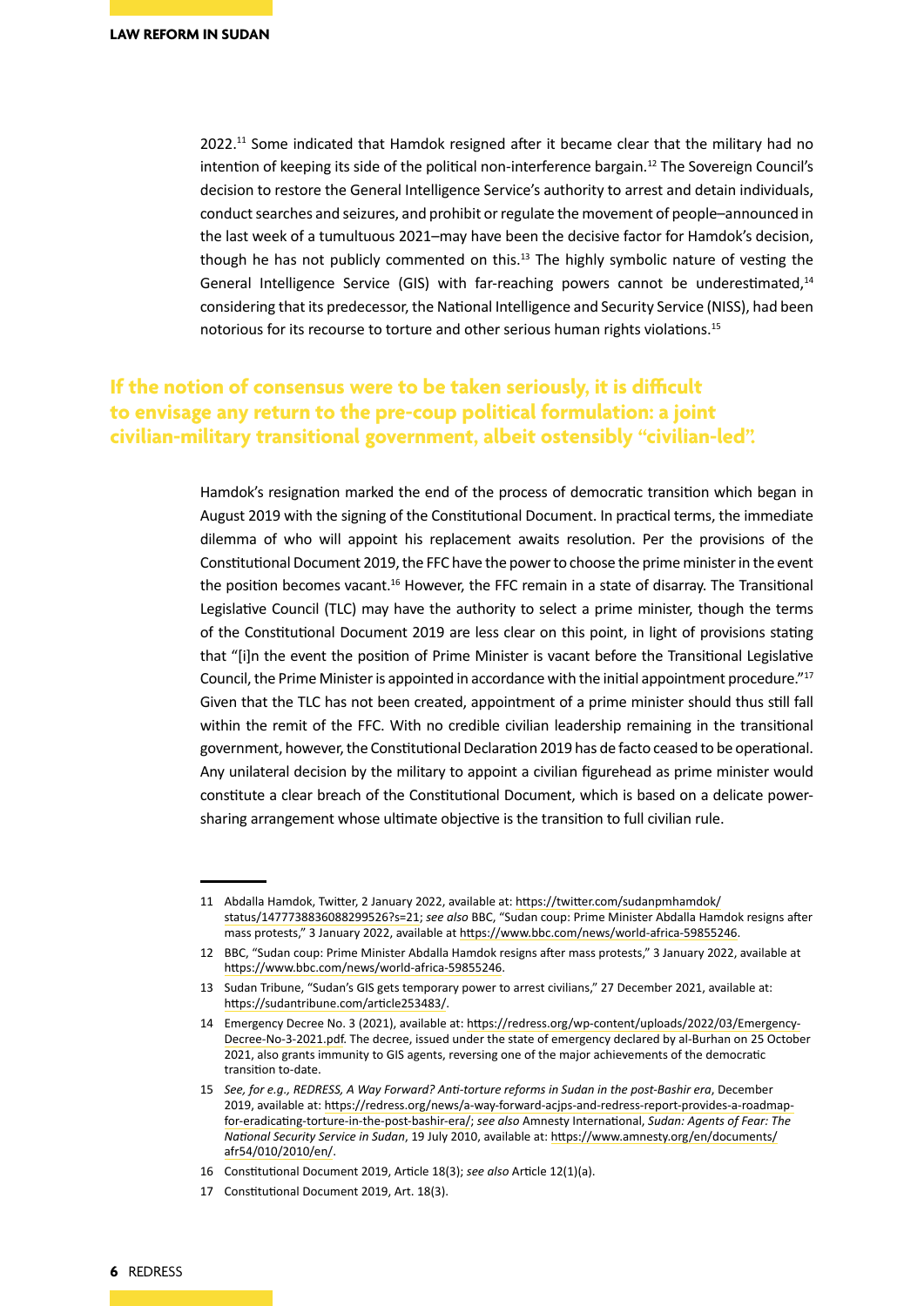2022.[11] Some indicated that Hamdok resigned after it became clear that the military had no intention of keeping its side of the political non-interference bargain.[12] The Sovereign Council's decision to restore the General Intelligence Service's authority to arrest and detain individuals, conduct searches and seizures, and prohibit or regulate the movement of people–announced in the last week of a tumultuous 2021–may have been the decisive factor for Hamdok's decision, though he has not publicly commented on this.[13] The highly symbolic nature of vesting the General Intelligence Service (GIS) with far-reaching powers cannot be underestimated,[14] considering that its predecessor, the National Intelligence and Security Service (NISS), had been notorious for its recourse to torture and other serious human rights violations.[15]

**If the notion of consensus were to be taken seriously, it is difficult to envisage any return to the pre-coup political formulation: a joint civilian-military transitional government, albeit ostensibly "civilian-led".**

Hamdok's resignation marked the end of the process of democratic transition which began in August 2019 with the signing of the Constitutional Document. In practical terms, the immediate dilemma of who will appoint his replacement awaits resolution. Per the provisions of the Constitutional Document 2019, the FFC have the power to choose the prime minister in the event the position becomes vacant.[16] However, the FFC remain in a state of disarray. The Transitional Legislative Council (TLC) may have the authority to select a prime minister, though the terms of the Constitutional Document 2019 are less clear on this point, in light of provisions stating that "[i]n the event the position of Prime Minister is vacant before the Transitional Legislative Council, the Prime Minister is appointed in accordance with the initial appointment procedure."[17] Given that the TLC has not been created, appointment of a prime minister should thus still fall within the remit of the FFC. With no credible civilian leadership remaining in the transitional government, however, the Constitutional Declaration 2019 has de facto ceased to be operational. Any unilateral decision by the military to appoint a civilian figurehead as prime minister would constitute a clear breach of the Constitutional Document, which is based on a delicate power-sharing arrangement whose ultimate objective is the transition to full civilian rule.

---

11 Abdalla Hamdok, Twitter, 2 January 2022, available at: https://twitter.com/sudanpmhamdok/status/1477738836088299526?s=21; *see also* BBC, "Sudan coup: Prime Minister Abdalla Hamdok resigns after mass protests," 3 January 2022, available at https://www.bbc.com/news/world-africa-59855246.

12 BBC, "Sudan coup: Prime Minister Abdalla Hamdok resigns after mass protests," 3 January 2022, available at https://www.bbc.com/news/world-africa-59855246.

13 Sudan Tribune, "Sudan's GIS gets temporary power to arrest civilians," 27 December 2021, available at: https://sudantribune.com/article253483/.

14 Emergency Decree No. 3 (2021), available at: https://redress.org/wp-content/uploads/2022/03/Emergency-Decree-No-3-2021.pdf. The decree, issued under the state of emergency declared by al-Burhan on 25 October 2021, also grants immunity to GIS agents, reversing one of the major achievements of the democratic transition to-date.

15 *See, for e.g., REDRESS, A Way Forward? Anti-torture reforms in Sudan in the post-Bashir era*, December 2019, available at: https://redress.org/news/a-way-forward-acjps-and-redress-report-provides-a-roadmap-for-eradicating-torture-in-the-post-bashir-era/; *see also* Amnesty International, *Sudan: Agents of Fear: The National Security Service in Sudan*, 19 July 2010, available at: https://www.amnesty.org/en/documents/afr54/010/2010/en/.

16 Constitutional Document 2019, Article 18(3); *see also* Article 12(1)(a).

17 Constitutional Document 2019, Art. 18(3).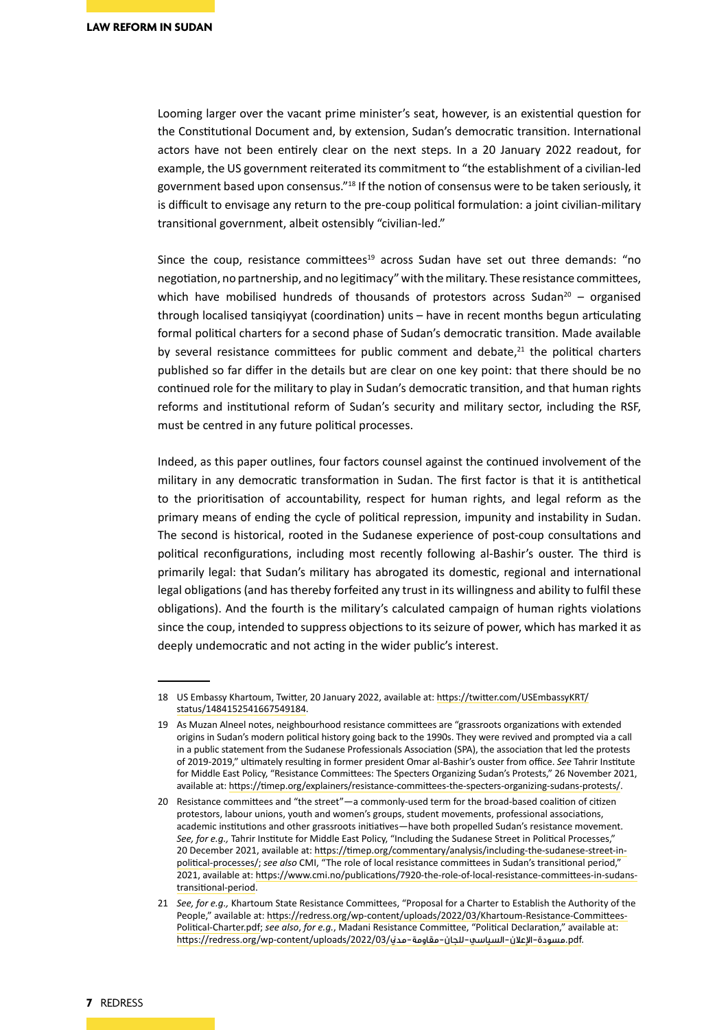Looming larger over the vacant prime minister's seat, however, is an existential question for the Constitutional Document and, by extension, Sudan's democratic transition. International actors have not been entirely clear on the next steps. In a 20 January 2022 readout, for example, the US government reiterated its commitment to "the establishment of a civilian-led government based upon consensus."[18] If the notion of consensus were to be taken seriously, it is difficult to envisage any return to the pre-coup political formulation: a joint civilian-military transitional government, albeit ostensibly "civilian-led."

Since the coup, resistance committees[19] across Sudan have set out three demands: "no negotiation, no partnership, and no legitimacy" with the military. These resistance committees, which have mobilised hundreds of thousands of protestors across Sudan[20] – organised through localised tansiqiyyat (coordination) units – have in recent months begun articulating formal political charters for a second phase of Sudan's democratic transition. Made available by several resistance committees for public comment and debate,[21] the political charters published so far differ in the details but are clear on one key point: that there should be no continued role for the military to play in Sudan's democratic transition, and that human rights reforms and institutional reform of Sudan's security and military sector, including the RSF, must be centred in any future political processes.

Indeed, as this paper outlines, four factors counsel against the continued involvement of the military in any democratic transformation in Sudan. The first factor is that it is antithetical to the prioritisation of accountability, respect for human rights, and legal reform as the primary means of ending the cycle of political repression, impunity and instability in Sudan. The second is historical, rooted in the Sudanese experience of post-coup consultations and political reconfigurations, including most recently following al-Bashir's ouster. The third is primarily legal: that Sudan's military has abrogated its domestic, regional and international legal obligations (and has thereby forfeited any trust in its willingness and ability to fulfil these obligations). And the fourth is the military's calculated campaign of human rights violations since the coup, intended to suppress objections to its seizure of power, which has marked it as deeply undemocratic and not acting in the wider public's interest.

---

18 US Embassy Khartoum, Twitter, 20 January 2022, available at: https://twitter.com/USEmbassyKRT/status/1484152541667549184.

19 As Muzan Alneel notes, neighbourhood resistance committees are "grassroots organizations with extended origins in Sudan's modern political history going back to the 1990s. They were revived and prompted via a call in a public statement from the Sudanese Professionals Association (SPA), the association that led the protests of 2019-2019," ultimately resulting in former president Omar al-Bashir's ouster from office. *See* Tahrir Institute for Middle East Policy, "Resistance Committees: The Specters Organizing Sudan's Protests," 26 November 2021, available at: https://timep.org/explainers/resistance-committees-the-specters-organizing-sudans-protests/.

20 Resistance committees and "the street"—a commonly-used term for the broad-based coalition of citizen protestors, labour unions, youth and women's groups, student movements, professional associations, academic institutions and other grassroots initiatives—have both propelled Sudan's resistance movement. *See, for e.g.,* Tahrir Institute for Middle East Policy, "Including the Sudanese Street in Political Processes," 20 December 2021, available at: https://timep.org/commentary/analysis/including-the-sudanese-street-in-political-processes/; *see also* CMI, "The role of local resistance committees in Sudan's transitional period," 2021, available at: https://www.cmi.no/publications/7920-the-role-of-local-resistance-committees-in-sudans-transitional-period.

21 *See, for e.g.,* Khartoum State Resistance Committees, "Proposal for a Charter to Establish the Authority of the People," available at: https://redress.org/wp-content/uploads/2022/03/Khartoum-Resistance-Committees-Political-Charter.pdf; *see also*, *for e.g.*, Madani Resistance Committee, "Political Declaration," available at: https://redress.org/wp-content/uploads/2022/03/مسودة-الإعلان-السياسي-للجان-مقاومة-مدني.pdf.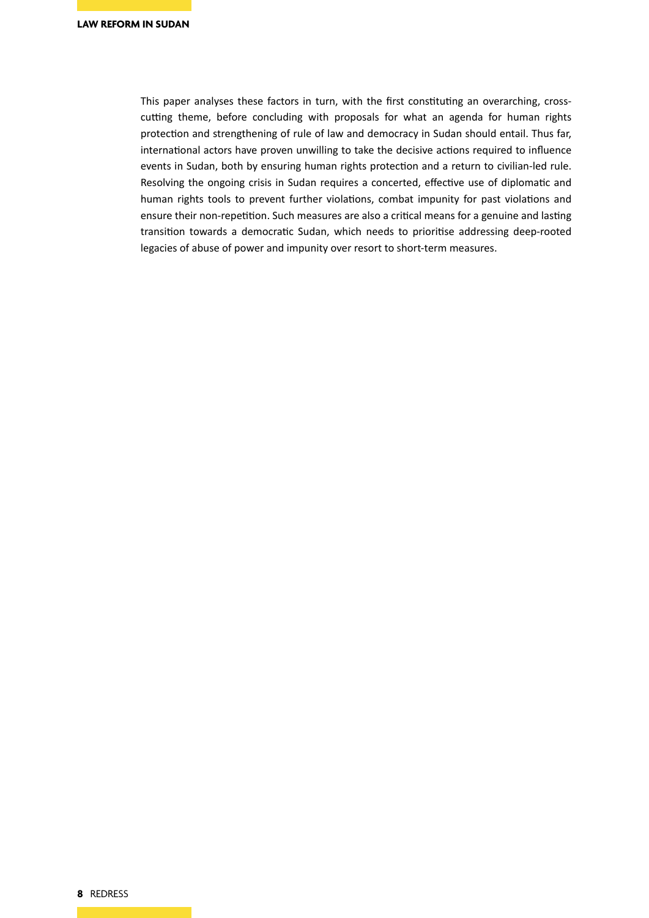This paper analyses these factors in turn, with the first constituting an overarching, cross-cutting theme, before concluding with proposals for what an agenda for human rights protection and strengthening of rule of law and democracy in Sudan should entail. Thus far, international actors have proven unwilling to take the decisive actions required to influence events in Sudan, both by ensuring human rights protection and a return to civilian-led rule. Resolving the ongoing crisis in Sudan requires a concerted, effective use of diplomatic and human rights tools to prevent further violations, combat impunity for past violations and ensure their non-repetition. Such measures are also a critical means for a genuine and lasting transition towards a democratic Sudan, which needs to prioritise addressing deep-rooted legacies of abuse of power and impunity over resort to short-term measures.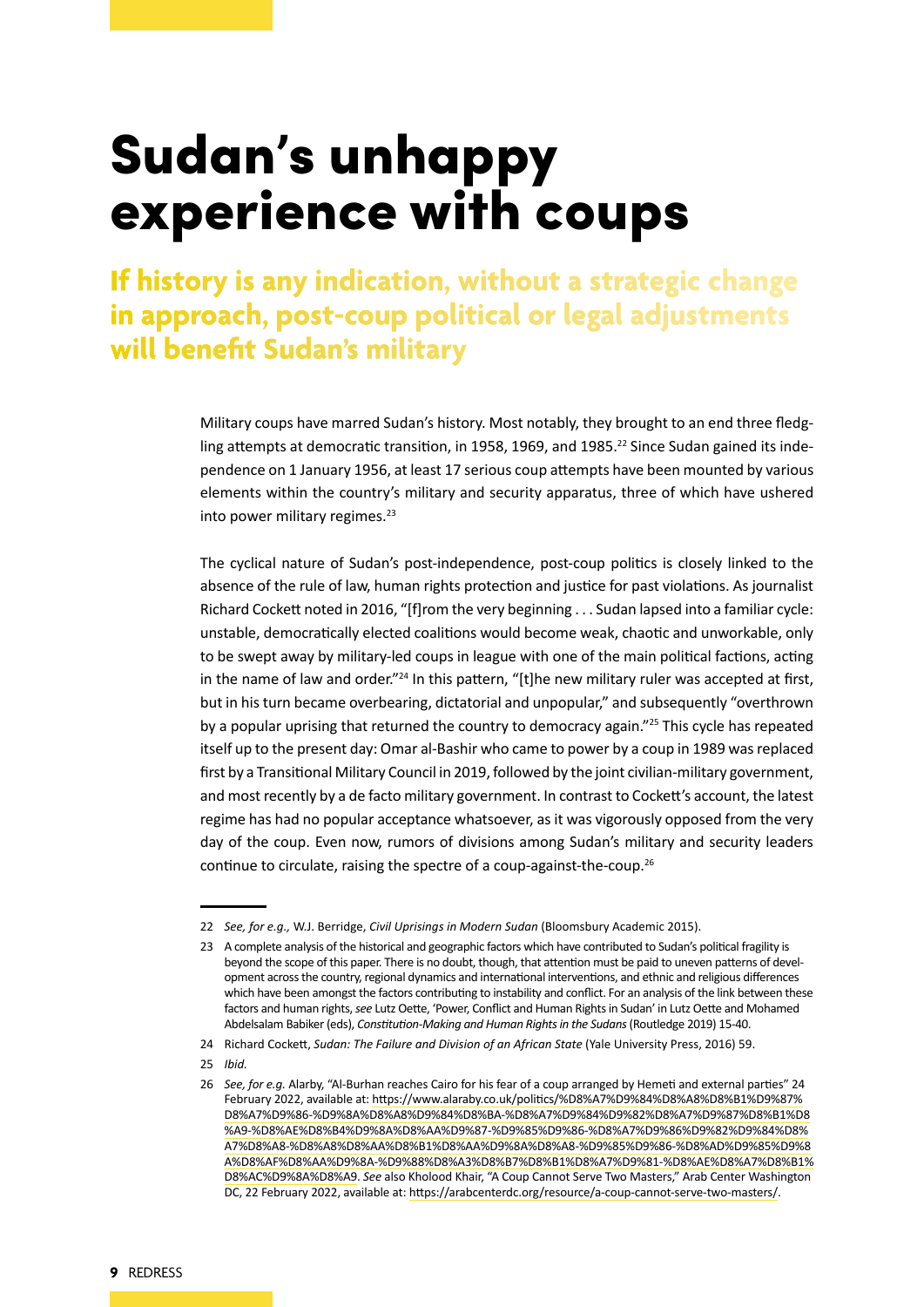# Sudan's unhappy experience with coups

## If history is any indication, without a strategic change in approach, post-coup political or legal adjustments will benefit Sudan's military

Military coups have marred Sudan's history. Most notably, they brought to an end three fledgling attempts at democratic transition, in 1958, 1969, and 1985.[22] Since Sudan gained its independence on 1 January 1956, at least 17 serious coup attempts have been mounted by various elements within the country's military and security apparatus, three of which have ushered into power military regimes.[23]

The cyclical nature of Sudan's post-independence, post-coup politics is closely linked to the absence of the rule of law, human rights protection and justice for past violations. As journalist Richard Cockett noted in 2016, "[f]rom the very beginning . . . Sudan lapsed into a familiar cycle: unstable, democratically elected coalitions would become weak, chaotic and unworkable, only to be swept away by military-led coups in league with one of the main political factions, acting in the name of law and order."[24] In this pattern, "[t]he new military ruler was accepted at first, but in his turn became overbearing, dictatorial and unpopular," and subsequently "overthrown by a popular uprising that returned the country to democracy again."[25] This cycle has repeated itself up to the present day: Omar al-Bashir who came to power by a coup in 1989 was replaced first by a Transitional Military Council in 2019, followed by the joint civilian-military government, and most recently by a de facto military government. In contrast to Cockett's account, the latest regime has had no popular acceptance whatsoever, as it was vigorously opposed from the very day of the coup. Even now, rumors of divisions among Sudan's military and security leaders continue to circulate, raising the spectre of a coup-against-the-coup.[26]

---

22 *See, for e.g.,* W.J. Berridge, *Civil Uprisings in Modern Sudan* (Bloomsbury Academic 2015).

23 A complete analysis of the historical and geographic factors which have contributed to Sudan's political fragility is beyond the scope of this paper. There is no doubt, though, that attention must be paid to uneven patterns of development across the country, regional dynamics and international interventions, and ethnic and religious differences which have been amongst the factors contributing to instability and conflict. For an analysis of the link between these factors and human rights, *see* Lutz Oette, 'Power, Conflict and Human Rights in Sudan' in Lutz Oette and Mohamed Abdelsalam Babiker (eds), *Constitution-Making and Human Rights in the Sudans* (Routledge 2019) 15-40.

24 Richard Cockett, *Sudan: The Failure and Division of an African State* (Yale University Press, 2016) 59.

25 *Ibid.*

26 *See, for e.g.* Alarby, "Al-Burhan reaches Cairo for his fear of a coup arranged by Hemeti and external parties" 24 February 2022, available at: https://www.alaraby.co.uk/politics/%D8%A7%D9%84%D8%A8%D8%B1%D9%87%D8%A7%D9%86-%D9%8A%D8%A8%D9%84%D8%BA-%D8%A7%D9%84%D9%82%D8%A7%D9%87%D8%B1%D8%A9-%D8%AE%D8%B4%D9%8A%D8%AA%D9%87-%D9%85%D9%86-%D8%A7%D9%86%D9%82%D9%84%D8%A7%D8%A8-%D8%A8%D8%AA%D8%B1%D8%AA%D9%8A%D8%A8-%D9%85%D9%86-%D8%AD%D9%85%D9%8A%D8%AF%D8%AA%D9%8A-%D9%88%D8%A3%D8%B7%D8%B1%D8%A7%D9%81-%D8%AE%D8%A7%D8%B1%D8%AC%D9%8A%D8%A9. *See* also Kholood Khair, "A Coup Cannot Serve Two Masters," Arab Center Washington DC, 22 February 2022, available at: https://arabcenterdc.org/resource/a-coup-cannot-serve-two-masters/.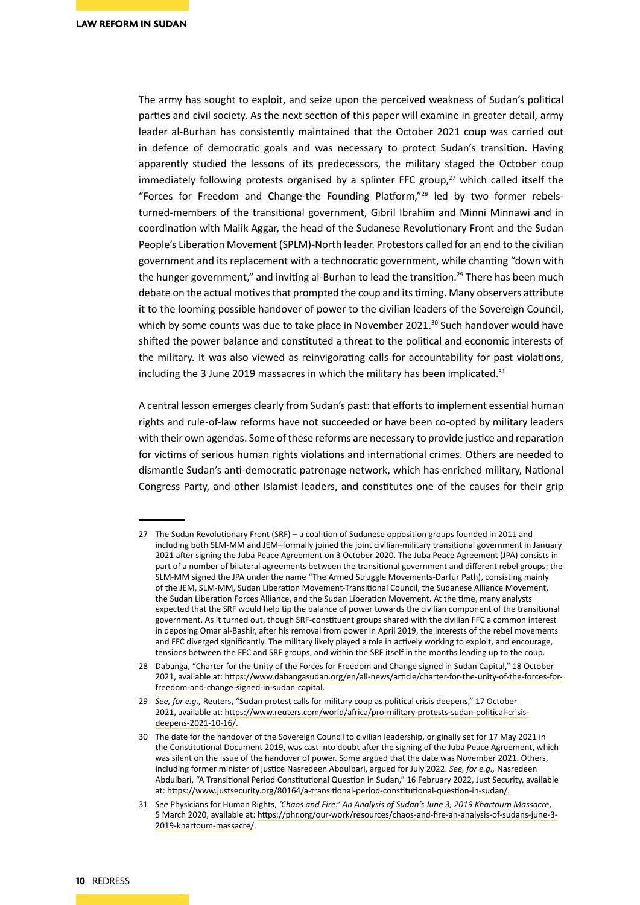The army has sought to exploit, and seize upon the perceived weakness of Sudan's political parties and civil society. As the next section of this paper will examine in greater detail, army leader al-Burhan has consistently maintained that the October 2021 coup was carried out in defence of democratic goals and was necessary to protect Sudan's transition. Having apparently studied the lessons of its predecessors, the military staged the October coup immediately following protests organised by a splinter FFC group,[27] which called itself the "Forces for Freedom and Change-the Founding Platform,"[28] led by two former rebels-turned-members of the transitional government, Gibril Ibrahim and Minni Minnawi and in coordination with Malik Aggar, the head of the Sudanese Revolutionary Front and the Sudan People's Liberation Movement (SPLM)-North leader. Protestors called for an end to the civilian government and its replacement with a technocratic government, while chanting "down with the hunger government," and inviting al-Burhan to lead the transition.[29] There has been much debate on the actual motives that prompted the coup and its timing. Many observers attribute it to the looming possible handover of power to the civilian leaders of the Sovereign Council, which by some counts was due to take place in November 2021.[30] Such handover would have shifted the power balance and constituted a threat to the political and economic interests of the military. It was also viewed as reinvigorating calls for accountability for past violations, including the 3 June 2019 massacres in which the military has been implicated.[31]

A central lesson emerges clearly from Sudan's past: that efforts to implement essential human rights and rule-of-law reforms have not succeeded or have been co-opted by military leaders with their own agendas. Some of these reforms are necessary to provide justice and reparation for victims of serious human rights violations and international crimes. Others are needed to dismantle Sudan's anti-democratic patronage network, which has enriched military, National Congress Party, and other Islamist leaders, and constitutes one of the causes for their grip

---

27 The Sudan Revolutionary Front (SRF) – a coalition of Sudanese opposition groups founded in 2011 and including both SLM-MM and JEM–formally joined the joint civilian-military transitional government in January 2021 after signing the Juba Peace Agreement on 3 October 2020. The Juba Peace Agreement (JPA) consists in part of a number of bilateral agreements between the transitional government and different rebel groups; the SLM-MM signed the JPA under the name "The Armed Struggle Movements-Darfur Path), consisting mainly of the JEM, SLM-MM, Sudan Liberation Movement-Transitional Council, the Sudanese Alliance Movement, the Sudan Liberation Forces Alliance, and the Sudan Liberation Movement. At the time, many analysts expected that the SRF would help tip the balance of power towards the civilian component of the transitional government. As it turned out, though SRF-constituent groups shared with the civilian FFC a common interest in deposing Omar al-Bashir, after his removal from power in April 2019, the interests of the rebel movements and FFC diverged significantly. The military likely played a role in actively working to exploit, and encourage, tensions between the FFC and SRF groups, and within the SRF itself in the months leading up to the coup.

28 Dabanga, "Charter for the Unity of the Forces for Freedom and Change signed in Sudan Capital," 18 October 2021, available at: https://www.dabangasudan.org/en/all-news/article/charter-for-the-unity-of-the-forces-for-freedom-and-change-signed-in-sudan-capital.

29 *See, for e.g.,* Reuters, "Sudan protest calls for military coup as political crisis deepens," 17 October 2021, available at: https://www.reuters.com/world/africa/pro-military-protests-sudan-political-crisis-deepens-2021-10-16/.

30 The date for the handover of the Sovereign Council to civilian leadership, originally set for 17 May 2021 in the Constitutional Document 2019, was cast into doubt after the signing of the Juba Peace Agreement, which was silent on the issue of the handover of power. Some argued that the date was November 2021. Others, including former minister of justice Nasredeen Abdulbari, argued for July 2022. *See, for e.g.,* Nasredeen Abdulbari, "A Transitional Period Constitutional Question in Sudan," 16 February 2022, Just Security, available at: https://www.justsecurity.org/80164/a-transitional-period-constitutional-question-in-sudan/.

31 *See* Physicians for Human Rights, *'Chaos and Fire:' An Analysis of Sudan's June 3, 2019 Khartoum Massacre*, 5 March 2020, available at: https://phr.org/our-work/resources/chaos-and-fire-an-analysis-of-sudans-june-3-2019-khartoum-massacre/.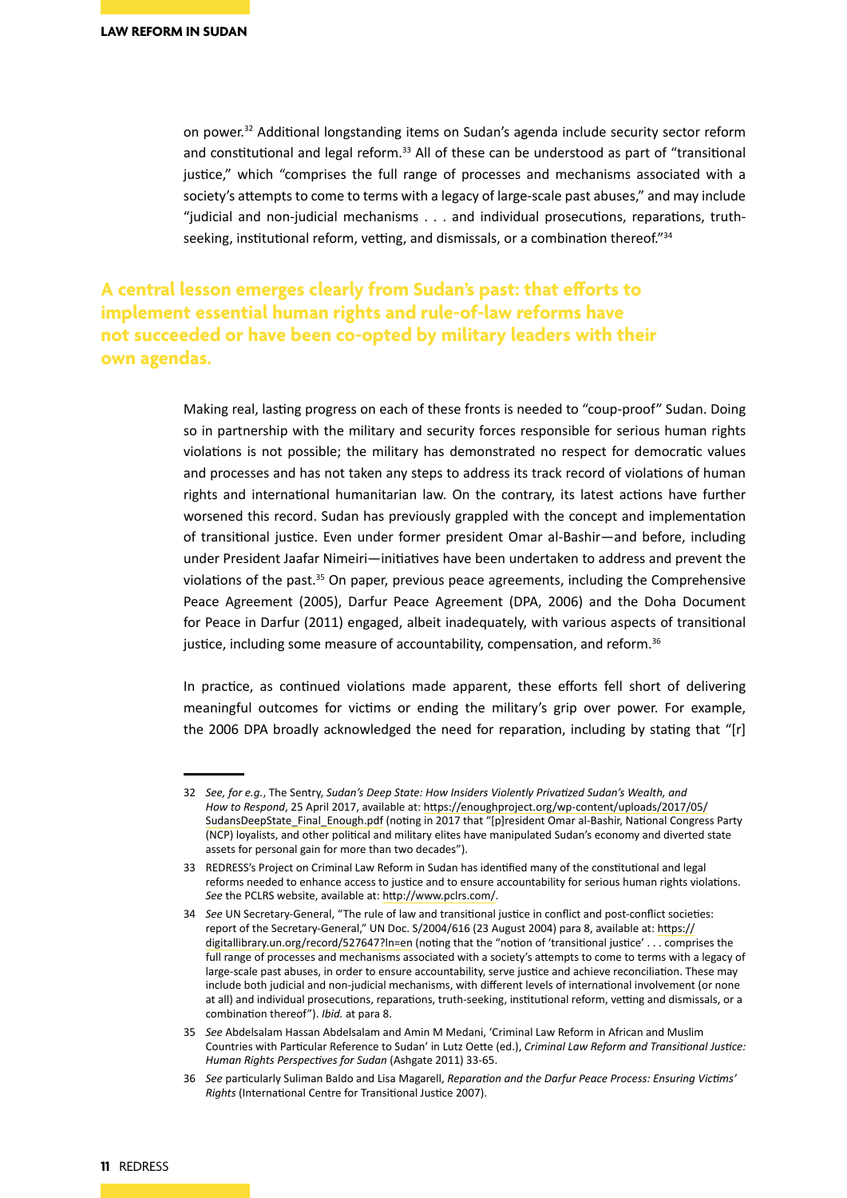on power.[32] Additional longstanding items on Sudan's agenda include security sector reform and constitutional and legal reform.[33] All of these can be understood as part of "transitional justice," which "comprises the full range of processes and mechanisms associated with a society's attempts to come to terms with a legacy of large-scale past abuses," and may include "judicial and non-judicial mechanisms . . . and individual prosecutions, reparations, truth-seeking, institutional reform, vetting, and dismissals, or a combination thereof."[34]

**A central lesson emerges clearly from Sudan's past: that efforts to implement essential human rights and rule-of-law reforms have not succeeded or have been co-opted by military leaders with their own agendas.**

Making real, lasting progress on each of these fronts is needed to "coup-proof" Sudan. Doing so in partnership with the military and security forces responsible for serious human rights violations is not possible; the military has demonstrated no respect for democratic values and processes and has not taken any steps to address its track record of violations of human rights and international humanitarian law. On the contrary, its latest actions have further worsened this record. Sudan has previously grappled with the concept and implementation of transitional justice. Even under former president Omar al-Bashir—and before, including under President Jaafar Nimeiri—initiatives have been undertaken to address and prevent the violations of the past.[35] On paper, previous peace agreements, including the Comprehensive Peace Agreement (2005), Darfur Peace Agreement (DPA, 2006) and the Doha Document for Peace in Darfur (2011) engaged, albeit inadequately, with various aspects of transitional justice, including some measure of accountability, compensation, and reform.[36]

In practice, as continued violations made apparent, these efforts fell short of delivering meaningful outcomes for victims or ending the military's grip over power. For example, the 2006 DPA broadly acknowledged the need for reparation, including by stating that "[r]

---

32 *See, for e.g.*, The Sentry, *Sudan's Deep State: How Insiders Violently Privatized Sudan's Wealth, and How to Respond*, 25 April 2017, available at: https://enoughproject.org/wp-content/uploads/2017/05/SudansDeepState_Final_Enough.pdf (noting in 2017 that "[p]resident Omar al-Bashir, National Congress Party (NCP) loyalists, and other political and military elites have manipulated Sudan's economy and diverted state assets for personal gain for more than two decades").

33 REDRESS's Project on Criminal Law Reform in Sudan has identified many of the constitutional and legal reforms needed to enhance access to justice and to ensure accountability for serious human rights violations. *See* the PCLRS website, available at: http://www.pclrs.com/.

34 *See* UN Secretary-General, "The rule of law and transitional justice in conflict and post-conflict societies: report of the Secretary-General," UN Doc. S/2004/616 (23 August 2004) para 8, available at: https://digitallibrary.un.org/record/527647?ln=en (noting that the "notion of 'transitional justice' . . . comprises the full range of processes and mechanisms associated with a society's attempts to come to terms with a legacy of large-scale past abuses, in order to ensure accountability, serve justice and achieve reconciliation. These may include both judicial and non-judicial mechanisms, with different levels of international involvement (or none at all) and individual prosecutions, reparations, truth-seeking, institutional reform, vetting and dismissals, or a combination thereof"). *Ibid.* at para 8.

35 *See* Abdelsalam Hassan Abdelsalam and Amin M Medani, 'Criminal Law Reform in African and Muslim Countries with Particular Reference to Sudan' in Lutz Oette (ed.), *Criminal Law Reform and Transitional Justice: Human Rights Perspectives for Sudan* (Ashgate 2011) 33-65.

36 *See* particularly Suliman Baldo and Lisa Magarell, *Reparation and the Darfur Peace Process: Ensuring Victims' Rights* (International Centre for Transitional Justice 2007).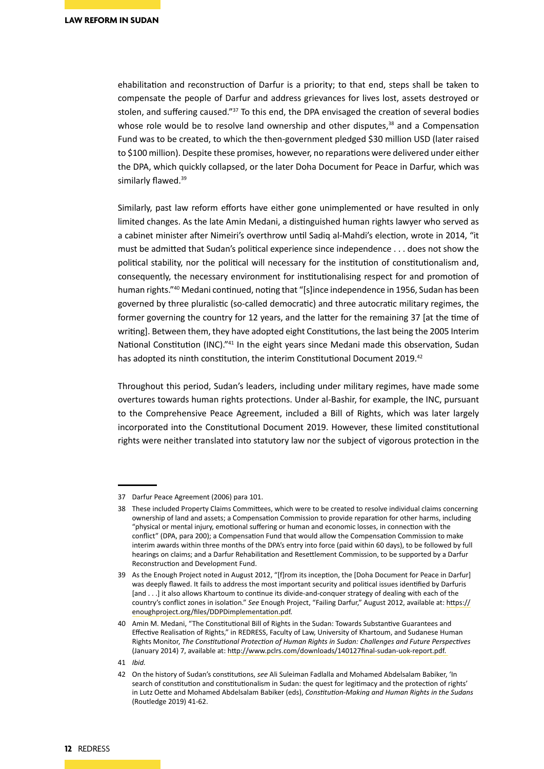ehabilitation and reconstruction of Darfur is a priority; to that end, steps shall be taken to compensate the people of Darfur and address grievances for lives lost, assets destroyed or stolen, and suffering caused."[37] To this end, the DPA envisaged the creation of several bodies whose role would be to resolve land ownership and other disputes,[38] and a Compensation Fund was to be created, to which the then-government pledged $30 million USD (later raised to $100 million). Despite these promises, however, no reparations were delivered under either the DPA, which quickly collapsed, or the later Doha Document for Peace in Darfur, which was similarly flawed.[39]

Similarly, past law reform efforts have either gone unimplemented or have resulted in only limited changes. As the late Amin Medani, a distinguished human rights lawyer who served as a cabinet minister after Nimeiri's overthrow until Sadiq al-Mahdi's election, wrote in 2014, "it must be admitted that Sudan's political experience since independence . . . does not show the political stability, nor the political will necessary for the institution of constitutionalism and, consequently, the necessary environment for institutionalising respect for and promotion of human rights."[40] Medani continued, noting that "[s]ince independence in 1956, Sudan has been governed by three pluralistic (so-called democratic) and three autocratic military regimes, the former governing the country for 12 years, and the latter for the remaining 37 [at the time of writing]. Between them, they have adopted eight Constitutions, the last being the 2005 Interim National Constitution (INC)."[41] In the eight years since Medani made this observation, Sudan has adopted its ninth constitution, the interim Constitutional Document 2019.[42]

Throughout this period, Sudan's leaders, including under military regimes, have made some overtures towards human rights protections. Under al-Bashir, for example, the INC, pursuant to the Comprehensive Peace Agreement, included a Bill of Rights, which was later largely incorporated into the Constitutional Document 2019. However, these limited constitutional rights were neither translated into statutory law nor the subject of vigorous protection in the

---

37 Darfur Peace Agreement (2006) para 101.

38 These included Property Claims Committees, which were to be created to resolve individual claims concerning ownership of land and assets; a Compensation Commission to provide reparation for other harms, including "physical or mental injury, emotional suffering or human and economic losses, in connection with the conflict" (DPA, para 200); a Compensation Fund that would allow the Compensation Commission to make interim awards within three months of the DPA's entry into force (paid within 60 days), to be followed by full hearings on claims; and a Darfur Rehabilitation and Resettlement Commission, to be supported by a Darfur Reconstruction and Development Fund.

39 As the Enough Project noted in August 2012, "[f]rom its inception, the [Doha Document for Peace in Darfur] was deeply flawed. It fails to address the most important security and political issues identified by Darfuris [and . . .] it also allows Khartoum to continue its divide-and-conquer strategy of dealing with each of the country's conflict zones in isolation." *See* Enough Project, "Failing Darfur," August 2012, available at: https://enoughproject.org/files/DDPDimplementation.pdf.

40 Amin M. Medani, "The Constitutional Bill of Rights in the Sudan: Towards Substantive Guarantees and Effective Realisation of Rights," in REDRESS, Faculty of Law, University of Khartoum, and Sudanese Human Rights Monitor, *The Constitutional Protection of Human Rights in Sudan: Challenges and Future Perspectives* (January 2014) 7, available at: http://www.pclrs.com/downloads/140127final-sudan-uok-report.pdf.

41 *Ibid.*

42 On the history of Sudan's constitutions, *see* Ali Suleiman Fadlalla and Mohamed Abdelsalam Babiker, 'In search of constitution and constitutionalism in Sudan: the quest for legitimacy and the protection of rights' in Lutz Oette and Mohamed Abdelsalam Babiker (eds), *Constitution-Making and Human Rights in the Sudans* (Routledge 2019) 41-62.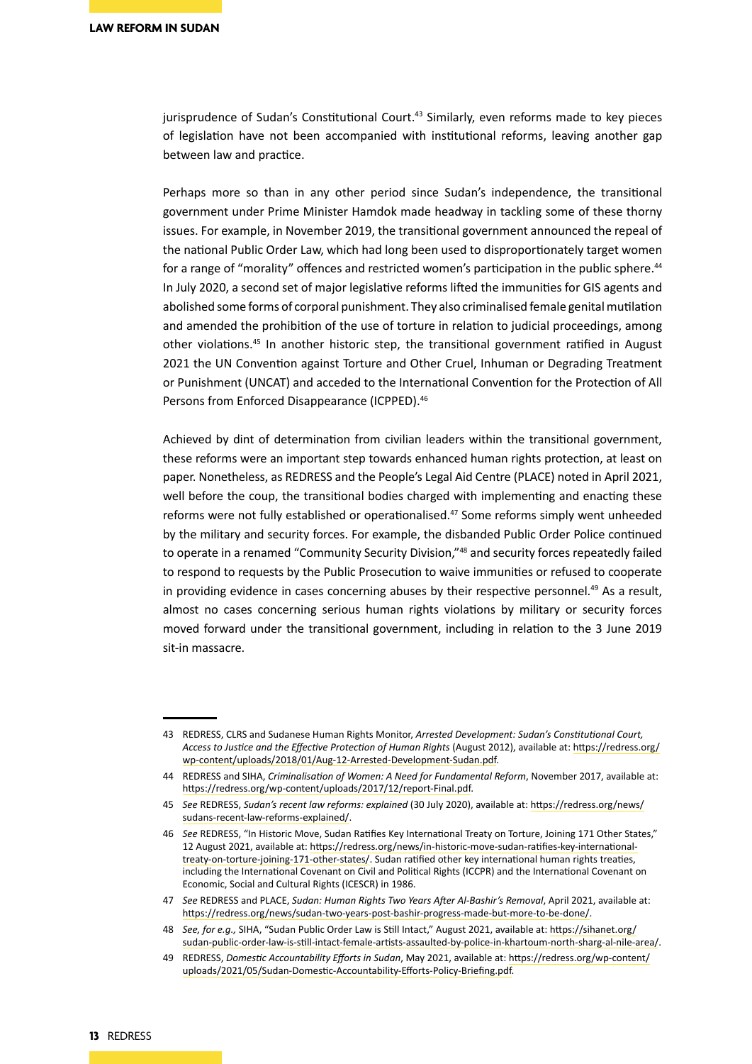jurisprudence of Sudan's Constitutional Court.[43] Similarly, even reforms made to key pieces of legislation have not been accompanied with institutional reforms, leaving another gap between law and practice.

Perhaps more so than in any other period since Sudan's independence, the transitional government under Prime Minister Hamdok made headway in tackling some of these thorny issues. For example, in November 2019, the transitional government announced the repeal of the national Public Order Law, which had long been used to disproportionately target women for a range of "morality" offences and restricted women's participation in the public sphere.[44] In July 2020, a second set of major legislative reforms lifted the immunities for GIS agents and abolished some forms of corporal punishment. They also criminalised female genital mutilation and amended the prohibition of the use of torture in relation to judicial proceedings, among other violations.[45] In another historic step, the transitional government ratified in August 2021 the UN Convention against Torture and Other Cruel, Inhuman or Degrading Treatment or Punishment (UNCAT) and acceded to the International Convention for the Protection of All Persons from Enforced Disappearance (ICPPED).[46]

Achieved by dint of determination from civilian leaders within the transitional government, these reforms were an important step towards enhanced human rights protection, at least on paper. Nonetheless, as REDRESS and the People's Legal Aid Centre (PLACE) noted in April 2021, well before the coup, the transitional bodies charged with implementing and enacting these reforms were not fully established or operationalised.[47] Some reforms simply went unheeded by the military and security forces. For example, the disbanded Public Order Police continued to operate in a renamed "Community Security Division,"[48] and security forces repeatedly failed to respond to requests by the Public Prosecution to waive immunities or refused to cooperate in providing evidence in cases concerning abuses by their respective personnel.[49] As a result, almost no cases concerning serious human rights violations by military or security forces moved forward under the transitional government, including in relation to the 3 June 2019 sit-in massacre.

---

43 REDRESS, CLRS and Sudanese Human Rights Monitor, *Arrested Development: Sudan's Constitutional Court, Access to Justice and the Effective Protection of Human Rights* (August 2012), available at: https://redress.org/wp-content/uploads/2018/01/Aug-12-Arrested-Development-Sudan.pdf.

44 REDRESS and SIHA, *Criminalisation of Women: A Need for Fundamental Reform*, November 2017, available at: https://redress.org/wp-content/uploads/2017/12/report-Final.pdf.

45 *See* REDRESS, *Sudan's recent law reforms: explained* (30 July 2020), available at: https://redress.org/news/sudans-recent-law-reforms-explained/.

46 *See* REDRESS, "In Historic Move, Sudan Ratifies Key International Treaty on Torture, Joining 171 Other States," 12 August 2021, available at: https://redress.org/news/in-historic-move-sudan-ratifies-key-international-treaty-on-torture-joining-171-other-states/. Sudan ratified other key international human rights treaties, including the International Covenant on Civil and Political Rights (ICCPR) and the International Covenant on Economic, Social and Cultural Rights (ICESCR) in 1986.

47 *See* REDRESS and PLACE, *Sudan: Human Rights Two Years After Al-Bashir's Removal*, April 2021, available at: https://redress.org/news/sudan-two-years-post-bashir-progress-made-but-more-to-be-done/.

48 *See, for e.g.*, SIHA, "Sudan Public Order Law is Still Intact," August 2021, available at: https://sihanet.org/sudan-public-order-law-is-still-intact-female-artists-assaulted-by-police-in-khartoum-north-sharg-al-nile-area/.

49 REDRESS, *Domestic Accountability Efforts in Sudan*, May 2021, available at: https://redress.org/wp-content/uploads/2021/05/Sudan-Domestic-Accountability-Efforts-Policy-Briefing.pdf.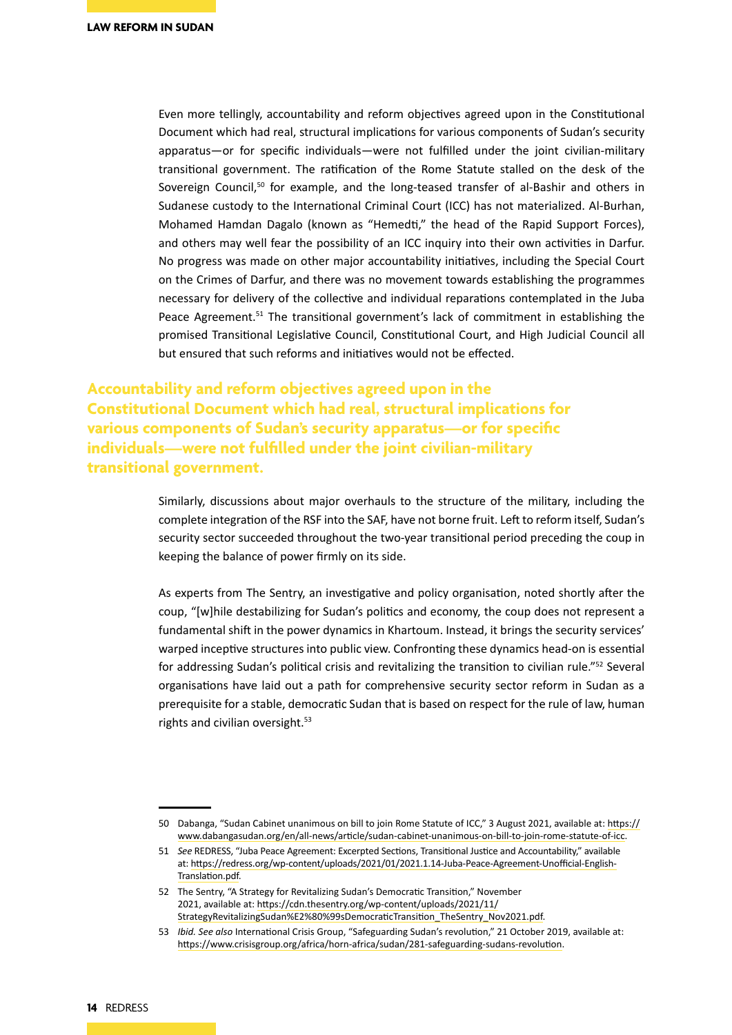Even more tellingly, accountability and reform objectives agreed upon in the Constitutional Document which had real, structural implications for various components of Sudan's security apparatus—or for specific individuals—were not fulfilled under the joint civilian-military transitional government. The ratification of the Rome Statute stalled on the desk of the Sovereign Council,[50] for example, and the long-teased transfer of al-Bashir and others in Sudanese custody to the International Criminal Court (ICC) has not materialized. Al-Burhan, Mohamed Hamdan Dagalo (known as "Hemedti," the head of the Rapid Support Forces), and others may well fear the possibility of an ICC inquiry into their own activities in Darfur. No progress was made on other major accountability initiatives, including the Special Court on the Crimes of Darfur, and there was no movement towards establishing the programmes necessary for delivery of the collective and individual reparations contemplated in the Juba Peace Agreement.[51] The transitional government's lack of commitment in establishing the promised Transitional Legislative Council, Constitutional Court, and High Judicial Council all but ensured that such reforms and initiatives would not be effected.

**Accountability and reform objectives agreed upon in the Constitutional Document which had real, structural implications for various components of Sudan's security apparatus—or for specific individuals—were not fulfilled under the joint civilian-military transitional government.**

Similarly, discussions about major overhauls to the structure of the military, including the complete integration of the RSF into the SAF, have not borne fruit. Left to reform itself, Sudan's security sector succeeded throughout the two-year transitional period preceding the coup in keeping the balance of power firmly on its side.

As experts from The Sentry, an investigative and policy organisation, noted shortly after the coup, "[w]hile destabilizing for Sudan's politics and economy, the coup does not represent a fundamental shift in the power dynamics in Khartoum. Instead, it brings the security services' warped inceptive structures into public view. Confronting these dynamics head-on is essential for addressing Sudan's political crisis and revitalizing the transition to civilian rule."[52] Several organisations have laid out a path for comprehensive security sector reform in Sudan as a prerequisite for a stable, democratic Sudan that is based on respect for the rule of law, human rights and civilian oversight.[53]

---

50 Dabanga, "Sudan Cabinet unanimous on bill to join Rome Statute of ICC," 3 August 2021, available at: https://www.dabangasudan.org/en/all-news/article/sudan-cabinet-unanimous-on-bill-to-join-rome-statute-of-icc.

51 *See* REDRESS, "Juba Peace Agreement: Excerpted Sections, Transitional Justice and Accountability," available at: https://redress.org/wp-content/uploads/2021/01/2021.1.14-Juba-Peace-Agreement-Unofficial-English-Translation.pdf.

52 The Sentry, "A Strategy for Revitalizing Sudan's Democratic Transition," November 2021, available at: https://cdn.thesentry.org/wp-content/uploads/2021/11/StrategyRevitalizingSudan%E2%80%99sDemocraticTransition_TheSentry_Nov2021.pdf.

53 *Ibid. See also* International Crisis Group, "Safeguarding Sudan's revolution," 21 October 2019, available at: https://www.crisisgroup.org/africa/horn-africa/sudan/281-safeguarding-sudans-revolution.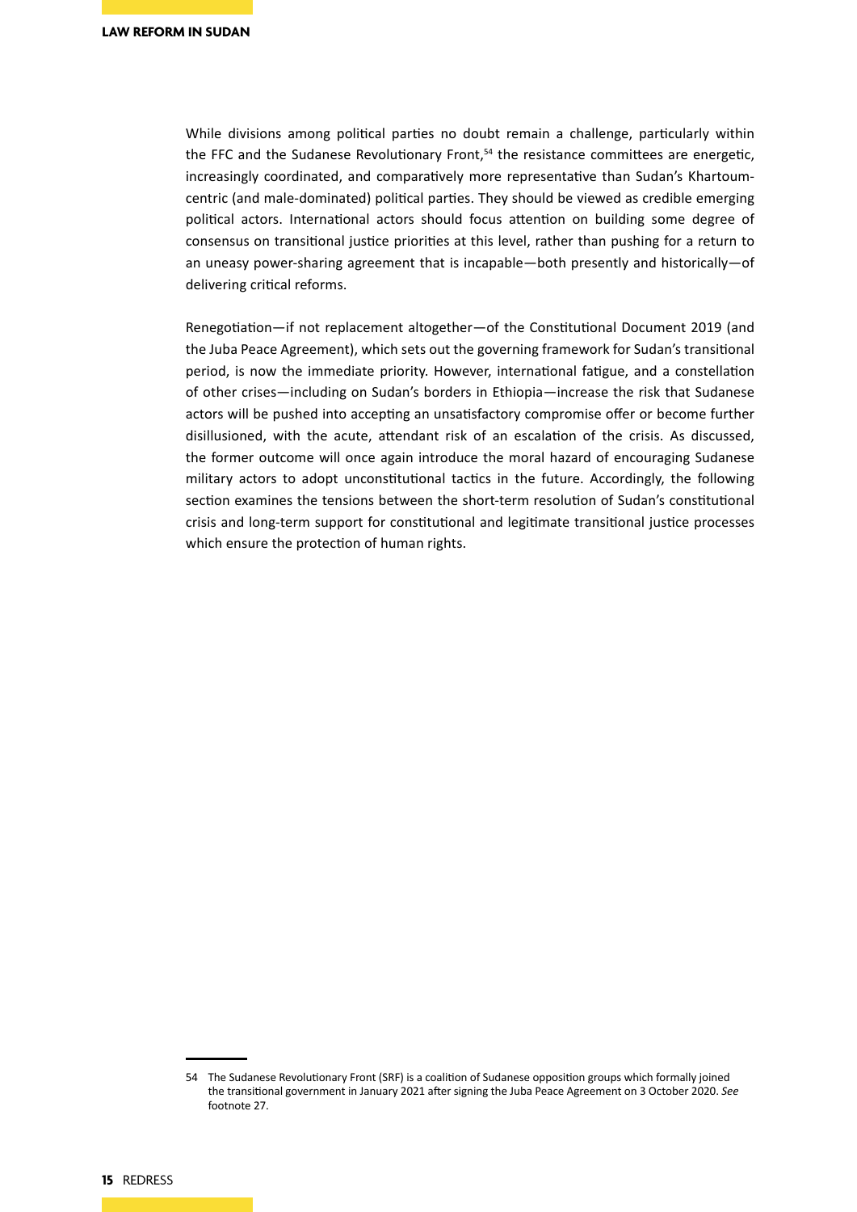While divisions among political parties no doubt remain a challenge, particularly within the FFC and the Sudanese Revolutionary Front,[54] the resistance committees are energetic, increasingly coordinated, and comparatively more representative than Sudan's Khartoum-centric (and male-dominated) political parties. They should be viewed as credible emerging political actors. International actors should focus attention on building some degree of consensus on transitional justice priorities at this level, rather than pushing for a return to an uneasy power-sharing agreement that is incapable—both presently and historically—of delivering critical reforms.

Renegotiation—if not replacement altogether—of the Constitutional Document 2019 (and the Juba Peace Agreement), which sets out the governing framework for Sudan's transitional period, is now the immediate priority. However, international fatigue, and a constellation of other crises—including on Sudan's borders in Ethiopia—increase the risk that Sudanese actors will be pushed into accepting an unsatisfactory compromise offer or become further disillusioned, with the acute, attendant risk of an escalation of the crisis. As discussed, the former outcome will once again introduce the moral hazard of encouraging Sudanese military actors to adopt unconstitutional tactics in the future. Accordingly, the following section examines the tensions between the short-term resolution of Sudan's constitutional crisis and long-term support for constitutional and legitimate transitional justice processes which ensure the protection of human rights.

---

54 The Sudanese Revolutionary Front (SRF) is a coalition of Sudanese opposition groups which formally joined the transitional government in January 2021 after signing the Juba Peace Agreement on 3 October 2020. *See* footnote 27.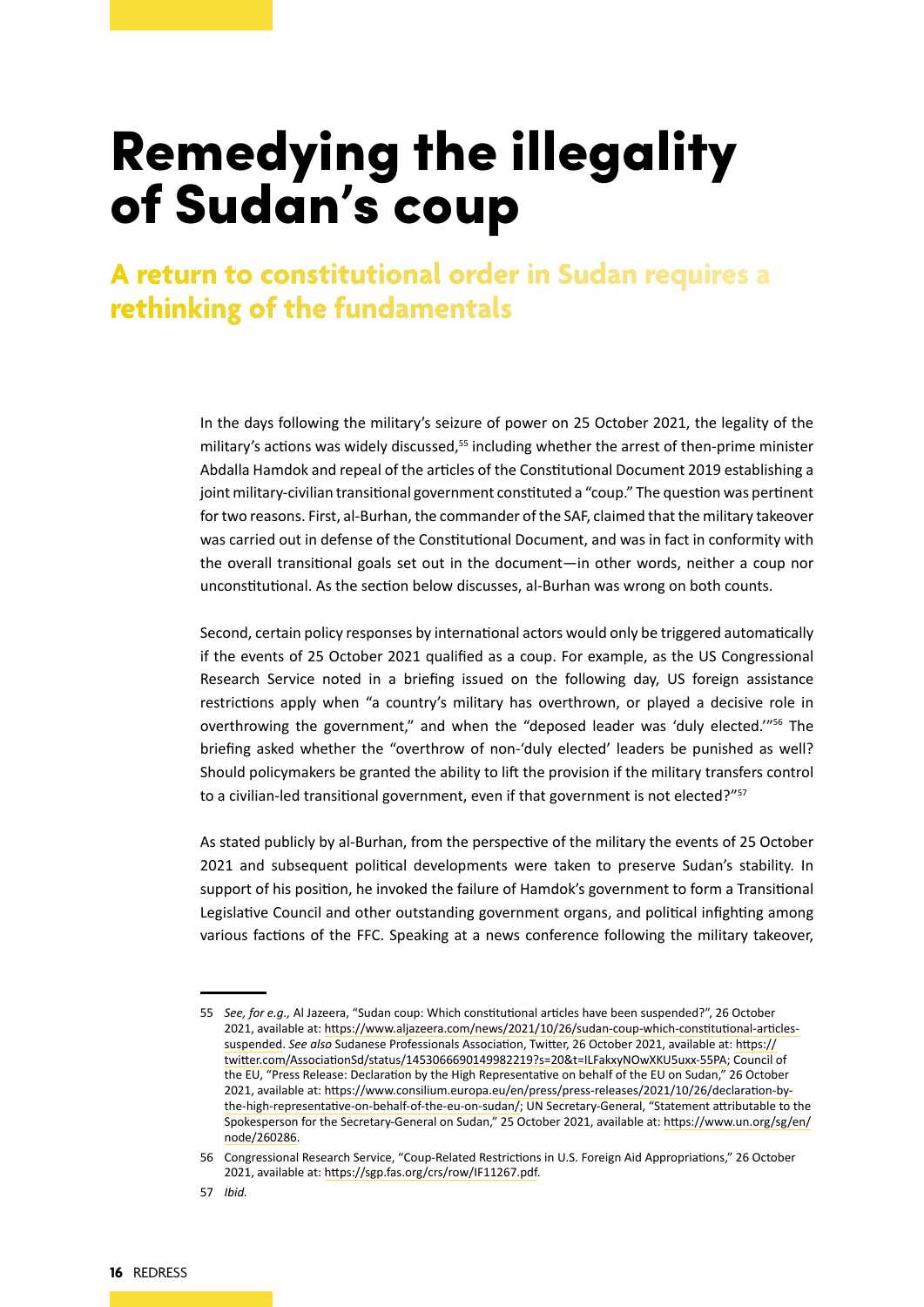# Remedying the illegality of Sudan's coup

## A return to constitutional order in Sudan requires a rethinking of the fundamentals

In the days following the military's seizure of power on 25 October 2021, the legality of the military's actions was widely discussed,[55] including whether the arrest of then-prime minister Abdalla Hamdok and repeal of the articles of the Constitutional Document 2019 establishing a joint military-civilian transitional government constituted a "coup." The question was pertinent for two reasons. First, al-Burhan, the commander of the SAF, claimed that the military takeover was carried out in defense of the Constitutional Document, and was in fact in conformity with the overall transitional goals set out in the document—in other words, neither a coup nor unconstitutional. As the section below discusses, al-Burhan was wrong on both counts.

Second, certain policy responses by international actors would only be triggered automatically if the events of 25 October 2021 qualified as a coup. For example, as the US Congressional Research Service noted in a briefing issued on the following day, US foreign assistance restrictions apply when "a country's military has overthrown, or played a decisive role in overthrowing the government," and when the "deposed leader was 'duly elected.'"[56] The briefing asked whether the "overthrow of non-'duly elected' leaders be punished as well? Should policymakers be granted the ability to lift the provision if the military transfers control to a civilian-led transitional government, even if that government is not elected?"[57]

As stated publicly by al-Burhan, from the perspective of the military the events of 25 October 2021 and subsequent political developments were taken to preserve Sudan's stability. In support of his position, he invoked the failure of Hamdok's government to form a Transitional Legislative Council and other outstanding government organs, and political infighting among various factions of the FFC. Speaking at a news conference following the military takeover,

---

55 *See, for e.g.,* Al Jazeera, "Sudan coup: Which constitutional articles have been suspended?", 26 October 2021, available at: https://www.aljazeera.com/news/2021/10/26/sudan-coup-which-constitutional-articles-suspended. *See also* Sudanese Professionals Association, Twitter, 26 October 2021, available at: https://twitter.com/AssociationSd/status/1453066690149982219?s=20&t=ILFakxyNOwXKU5uxx-55PA; Council of the EU, "Press Release: Declaration by the High Representative on behalf of the EU on Sudan," 26 October 2021, available at: https://www.consilium.europa.eu/en/press/press-releases/2021/10/26/declaration-by-the-high-representative-on-behalf-of-the-eu-on-sudan/; UN Secretary-General, "Statement attributable to the Spokesperson for the Secretary-General on Sudan," 25 October 2021, available at: https://www.un.org/sg/en/node/260286.

56 Congressional Research Service, "Coup-Related Restrictions in U.S. Foreign Aid Appropriations," 26 October 2021, available at: https://sgp.fas.org/crs/row/IF11267.pdf.

57 *Ibid.*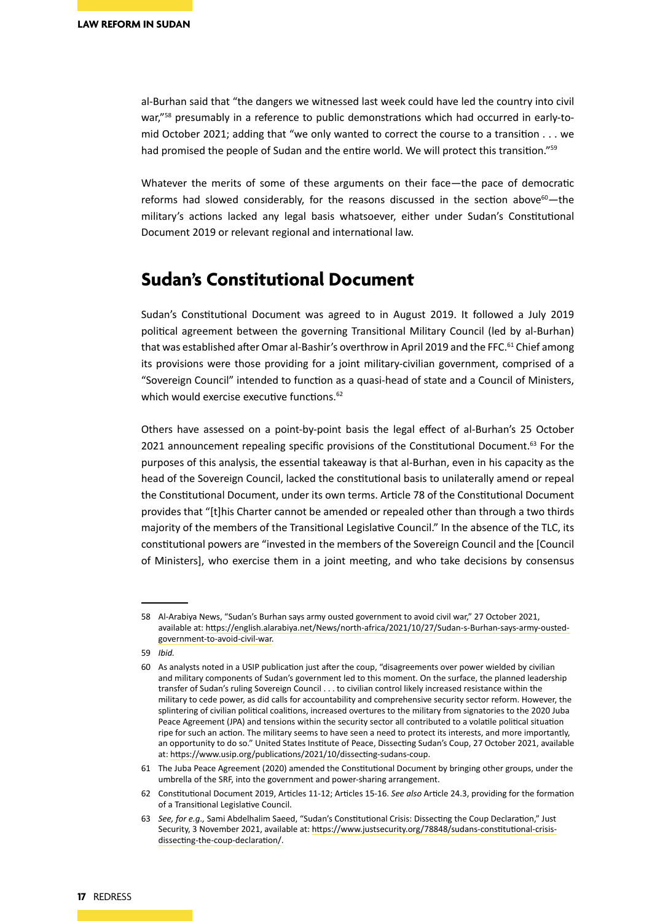al-Burhan said that "the dangers we witnessed last week could have led the country into civil war,"[58] presumably in a reference to public demonstrations which had occurred in early-to-mid October 2021; adding that "we only wanted to correct the course to a transition . . . we had promised the people of Sudan and the entire world. We will protect this transition."[59]

Whatever the merits of some of these arguments on their face—the pace of democratic reforms had slowed considerably, for the reasons discussed in the section above[60]—the military's actions lacked any legal basis whatsoever, either under Sudan's Constitutional Document 2019 or relevant regional and international law.

## Sudan's Constitutional Document

Sudan's Constitutional Document was agreed to in August 2019. It followed a July 2019 political agreement between the governing Transitional Military Council (led by al-Burhan) that was established after Omar al-Bashir's overthrow in April 2019 and the FFC.[61] Chief among its provisions were those providing for a joint military-civilian government, comprised of a "Sovereign Council" intended to function as a quasi-head of state and a Council of Ministers, which would exercise executive functions.[62]

Others have assessed on a point-by-point basis the legal effect of al-Burhan's 25 October 2021 announcement repealing specific provisions of the Constitutional Document.[63] For the purposes of this analysis, the essential takeaway is that al-Burhan, even in his capacity as the head of the Sovereign Council, lacked the constitutional basis to unilaterally amend or repeal the Constitutional Document, under its own terms. Article 78 of the Constitutional Document provides that "[t]his Charter cannot be amended or repealed other than through a two thirds majority of the members of the Transitional Legislative Council." In the absence of the TLC, its constitutional powers are "invested in the members of the Sovereign Council and the [Council of Ministers], who exercise them in a joint meeting, and who take decisions by consensus

---

58 Al-Arabiya News, "Sudan's Burhan says army ousted government to avoid civil war," 27 October 2021, available at: https://english.alarabiya.net/News/north-africa/2021/10/27/Sudan-s-Burhan-says-army-ousted-government-to-avoid-civil-war.

59 *Ibid.*

60 As analysts noted in a USIP publication just after the coup, "disagreements over power wielded by civilian and military components of Sudan's government led to this moment. On the surface, the planned leadership transfer of Sudan's ruling Sovereign Council . . . to civilian control likely increased resistance within the military to cede power, as did calls for accountability and comprehensive security sector reform. However, the splintering of civilian political coalitions, increased overtures to the military from signatories to the 2020 Juba Peace Agreement (JPA) and tensions within the security sector all contributed to a volatile political situation ripe for such an action. The military seems to have seen a need to protect its interests, and more importantly, an opportunity to do so." United States Institute of Peace, Dissecting Sudan's Coup, 27 October 2021, available at: https://www.usip.org/publications/2021/10/dissecting-sudans-coup.

61 The Juba Peace Agreement (2020) amended the Constitutional Document by bringing other groups, under the umbrella of the SRF, into the government and power-sharing arrangement.

62 Constitutional Document 2019, Articles 11-12; Articles 15-16. *See also* Article 24.3, providing for the formation of a Transitional Legislative Council.

63 *See, for e.g.,* Sami Abdelhalim Saeed, "Sudan's Constitutional Crisis: Dissecting the Coup Declaration," Just Security, 3 November 2021, available at: https://www.justsecurity.org/78848/sudans-constitutional-crisis-dissecting-the-coup-declaration/.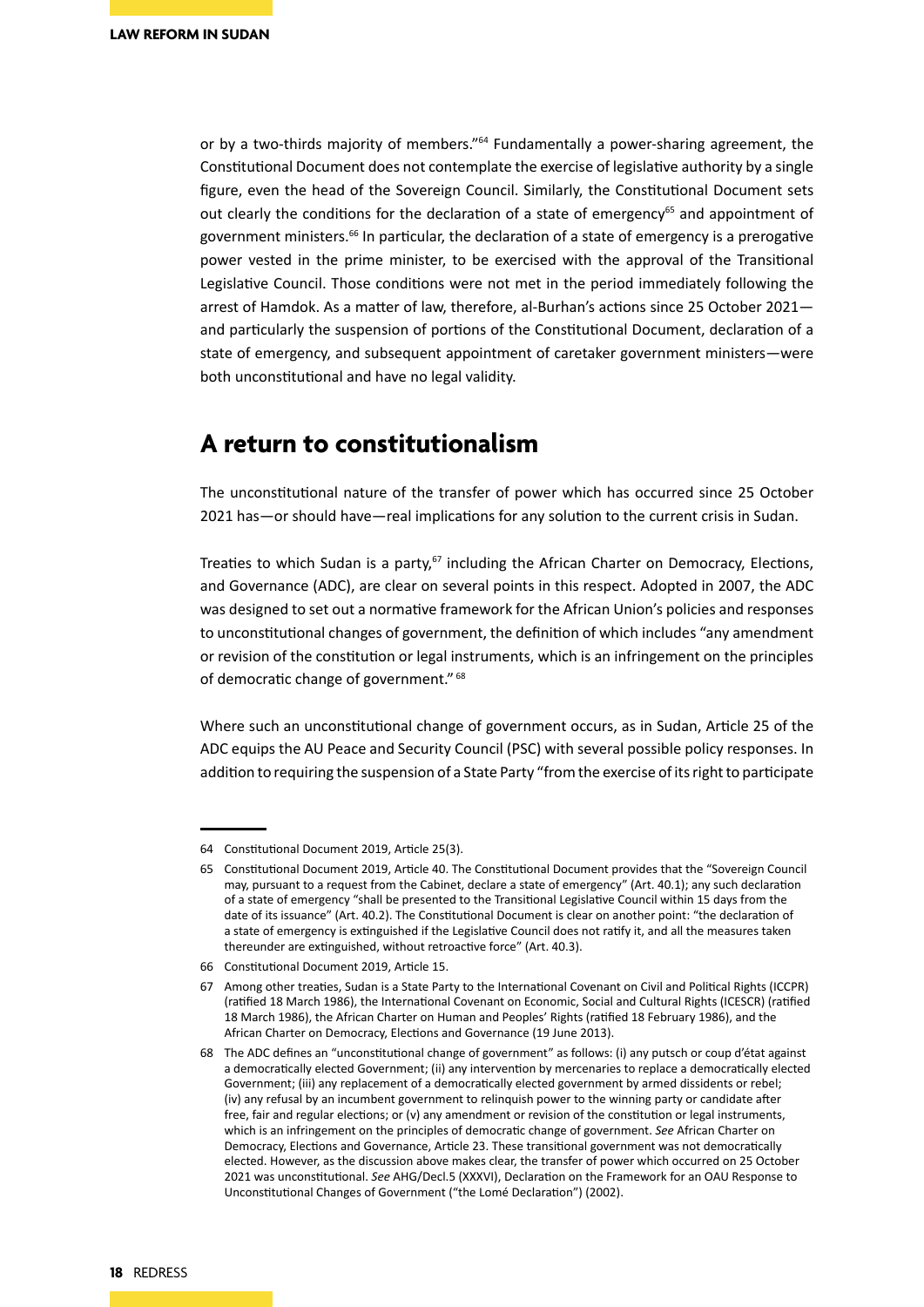or by a two-thirds majority of members."[64] Fundamentally a power-sharing agreement, the Constitutional Document does not contemplate the exercise of legislative authority by a single figure, even the head of the Sovereign Council. Similarly, the Constitutional Document sets out clearly the conditions for the declaration of a state of emergency[65] and appointment of government ministers.[66] In particular, the declaration of a state of emergency is a prerogative power vested in the prime minister, to be exercised with the approval of the Transitional Legislative Council. Those conditions were not met in the period immediately following the arrest of Hamdok. As a matter of law, therefore, al-Burhan's actions since 25 October 2021—and particularly the suspension of portions of the Constitutional Document, declaration of a state of emergency, and subsequent appointment of caretaker government ministers—were both unconstitutional and have no legal validity.

## A return to constitutionalism

The unconstitutional nature of the transfer of power which has occurred since 25 October 2021 has—or should have—real implications for any solution to the current crisis in Sudan.

Treaties to which Sudan is a party,[67] including the African Charter on Democracy, Elections, and Governance (ADC), are clear on several points in this respect. Adopted in 2007, the ADC was designed to set out a normative framework for the African Union's policies and responses to unconstitutional changes of government, the definition of which includes "any amendment or revision of the constitution or legal instruments, which is an infringement on the principles of democratic change of government."[68]

Where such an unconstitutional change of government occurs, as in Sudan, Article 25 of the ADC equips the AU Peace and Security Council (PSC) with several possible policy responses. In addition to requiring the suspension of a State Party "from the exercise of its right to participate

---

64 Constitutional Document 2019, Article 25(3).

65 Constitutional Document 2019, Article 40. The Constitutional Document provides that the "Sovereign Council may, pursuant to a request from the Cabinet, declare a state of emergency" (Art. 40.1); any such declaration of a state of emergency "shall be presented to the Transitional Legislative Council within 15 days from the date of its issuance" (Art. 40.2). The Constitutional Document is clear on another point: "the declaration of a state of emergency is extinguished if the Legislative Council does not ratify it, and all the measures taken thereunder are extinguished, without retroactive force" (Art. 40.3).

66 Constitutional Document 2019, Article 15.

67 Among other treaties, Sudan is a State Party to the International Covenant on Civil and Political Rights (ICCPR) (ratified 18 March 1986), the International Covenant on Economic, Social and Cultural Rights (ICESCR) (ratified 18 March 1986), the African Charter on Human and Peoples' Rights (ratified 18 February 1986), and the African Charter on Democracy, Elections and Governance (19 June 2013).

68 The ADC defines an "unconstitutional change of government" as follows: (i) any putsch or coup d'état against a democratically elected Government; (ii) any intervention by mercenaries to replace a democratically elected Government; (iii) any replacement of a democratically elected government by armed dissidents or rebel; (iv) any refusal by an incumbent government to relinquish power to the winning party or candidate after free, fair and regular elections; or (v) any amendment or revision of the constitution or legal instruments, which is an infringement on the principles of democratic change of government. *See* African Charter on Democracy, Elections and Governance, Article 23. These transitional government was not democratically elected. However, as the discussion above makes clear, the transfer of power which occurred on 25 October 2021 was unconstitutional. *See* AHG/Decl.5 (XXXVI), Declaration on the Framework for an OAU Response to Unconstitutional Changes of Government ("the Lomé Declaration") (2002).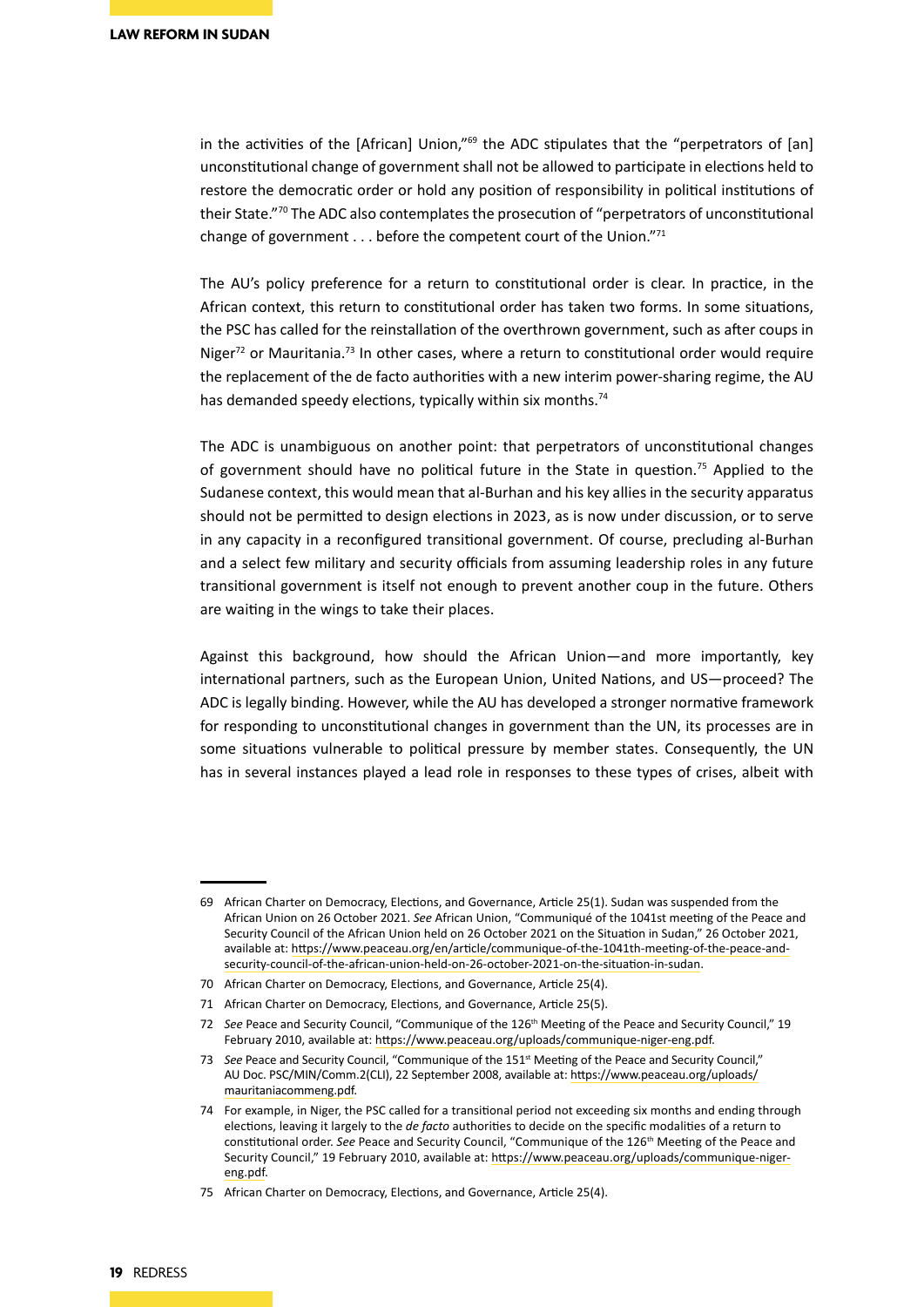in the activities of the [African] Union,"[69] the ADC stipulates that the "perpetrators of [an] unconstitutional change of government shall not be allowed to participate in elections held to restore the democratic order or hold any position of responsibility in political institutions of their State."[70] The ADC also contemplates the prosecution of "perpetrators of unconstitutional change of government . . . before the competent court of the Union."[71]

The AU's policy preference for a return to constitutional order is clear. In practice, in the African context, this return to constitutional order has taken two forms. In some situations, the PSC has called for the reinstallation of the overthrown government, such as after coups in Niger[72] or Mauritania.[73] In other cases, where a return to constitutional order would require the replacement of the de facto authorities with a new interim power-sharing regime, the AU has demanded speedy elections, typically within six months.[74]

The ADC is unambiguous on another point: that perpetrators of unconstitutional changes of government should have no political future in the State in question.[75] Applied to the Sudanese context, this would mean that al-Burhan and his key allies in the security apparatus should not be permitted to design elections in 2023, as is now under discussion, or to serve in any capacity in a reconfigured transitional government. Of course, precluding al-Burhan and a select few military and security officials from assuming leadership roles in any future transitional government is itself not enough to prevent another coup in the future. Others are waiting in the wings to take their places.

Against this background, how should the African Union—and more importantly, key international partners, such as the European Union, United Nations, and US—proceed? The ADC is legally binding. However, while the AU has developed a stronger normative framework for responding to unconstitutional changes in government than the UN, its processes are in some situations vulnerable to political pressure by member states. Consequently, the UN has in several instances played a lead role in responses to these types of crises, albeit with

---

69 African Charter on Democracy, Elections, and Governance, Article 25(1). Sudan was suspended from the African Union on 26 October 2021. *See* African Union, "Communiqué of the 1041st meeting of the Peace and Security Council of the African Union held on 26 October 2021 on the Situation in Sudan," 26 October 2021, available at: https://www.peaceau.org/en/article/communique-of-the-1041th-meeting-of-the-peace-and-security-council-of-the-african-union-held-on-26-october-2021-on-the-situation-in-sudan.

70 African Charter on Democracy, Elections, and Governance, Article 25(4).

71 African Charter on Democracy, Elections, and Governance, Article 25(5).

72 *See* Peace and Security Council, "Communique of the 126th Meeting of the Peace and Security Council," 19 February 2010, available at: https://www.peaceau.org/uploads/communique-niger-eng.pdf.

73 *See* Peace and Security Council, "Communique of the 151st Meeting of the Peace and Security Council," AU Doc. PSC/MIN/Comm.2(CLI), 22 September 2008, available at: https://www.peaceau.org/uploads/mauritaniacommeng.pdf.

74 For example, in Niger, the PSC called for a transitional period not exceeding six months and ending through elections, leaving it largely to the *de facto* authorities to decide on the specific modalities of a return to constitutional order. *See* Peace and Security Council, "Communique of the 126th Meeting of the Peace and Security Council," 19 February 2010, available at: https://www.peaceau.org/uploads/communique-niger-eng.pdf.

75 African Charter on Democracy, Elections, and Governance, Article 25(4).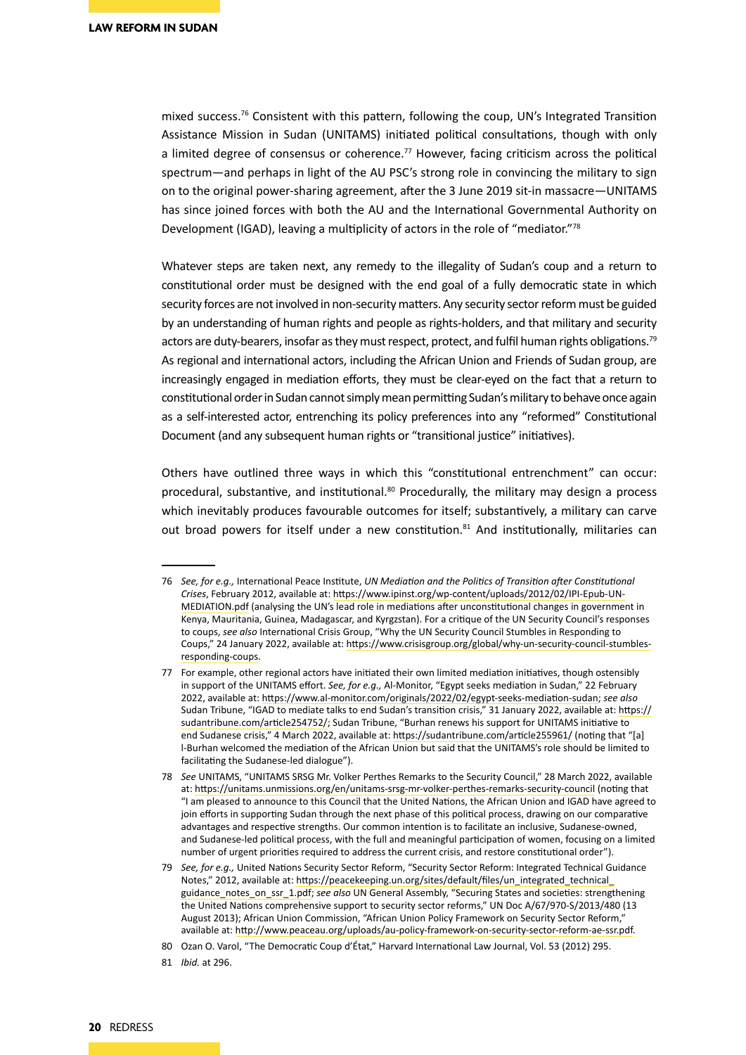mixed success.[76] Consistent with this pattern, following the coup, UN's Integrated Transition Assistance Mission in Sudan (UNITAMS) initiated political consultations, though with only a limited degree of consensus or coherence.[77] However, facing criticism across the political spectrum—and perhaps in light of the AU PSC's strong role in convincing the military to sign on to the original power-sharing agreement, after the 3 June 2019 sit-in massacre—UNITAMS has since joined forces with both the AU and the International Governmental Authority on Development (IGAD), leaving a multiplicity of actors in the role of "mediator."[78]

Whatever steps are taken next, any remedy to the illegality of Sudan's coup and a return to constitutional order must be designed with the end goal of a fully democratic state in which security forces are not involved in non-security matters. Any security sector reform must be guided by an understanding of human rights and people as rights-holders, and that military and security actors are duty-bearers, insofar as they must respect, protect, and fulfil human rights obligations.[79] As regional and international mediation actors, including the African Union and Friends of Sudan group, are increasingly engaged in mediation efforts, they must be clear-eyed on the fact that a return to constitutional order in Sudan cannot simply mean permitting Sudan's military to behave once again as a self-interested actor, entrenching its policy preferences into any "reformed" Constitutional Document (and any subsequent human rights or "transitional justice" initiatives).

Others have outlined three ways in which this "constitutional entrenchment" can occur: procedural, substantive, and institutional.[80] Procedurally, the military may design a process which inevitably produces favourable outcomes for itself; substantively, a military can carve out broad powers for itself under a new constitution.[81] And institutionally, militaries can

---

76 *See, for e.g.,* International Peace Institute, *UN Mediation and the Politics of Transition after Constitutional Crises*, February 2012, available at: https://www.ipinst.org/wp-content/uploads/2012/02/IPI-Epub-UN-MEDIATION.pdf (analysing the UN's lead role in mediations after unconstitutional changes in government in Kenya, Mauritania, Guinea, Madagascar, and Kyrgzstan). For a critique of the UN Security Council's responses to coups, *see also* International Crisis Group, "Why the UN Security Council Stumbles in Responding to Coups," 24 January 2022, available at: https://www.crisisgroup.org/global/why-un-security-council-stumbles-responding-coups.

77 For example, other regional actors have initiated their own limited mediation initiatives, though ostensibly in support of the UNITAMS effort. *See, for e.g.,* Al-Monitor, "Egypt seeks mediation in Sudan," 22 February 2022, available at: https://www.al-monitor.com/originals/2022/02/egypt-seeks-mediation-sudan; *see also* Sudan Tribune, "IGAD to mediate talks to end Sudan's transition crisis," 31 January 2022, available at: https://sudantribune.com/article254752/; Sudan Tribune, "Burhan renews his support for UNITAMS initiative to end Sudanese crisis," 4 March 2022, available at: https://sudantribune.com/article255961/ (noting that "[a]l-Burhan welcomed the mediation of the African Union but said that the UNITAMS's role should be limited to facilitating the Sudanese-led dialogue").

78 *See* UNITAMS, "UNITAMS SRSG Mr. Volker Perthes Remarks to the Security Council," 28 March 2022, available at: https://unitams.unmissions.org/en/unitams-srsg-mr-volker-perthes-remarks-security-council (noting that "I am pleased to announce to this Council that the United Nations, the African Union and IGAD have agreed to join efforts in supporting Sudan through the next phase of this political process, drawing on our comparative advantages and respective strengths. Our common intention is to facilitate an inclusive, Sudanese-owned, and Sudanese-led political process, with the full and meaningful participation of women, focusing on a limited number of urgent priorities required to address the current crisis, and restore constitutional order").

79 *See, for e.g.,* United Nations Security Sector Reform, "Security Sector Reform: Integrated Technical Guidance Notes," 2012, available at: https://peacekeeping.un.org/sites/default/files/un_integrated_technical_guidance_notes_on_ssr_1.pdf; *see also* UN General Assembly, "Securing States and societies: strengthening the United Nations comprehensive support to security sector reforms," UN Doc A/67/970-S/2013/480 (13 August 2013); African Union Commission, "African Union Policy Framework on Security Sector Reform," available at: http://www.peaceau.org/uploads/au-policy-framework-on-security-sector-reform-ae-ssr.pdf.

80 Ozan O. Varol, "The Democratic Coup d'État," Harvard International Law Journal, Vol. 53 (2012) 295.

81 *Ibid.* at 296.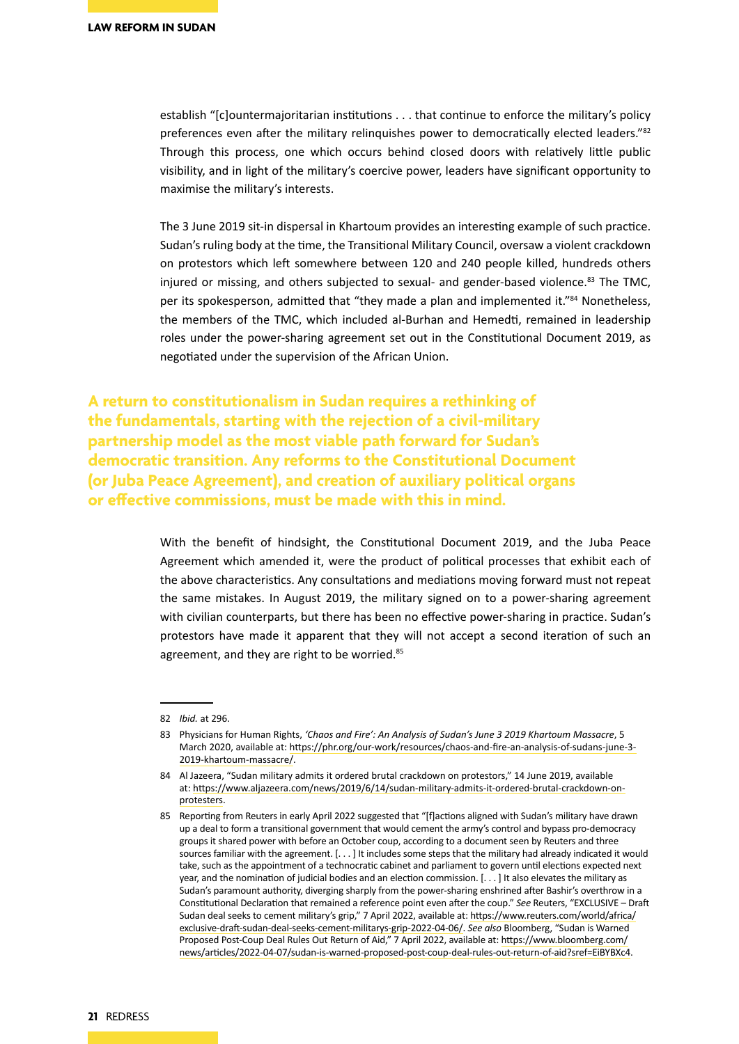establish "[c]ountermajoritarian institutions . . . that continue to enforce the military's policy preferences even after the military relinquishes power to democratically elected leaders."[82] Through this process, one which occurs behind closed doors with relatively little public visibility, and in light of the military's coercive power, leaders have significant opportunity to maximise the military's interests.

The 3 June 2019 sit-in dispersal in Khartoum provides an interesting example of such practice. Sudan's ruling body at the time, the Transitional Military Council, oversaw a violent crackdown on protestors which left somewhere between 120 and 240 people killed, hundreds others injured or missing, and others subjected to sexual- and gender-based violence.[83] The TMC, per its spokesperson, admitted that "they made a plan and implemented it."[84] Nonetheless, the members of the TMC, which included al-Burhan and Hemedti, remained in leadership roles under the power-sharing agreement set out in the Constitutional Document 2019, as negotiated under the supervision of the African Union.

**A return to constitutionalism in Sudan requires a rethinking of the fundamentals, starting with the rejection of a civil-military partnership model as the most viable path forward for Sudan's democratic transition. Any reforms to the Constitutional Document (or Juba Peace Agreement), and creation of auxiliary political organs or effective commissions, must be made with this in mind.**

With the benefit of hindsight, the Constitutional Document 2019, and the Juba Peace Agreement which amended it, were the product of political processes that exhibit each of the above characteristics. Any consultations and mediations moving forward must not repeat the same mistakes. In August 2019, the military signed on to a power-sharing agreement with civilian counterparts, but there has been no effective power-sharing in practice. Sudan's protestors have made it apparent that they will not accept a second iteration of such an agreement, and they are right to be worried.[85]

---

82 *Ibid.* at 296.

83 Physicians for Human Rights, *'Chaos and Fire': An Analysis of Sudan's June 3 2019 Khartoum Massacre*, 5 March 2020, available at: https://phr.org/our-work/resources/chaos-and-fire-an-analysis-of-sudans-june-3-2019-khartoum-massacre/.

84 Al Jazeera, "Sudan military admits it ordered brutal crackdown on protestors," 14 June 2019, available at: https://www.aljazeera.com/news/2019/6/14/sudan-military-admits-it-ordered-brutal-crackdown-on-protesters.

85 Reporting from Reuters in early April 2022 suggested that "[f]actions aligned with Sudan's military have drawn up a deal to form a transitional government that would cement the army's control and bypass pro-democracy groups it shared power with before an October coup, according to a document seen by Reuters and three sources familiar with the agreement. [. . . ] It includes some steps that the military had already indicated it would take, such as the appointment of a technocratic cabinet and parliament to govern until elections expected next year, and the nomination of judicial bodies and an election commission. [. . . ] It also elevates the military as Sudan's paramount authority, diverging sharply from the power-sharing enshrined after Bashir's overthrow in a Constitutional Declaration that remained a reference point even after the coup." *See* Reuters, "EXCLUSIVE – Draft Sudan deal seeks to cement military's grip," 7 April 2022, available at: https://www.reuters.com/world/africa/exclusive-draft-sudan-deal-seeks-cement-militarys-grip-2022-04-06/. *See also* Bloomberg, "Sudan is Warned Proposed Post-Coup Deal Rules Out Return of Aid," 7 April 2022, available at: https://www.bloomberg.com/news/articles/2022-04-07/sudan-is-warned-proposed-post-coup-deal-rules-out-return-of-aid?sref=EiBYBXc4.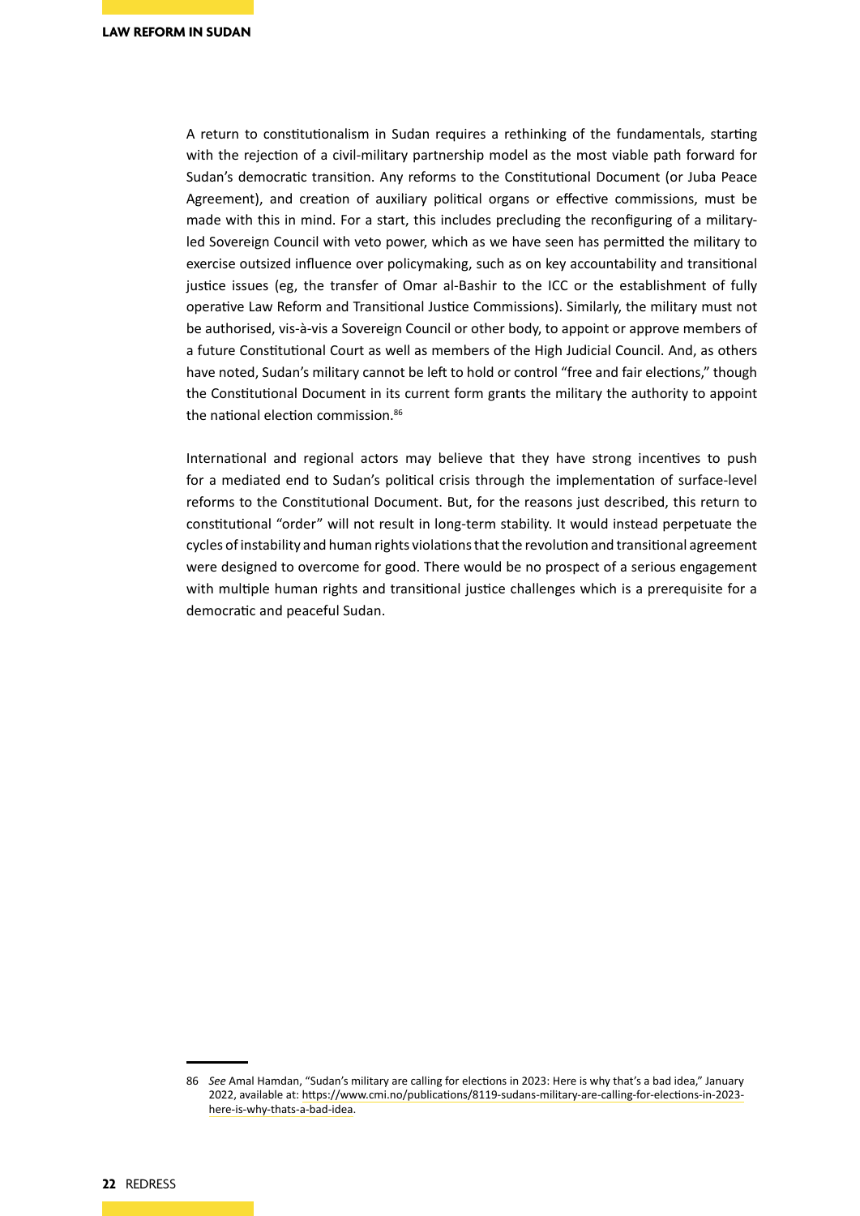A return to constitutionalism in Sudan requires a rethinking of the fundamentals, starting with the rejection of a civil-military partnership model as the most viable path forward for Sudan's democratic transition. Any reforms to the Constitutional Document (or Juba Peace Agreement), and creation of auxiliary political organs or effective commissions, must be made with this in mind. For a start, this includes precluding the reconfiguring of a military-led Sovereign Council with veto power, which as we have seen has permitted the military to exercise outsized influence over policymaking, such as on key accountability and transitional justice issues (eg, the transfer of Omar al-Bashir to the ICC or the establishment of fully operative Law Reform and Transitional Justice Commissions). Similarly, the military must not be authorised, vis-à-vis a Sovereign Council or other body, to appoint or approve members of a future Constitutional Court as well as members of the High Judicial Council. And, as others have noted, Sudan's military cannot be left to hold or control "free and fair elections," though the Constitutional Document in its current form grants the military the authority to appoint the national election commission.[86]

International and regional actors may believe that they have strong incentives to push for a mediated end to Sudan's political crisis through the implementation of surface-level reforms to the Constitutional Document. But, for the reasons just described, this return to constitutional "order" will not result in long-term stability. It would instead perpetuate the cycles of instability and human rights violations that the revolution and transitional agreement were designed to overcome for good. There would be no prospect of a serious engagement with multiple human rights and transitional justice challenges which is a prerequisite for a democratic and peaceful Sudan.

---

86 *See* Amal Hamdan, "Sudan's military are calling for elections in 2023: Here is why that's a bad idea," January 2022, available at: https://www.cmi.no/publications/8119-sudans-military-are-calling-for-elections-in-2023-here-is-why-thats-a-bad-idea.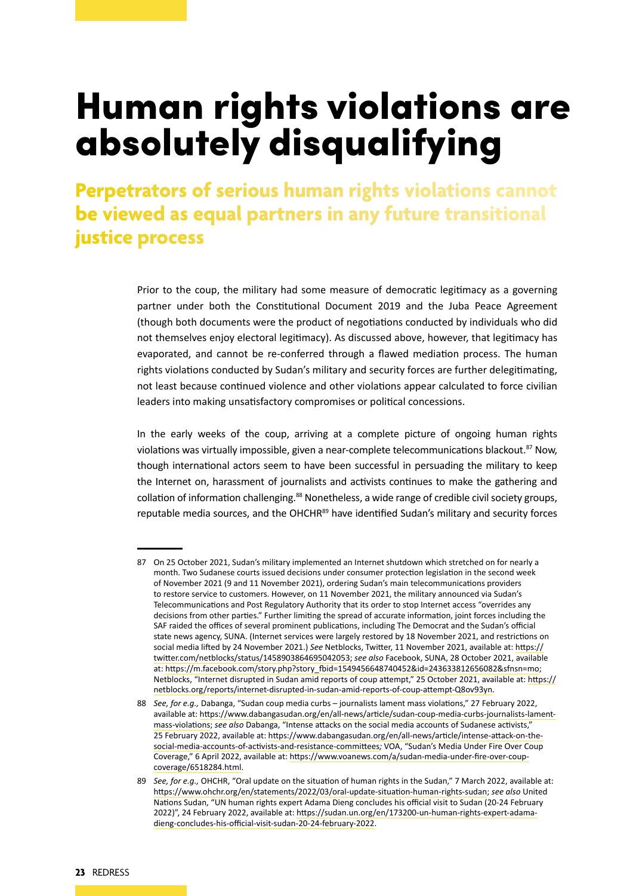# Human rights violations are absolutely disqualifying

## Perpetrators of serious human rights violations cannot be viewed as equal partners in any future transitional justice process

Prior to the coup, the military had some measure of democratic legitimacy as a governing partner under both the Constitutional Document 2019 and the Juba Peace Agreement (though both documents were the product of negotiations conducted by individuals who did not themselves enjoy electoral legitimacy). As discussed above, however, that legitimacy has evaporated, and cannot be re-conferred through a flawed mediation process. The human rights violations conducted by Sudan's military and security forces are further delegitimating, not least because continued violence and other violations appear calculated to force civilian leaders into making unsatisfactory compromises or political concessions.

In the early weeks of the coup, arriving at a complete picture of ongoing human rights violations was virtually impossible, given a near-complete telecommunications blackout.[87] Now, though international actors seem to have been successful in persuading the military to keep the Internet on, harassment of journalists and activists continues to make the gathering and collation of information challenging.[88] Nonetheless, a wide range of credible civil society groups, reputable media sources, and the OHCHR[89] have identified Sudan's military and security forces

---

87 On 25 October 2021, Sudan's military implemented an Internet shutdown which stretched on for nearly a month. Two Sudanese courts issued decisions under consumer protection legislation in the second week of November 2021 (9 and 11 November 2021), ordering Sudan's main telecommunications providers to restore service to customers. However, on 11 November 2021, the military announced via Sudan's Telecommunications and Post Regulatory Authority that its order to stop Internet access "overrides any decisions from other parties." Further limiting the spread of accurate information, joint forces including the SAF raided the offices of several prominent publications, including The Democrat and the Sudan's official state news agency, SUNA. (Internet services were largely restored by 18 November 2021, and restrictions on social media lifted by 24 November 2021.) *See* Netblocks, Twitter, 11 November 2021, available at: https://twitter.com/netblocks/status/1458903864695042053; *see also* Facebook, SUNA, 28 October 2021, available at: https://m.facebook.com/story.php?story_fbid=1549456648740452&id=243633812656082&sfnsn=mo; Netblocks, "Internet disrupted in Sudan amid reports of coup attempt," 25 October 2021, available at: https://netblocks.org/reports/internet-disrupted-in-sudan-amid-reports-of-coup-attempt-Q8ov93yn.

88 *See, for e.g.,* Dabanga, "Sudan coup media curbs – journalists lament mass violations," 27 February 2022, available at: https://www.dabangasudan.org/en/all-news/article/sudan-coup-media-curbs-journalists-lament-mass-violations; *see also* Dabanga, "Intense attacks on the social media accounts of Sudanese activists," 25 February 2022, available at: https://www.dabangasudan.org/en/all-news/article/intense-attack-on-the-social-media-accounts-of-activists-and-resistance-committees*;* VOA, "Sudan's Media Under Fire Over Coup Coverage," 6 April 2022, available at: https://www.voanews.com/a/sudan-media-under-fire-over-coup-coverage/6518284.html.

89 *See, for e.g.,* OHCHR, "Oral update on the situation of human rights in the Sudan," 7 March 2022, available at: https://www.ohchr.org/en/statements/2022/03/oral-update-situation-human-rights-sudan; *see also* United Nations Sudan, "UN human rights expert Adama Dieng concludes his official visit to Sudan (20-24 February 2022)", 24 February 2022, available at: https://sudan.un.org/en/173200-un-human-rights-expert-adama-dieng-concludes-his-official-visit-sudan-20-24-february-2022.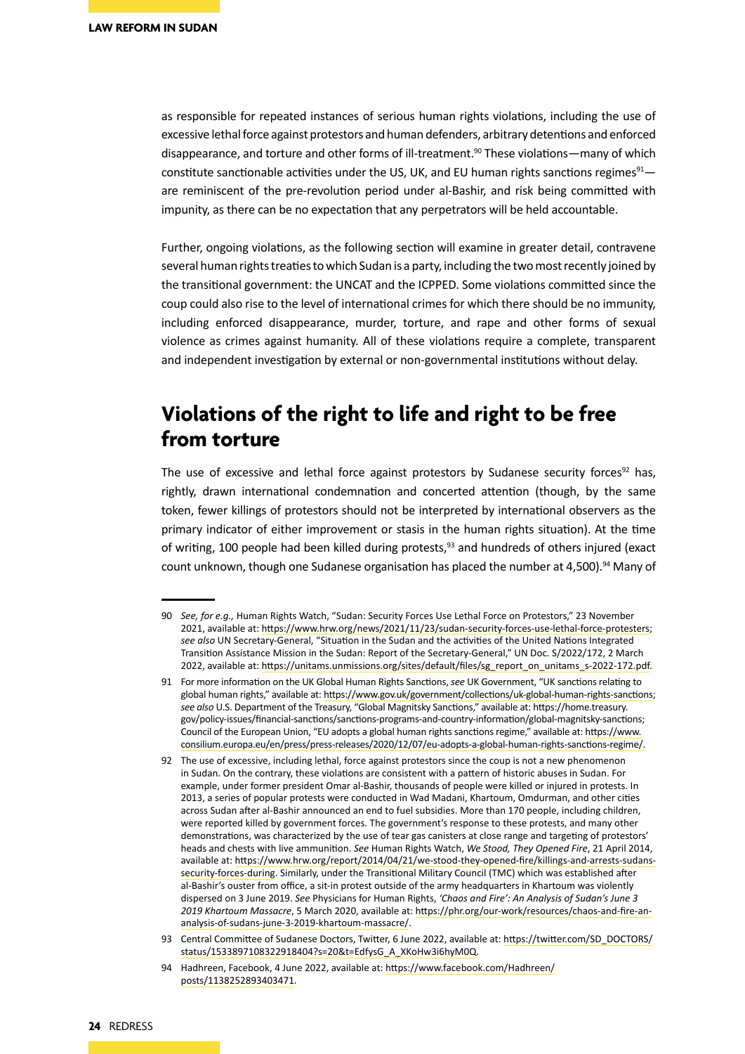as responsible for repeated instances of serious human rights violations, including the use of excessive lethal force against protestors and human defenders, arbitrary detentions and enforced disappearance, and torture and other forms of ill-treatment.[90] These violations—many of which constitute sanctionable activities under the US, UK, and EU human rights sanctions regimes[91]—are reminiscent of the pre-revolution period under al-Bashir, and risk being committed with impunity, as there can be no expectation that any perpetrators will be held accountable.

Further, ongoing violations, as the following section will examine in greater detail, contravene several human rights treaties to which Sudan is a party, including the two most recently joined by the transitional government: the UNCAT and the ICPPED. Some violations committed since the coup could also rise to the level of international crimes for which there should be no immunity, including enforced disappearance, murder, torture, and rape and other forms of sexual violence as crimes against humanity. All of these violations require a complete, transparent and independent investigation by external or non-governmental institutions without delay.

## Violations of the right to life and right to be free from torture

The use of excessive and lethal force against protestors by Sudanese security forces[92] has, rightly, drawn international condemnation and concerted attention (though, by the same token, fewer killings of protestors should not be interpreted by international observers as the primary indicator of either improvement or stasis in the human rights situation). At the time of writing, 100 people had been killed during protests,[93] and hundreds of others injured (exact count unknown, though one Sudanese organisation has placed the number at 4,500).[94] Many of

---

90 *See, for e.g.,* Human Rights Watch, "Sudan: Security Forces Use Lethal Force on Protestors," 23 November 2021, available at: https://www.hrw.org/news/2021/11/23/sudan-security-forces-use-lethal-force-protesters; *see also* UN Secretary-General, "Situation in the Sudan and the activities of the United Nations Integrated Transition Assistance Mission in the Sudan: Report of the Secretary-General," UN Doc. S/2022/172, 2 March 2022, available at: https://unitams.unmissions.org/sites/default/files/sg_report_on_unitams_s-2022-172.pdf.

91 For more information on the UK Global Human Rights Sanctions, *see* UK Government, "UK sanctions relating to global human rights," available at: https://www.gov.uk/government/collections/uk-global-human-rights-sanctions; *see also* U.S. Department of the Treasury, "Global Magnitsky Sanctions," available at: https://home.treasury.gov/policy-issues/financial-sanctions/sanctions-programs-and-country-information/global-magnitsky-sanctions; Council of the European Union, "EU adopts a global human rights sanctions regime," available at: https://www.consilium.europa.eu/en/press/press-releases/2020/12/07/eu-adopts-a-global-human-rights-sanctions-regime/.

92 The use of excessive, including lethal, force against protestors since the coup is not a new phenomenon in Sudan. On the contrary, these violations are consistent with a pattern of historic abuses in Sudan. For example, under former president Omar al-Bashir, thousands of people were killed or injured in protests. In 2013, a series of popular protests were conducted in Wad Madani, Khartoum, Omdurman, and other cities across Sudan after al-Bashir announced an end to fuel subsidies. More than 170 people, including children, were reported killed by government forces. The government's response to these protests, and many other demonstrations, was characterized by the use of tear gas canisters at close range and targeting of protestors' heads and chests with live ammunition. *See* Human Rights Watch, *We Stood, They Opened Fire*, 21 April 2014, available at: https://www.hrw.org/report/2014/04/21/we-stood-they-opened-fire/killings-and-arrests-sudans-security-forces-during. Similarly, under the Transitional Military Council (TMC) which was established after al-Bashir's ouster from office, a sit-in protest outside of the army headquarters in Khartoum was violently dispersed on 3 June 2019. *See* Physicians for Human Rights, *'Chaos and Fire': An Analysis of Sudan's June 3 2019 Khartoum Massacre*, 5 March 2020, available at: https://phr.org/our-work/resources/chaos-and-fire-an-analysis-of-sudans-june-3-2019-khartoum-massacre/.

93 Central Committee of Sudanese Doctors, Twitter, 6 June 2022, available at: https://twitter.com/SD_DOCTORS/status/1533897108322918404?s=20&t=EdfysG_A_XKoHw3i6hyM0Q.

94 Hadhreen, Facebook, 4 June 2022, available at: https://www.facebook.com/Hadhreen/posts/1138252893403471.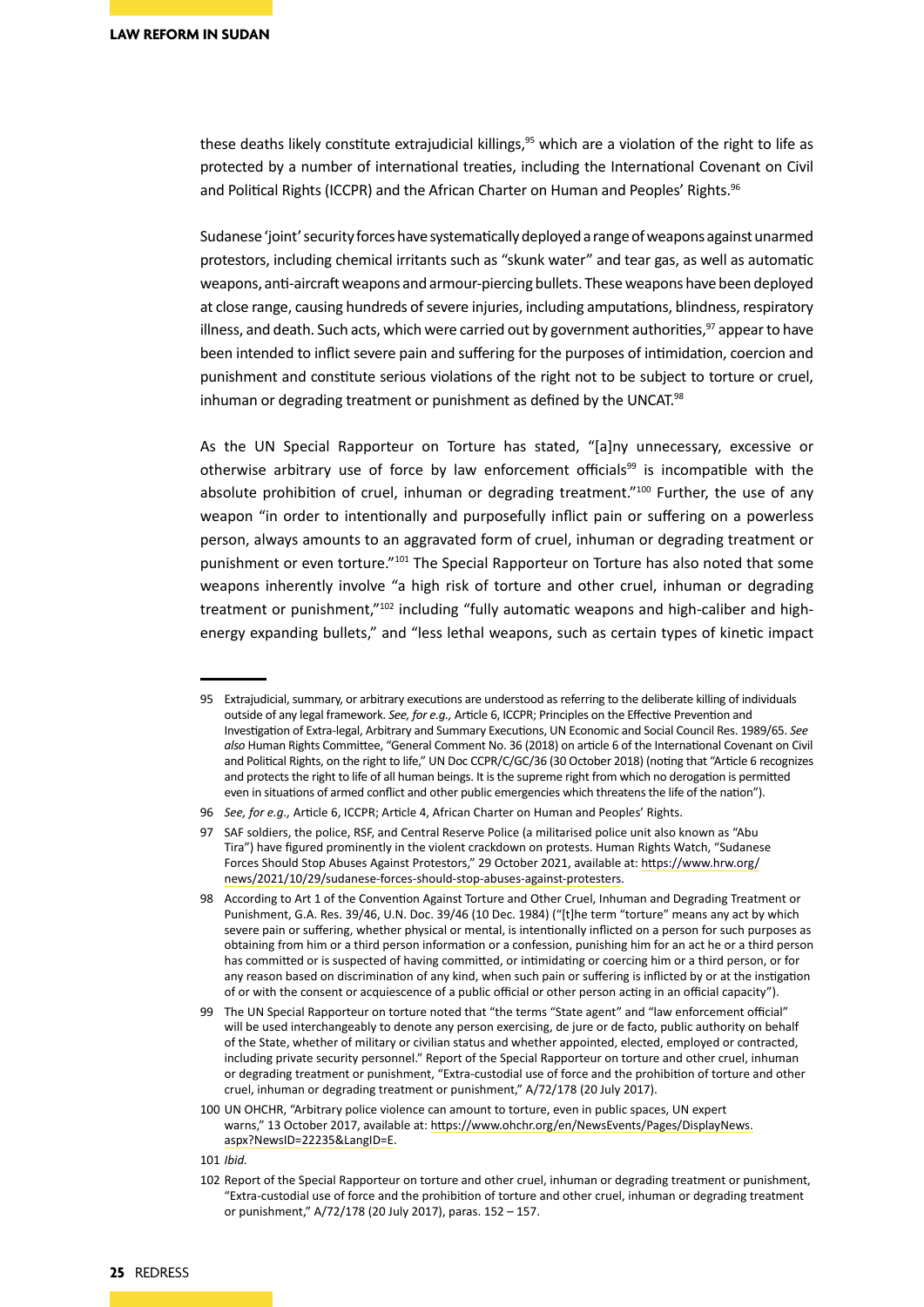these deaths likely constitute extrajudicial killings,[95] which are a violation of the right to life as protected by a number of international treaties, including the International Covenant on Civil and Political Rights (ICCPR) and the African Charter on Human and Peoples' Rights.[96]

Sudanese 'joint' security forces have systematically deployed a range of weapons against unarmed protestors, including chemical irritants such as "skunk water" and tear gas, as well as automatic weapons, anti-aircraft weapons and armour-piercing bullets. These weapons have been deployed at close range, causing hundreds of severe injuries, including amputations, blindness, respiratory illness, and death. Such acts, which were carried out by government authorities,[97] appear to have been intended to inflict severe pain and suffering for the purposes of intimidation, coercion and punishment and constitute serious violations of the right not to be subject to torture or cruel, inhuman or degrading treatment or punishment as defined by the UNCAT.[98]

As the UN Special Rapporteur on Torture has stated, "[a]ny unnecessary, excessive or otherwise arbitrary use of force by law enforcement officials[99] is incompatible with the absolute prohibition of cruel, inhuman or degrading treatment."[100] Further, the use of any weapon "in order to intentionally and purposefully inflict pain or suffering on a powerless person, always amounts to an aggravated form of cruel, inhuman or degrading treatment or punishment or even torture."[101] The Special Rapporteur on Torture has also noted that some weapons inherently involve "a high risk of torture and other cruel, inhuman or degrading treatment or punishment,"[102] including "fully automatic weapons and high-caliber and high-energy expanding bullets," and "less lethal weapons, such as certain types of kinetic impact

---

95 Extrajudicial, summary, or arbitrary executions are understood as referring to the deliberate killing of individuals outside of any legal framework. *See, for e.g.,* Article 6, ICCPR; Principles on the Effective Prevention and Investigation of Extra-legal, Arbitrary and Summary Executions, UN Economic and Social Council Res. 1989/65. *See also* Human Rights Committee, "General Comment No. 36 (2018) on article 6 of the International Covenant on Civil and Political Rights, on the right to life," UN Doc CCPR/C/GC/36 (30 October 2018) (noting that "Article 6 recognizes and protects the right to life of all human beings. It is the supreme right from which no derogation is permitted even in situations of armed conflict and other public emergencies which threatens the life of the nation").

96 *See, for e.g.,* Article 6, ICCPR; Article 4, African Charter on Human and Peoples' Rights.

97 SAF soldiers, the police, RSF, and Central Reserve Police (a militarised police unit also known as "Abu Tira") have figured prominently in the violent crackdown on protests. Human Rights Watch, "Sudanese Forces Should Stop Abuses Against Protestors," 29 October 2021, available at: https://www.hrw.org/news/2021/10/29/sudanese-forces-should-stop-abuses-against-protesters.

98 According to Art 1 of the Convention Against Torture and Other Cruel, Inhuman and Degrading Treatment or Punishment, G.A. Res. 39/46, U.N. Doc. 39/46 (10 Dec. 1984) ("[t]he term "torture" means any act by which severe pain or suffering, whether physical or mental, is intentionally inflicted on a person for such purposes as obtaining from him or a third person information or a confession, punishing him for an act he or a third person has committed or is suspected of having committed, or intimidating or coercing him or a third person, or for any reason based on discrimination of any kind, when such pain or suffering is inflicted by or at the instigation of or with the consent or acquiescence of a public official or other person acting in an official capacity").

99 The UN Special Rapporteur on torture noted that "the terms "State agent" and "law enforcement official" will be used interchangeably to denote any person exercising, de jure or de facto, public authority on behalf of the State, whether of military or civilian status and whether appointed, elected, employed or contracted, including private security personnel." Report of the Special Rapporteur on torture and other cruel, inhuman or degrading treatment or punishment, "Extra-custodial use of force and the prohibition of torture and other cruel, inhuman or degrading treatment or punishment," A/72/178 (20 July 2017).

100 UN OHCHR, "Arbitrary police violence can amount to torture, even in public spaces, UN expert warns," 13 October 2017, available at: https://www.ohchr.org/en/NewsEvents/Pages/DisplayNews.aspx?NewsID=22235&LangID=E.

101 *Ibid.*

102 Report of the Special Rapporteur on torture and other cruel, inhuman or degrading treatment or punishment, "Extra-custodial use of force and the prohibition of torture and other cruel, inhuman or degrading treatment or punishment," A/72/178 (20 July 2017), paras. 152 – 157.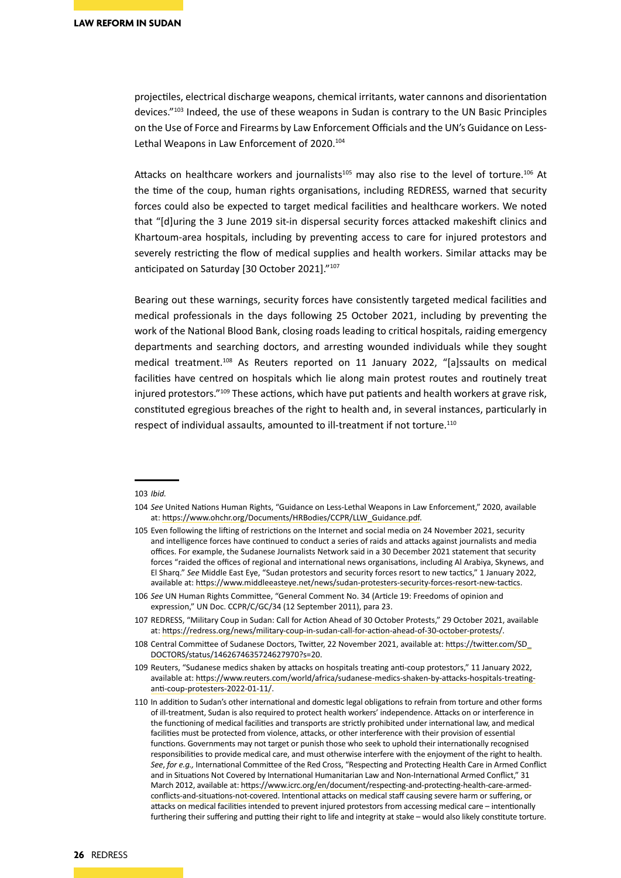projectiles, electrical discharge weapons, chemical irritants, water cannons and disorientation devices."[103] Indeed, the use of these weapons in Sudan is contrary to the UN Basic Principles on the Use of Force and Firearms by Law Enforcement Officials and the UN's Guidance on Less-Lethal Weapons in Law Enforcement of 2020.[104]

Attacks on healthcare workers and journalists[105] may also rise to the level of torture.[106] At the time of the coup, human rights organisations, including REDRESS, warned that security forces could also be expected to target medical facilities and healthcare workers. We noted that "[d]uring the 3 June 2019 sit-in dispersal security forces attacked makeshift clinics and Khartoum-area hospitals, including by preventing access to care for injured protestors and severely restricting the flow of medical supplies and health workers. Similar attacks may be anticipated on Saturday [30 October 2021]."[107]

Bearing out these warnings, security forces have consistently targeted medical facilities and medical professionals in the days following 25 October 2021, including by preventing the work of the National Blood Bank, closing roads leading to critical hospitals, raiding emergency departments and searching doctors, and arresting wounded individuals while they sought medical treatment.[108] As Reuters reported on 11 January 2022, "[a]ssaults on medical facilities have centred on hospitals which lie along main protest routes and routinely treat injured protestors."[109] These actions, which have put patients and health workers at grave risk, constituted egregious breaches of the right to health and, in several instances, particularly in respect of individual assaults, amounted to ill-treatment if not torture.[110]

---

103 *Ibid.*

104 *See* United Nations Human Rights, "Guidance on Less-Lethal Weapons in Law Enforcement," 2020, available at: https://www.ohchr.org/Documents/HRBodies/CCPR/LLW_Guidance.pdf.

105 Even following the lifting of restrictions on the Internet and social media on 24 November 2021, security and intelligence forces have continued to conduct a series of raids and attacks against journalists and media offices. For example, the Sudanese Journalists Network said in a 30 December 2021 statement that security forces "raided the offices of regional and international news organisations, including Al Arabiya, Skynews, and El Sharq." *See* Middle East Eye, "Sudan protestors and security forces resort to new tactics," 1 January 2022, available at: https://www.middleeasteye.net/news/sudan-protesters-security-forces-resort-new-tactics.

106 *See* UN Human Rights Committee, "General Comment No. 34 (Article 19: Freedoms of opinion and expression," UN Doc. CCPR/C/GC/34 (12 September 2011), para 23.

107 REDRESS, "Military Coup in Sudan: Call for Action Ahead of 30 October Protests," 29 October 2021, available at: https://redress.org/news/military-coup-in-sudan-call-for-action-ahead-of-30-october-protests/.

108 Central Committee of Sudanese Doctors, Twitter, 22 November 2021, available at: https://twitter.com/SD_DOCTORS/status/1462674635724627970?s=20.

109 Reuters, "Sudanese medics shaken by attacks on hospitals treating anti-coup protestors," 11 January 2022, available at: https://www.reuters.com/world/africa/sudanese-medics-shaken-by-attacks-hospitals-treating-anti-coup-protesters-2022-01-11/.

110 In addition to Sudan's other international and domestic legal obligations to refrain from torture and other forms of ill-treatment, Sudan is also required to protect health workers' independence. Attacks on or interference in the functioning of medical facilities and transports are strictly prohibited under international law, and medical facilities must be protected from violence, attacks, or other interference with their provision of essential functions. Governments may not target or punish those who seek to uphold their internationally recognised responsibilities to provide medical care, and must otherwise interfere with the enjoyment of the right to health. *See*, *for e.g.,* International Committee of the Red Cross, "Respecting and Protecting Health Care in Armed Conflict and in Situations Not Covered by International Humanitarian Law and Non-International Armed Conflict," 31 March 2012, available at: https://www.icrc.org/en/document/respecting-and-protecting-health-care-armed-conflicts-and-situations-not-covered. Intentional attacks on medical staff causing severe harm or suffering, or attacks on medical facilities intended to prevent injured protestors from accessing medical care – intentionally furthering their suffering and putting their right to life and integrity at stake – would also likely constitute torture.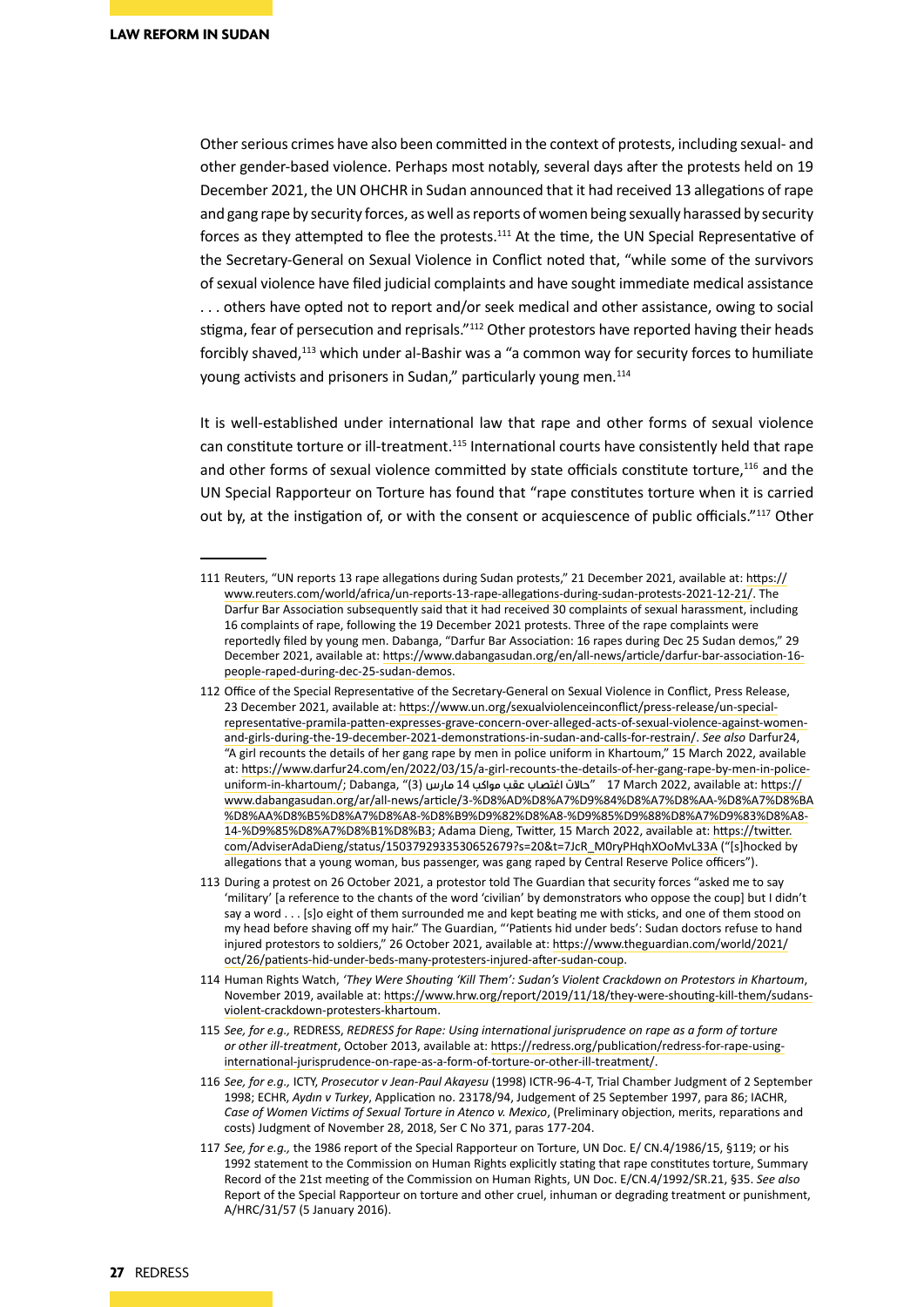Other serious crimes have also been committed in the context of protests, including sexual- and other gender-based violence. Perhaps most notably, several days after the protests held on 19 December 2021, the UN OHCHR in Sudan announced that it had received 13 allegations of rape and gang rape by security forces, as well as reports of women being sexually harassed by security forces as they attempted to flee the protests.[111] At the time, the UN Special Representative of the Secretary-General on Sexual Violence in Conflict noted that, "while some of the survivors of sexual violence have filed judicial complaints and have sought immediate medical assistance . . . others have opted not to report and/or seek medical and other assistance, owing to social stigma, fear of persecution and reprisals."[112] Other protestors have reported having their heads forcibly shaved,[113] which under al-Bashir was a "a common way for security forces to humiliate young activists and prisoners in Sudan," particularly young men.[114]

It is well-established under international law that rape and other forms of sexual violence can constitute torture or ill-treatment.[115] International courts have consistently held that rape and other forms of sexual violence committed by state officials constitute torture,[116] and the UN Special Rapporteur on Torture has found that "rape constitutes torture when it is carried out by, at the instigation of, or with the consent or acquiescence of public officials."[117] Other

---

111 Reuters, "UN reports 13 rape allegations during Sudan protests," 21 December 2021, available at: https://www.reuters.com/world/africa/un-reports-13-rape-allegations-during-sudan-protests-2021-12-21/. The Darfur Bar Association subsequently said that it had received 30 complaints of sexual harassment, including 16 complaints of rape, following the 19 December 2021 protests. Three of the rape complaints were reportedly filed by young men. Dabanga, "Darfur Bar Association: 16 rapes during Dec 25 Sudan demos," 29 December 2021, available at: https://www.dabangasudan.org/en/all-news/article/darfur-bar-association-16-people-raped-during-dec-25-sudan-demos.

112 Office of the Special Representative of the Secretary-General on Sexual Violence in Conflict, Press Release, 23 December 2021, available at: https://www.un.org/sexualviolenceinconflict/press-release/un-special-representative-pramila-patten-expresses-grave-concern-over-alleged-acts-of-sexual-violence-against-women-and-girls-during-the-19-december-2021-demonstrations-in-sudan-and-calls-for-restrain/. *See also* Darfur24, "A girl recounts the details of her gang rape by men in police uniform in Khartoum," 15 March 2022, available at: https://www.darfur24.com/en/2022/03/15/a-girl-recounts-the-details-of-her-gang-rape-by-men-in-police-uniform-in-khartoum/; Dabanga, "(3) حالات اغتصاب عقب مواكب 14 مارس" 17 March 2022, available at: https://www.dabangasudan.org/ar/all-news/article/3-%D8%AD%D8%A7%D9%84%D8%A7%D8%AA-%D8%A7%D8%BA%D8%AA%D8%B5%D8%A7%D8%A8-%D8%B9%D9%82%D8%A8-%D9%85%D9%88%D8%A7%D9%83%D8%A8-14-%D9%85%D8%A7%D8%B1%D8%B3; Adama Dieng, Twitter, 15 March 2022, available at: https://twitter.com/AdviserAdaDieng/status/1503792933530652679?s=20&t=7JcR_M0ryPHqhXOoMvL33A ("[s]hocked by allegations that a young woman, bus passenger, was gang raped by Central Reserve Police officers").

113 During a protest on 26 October 2021, a protestor told The Guardian that security forces "asked me to say 'military' [a reference to the chants of the word 'civilian' by demonstrators who oppose the coup] but I didn't say a word . . . [s]o eight of them surrounded me and kept beating me with sticks, and one of them stood on my head before shaving off my hair." The Guardian, "'Patients hid under beds': Sudan doctors refuse to hand injured protestors to soldiers," 26 October 2021, available at: https://www.theguardian.com/world/2021/oct/26/patients-hid-under-beds-many-protesters-injured-after-sudan-coup.

114 Human Rights Watch, *'They Were Shouting 'Kill Them': Sudan's Violent Crackdown on Protestors in Khartoum*, November 2019, available at: https://www.hrw.org/report/2019/11/18/they-were-shouting-kill-them/sudans-violent-crackdown-protesters-khartoum.

115 *See, for e.g.,* REDRESS, *REDRESS for Rape: Using international jurisprudence on rape as a form of torture or other ill-treatment*, October 2013, available at: https://redress.org/publication/redress-for-rape-using-international-jurisprudence-on-rape-as-a-form-of-torture-or-other-ill-treatment/.

116 *See, for e.g.,* ICTY, *Prosecutor v Jean-Paul Akayesu* (1998) ICTR-96-4-T, Trial Chamber Judgment of 2 September 1998; ECHR, *Aydın v Turkey*, Application no. 23178/94, Judgement of 25 September 1997, para 86; IACHR, *Case of Women Victims of Sexual Torture in Atenco v. Mexico*, (Preliminary objection, merits, reparations and costs) Judgment of November 28, 2018, Ser C No 371, paras 177-204.

117 *See, for e.g.,* the 1986 report of the Special Rapporteur on Torture, UN Doc. E/ CN.4/1986/15, §119; or his 1992 statement to the Commission on Human Rights explicitly stating that rape constitutes torture, Summary Record of the 21st meeting of the Commission on Human Rights, UN Doc. E/CN.4/1992/SR.21, §35. *See also* Report of the Special Rapporteur on torture and other cruel, inhuman or degrading treatment or punishment, A/HRC/31/57 (5 January 2016).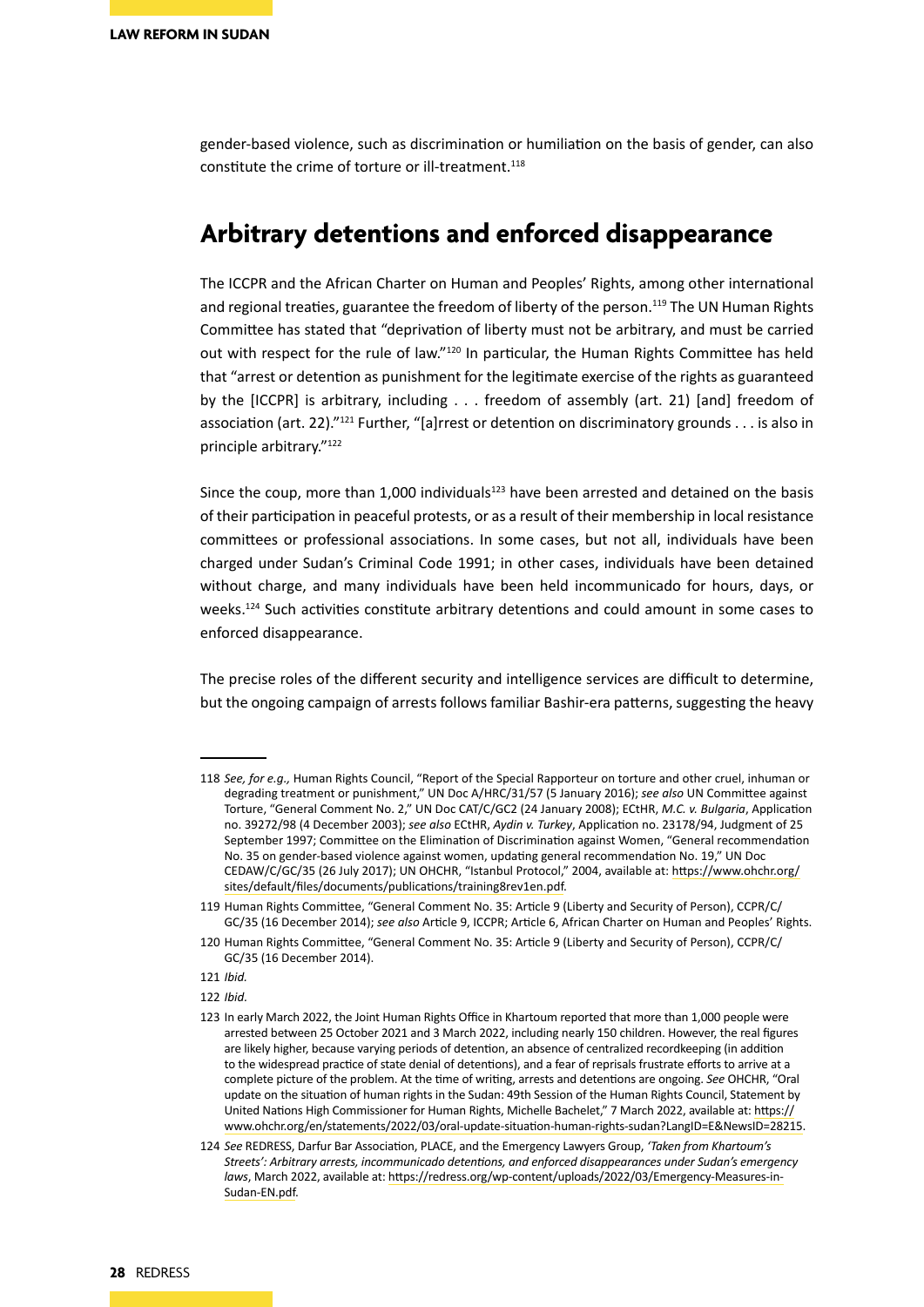gender-based violence, such as discrimination or humiliation on the basis of gender, can also constitute the crime of torture or ill-treatment.[118]

## Arbitrary detentions and enforced disappearance

The ICCPR and the African Charter on Human and Peoples' Rights, among other international and regional treaties, guarantee the freedom of liberty of the person.[119] The UN Human Rights Committee has stated that "deprivation of liberty must not be arbitrary, and must be carried out with respect for the rule of law."[120] In particular, the Human Rights Committee has held that "arrest or detention as punishment for the legitimate exercise of the rights as guaranteed by the [ICCPR] is arbitrary, including . . . freedom of assembly (art. 21) [and] freedom of association (art. 22)."[121] Further, "[a]rrest or detention on discriminatory grounds . . . is also in principle arbitrary."[122]

Since the coup, more than 1,000 individuals[123] have been arrested and detained on the basis of their participation in peaceful protests, or as a result of their membership in local resistance committees or professional associations. In some cases, but not all, individuals have been charged under Sudan's Criminal Code 1991; in other cases, individuals have been detained without charge, and many individuals have been held incommunicado for hours, days, or weeks.[124] Such activities constitute arbitrary detentions and could amount in some cases to enforced disappearance.

The precise roles of the different security and intelligence services are difficult to determine, but the ongoing campaign of arrests follows familiar Bashir-era patterns, suggesting the heavy

---

118 *See, for e.g.,* Human Rights Council, "Report of the Special Rapporteur on torture and other cruel, inhuman or degrading treatment or punishment," UN Doc A/HRC/31/57 (5 January 2016); *see also* UN Committee against Torture, "General Comment No. 2," UN Doc CAT/C/GC2 (24 January 2008); ECtHR, *M.C. v. Bulgaria*, Application no. 39272/98 (4 December 2003); *see also* ECtHR, *Aydin v. Turkey*, Application no. 23178/94, Judgment of 25 September 1997; Committee on the Elimination of Discrimination against Women, "General recommendation No. 35 on gender-based violence against women, updating general recommendation No. 19," UN Doc CEDAW/C/GC/35 (26 July 2017); UN OHCHR, "Istanbul Protocol," 2004, available at: https://www.ohchr.org/sites/default/files/documents/publications/training8rev1en.pdf.

119 Human Rights Committee, "General Comment No. 35: Article 9 (Liberty and Security of Person), CCPR/C/GC/35 (16 December 2014); *see also* Article 9, ICCPR; Article 6, African Charter on Human and Peoples' Rights.

120 Human Rights Committee, "General Comment No. 35: Article 9 (Liberty and Security of Person), CCPR/C/GC/35 (16 December 2014).

121 *Ibid.*

122 *Ibid.*

123 In early March 2022, the Joint Human Rights Office in Khartoum reported that more than 1,000 people were arrested between 25 October 2021 and 3 March 2022, including nearly 150 children. However, the real figures are likely higher, because varying periods of detention, an absence of centralized recordkeeping (in addition to the widespread practice of state denial of detentions), and a fear of reprisals frustrate efforts to arrive at a complete picture of the problem. At the time of writing, arrests and detentions are ongoing. *See* OHCHR, "Oral update on the situation of human rights in the Sudan: 49th Session of the Human Rights Council, Statement by United Nations High Commissioner for Human Rights, Michelle Bachelet," 7 March 2022, available at: https://www.ohchr.org/en/statements/2022/03/oral-update-situation-human-rights-sudan?LangID=E&NewsID=28215.

124 *See* REDRESS, Darfur Bar Association, PLACE, and the Emergency Lawyers Group, *'Taken from Khartoum's Streets': Arbitrary arrests, incommunicado detentions, and enforced disappearances under Sudan's emergency laws*, March 2022, available at: https://redress.org/wp-content/uploads/2022/03/Emergency-Measures-in-Sudan-EN.pdf.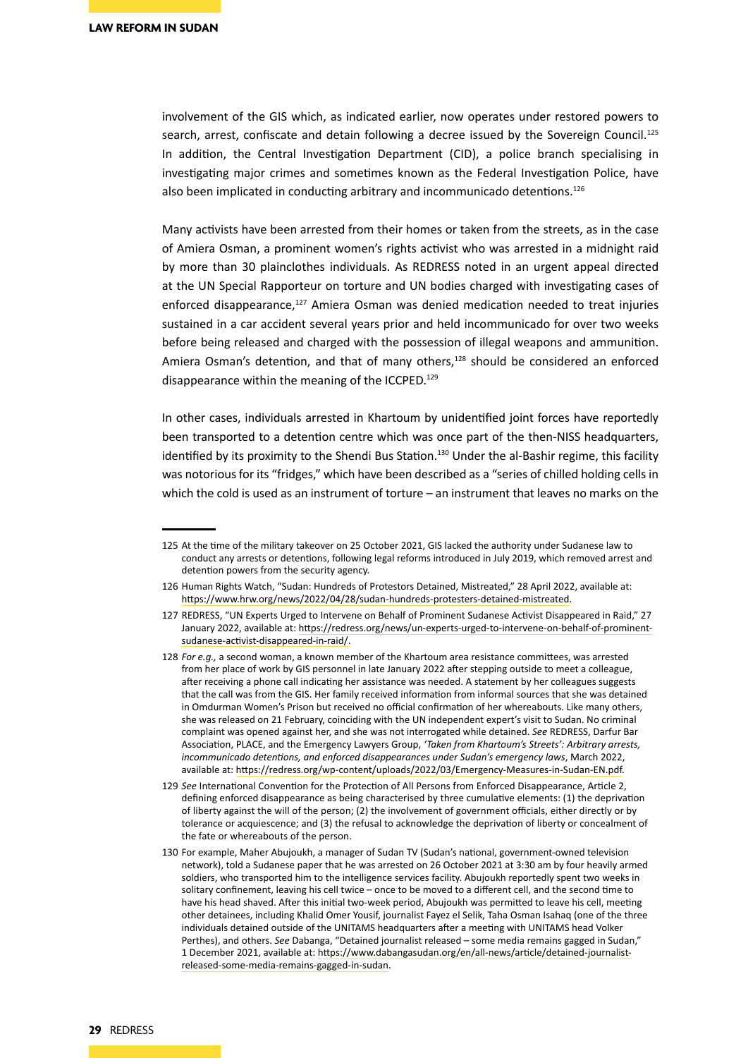involvement of the GIS which, as indicated earlier, now operates under restored powers to search, arrest, confiscate and detain following a decree issued by the Sovereign Council.[125] In addition, the Central Investigation Department (CID), a police branch specialising in investigating major crimes and sometimes known as the Federal Investigation Police, have also been implicated in conducting arbitrary and incommunicado detentions.[126]

Many activists have been arrested from their homes or taken from the streets, as in the case of Amiera Osman, a prominent women's rights activist who was arrested in a midnight raid by more than 30 plainclothes individuals. As REDRESS noted in an urgent appeal directed at the UN Special Rapporteur on torture and UN bodies charged with investigating cases of enforced disappearance,[127] Amiera Osman was denied medication needed to treat injuries sustained in a car accident several years prior and held incommunicado for over two weeks before being released and charged with the possession of illegal weapons and ammunition. Amiera Osman's detention, and that of many others,[128] should be considered an enforced disappearance within the meaning of the ICCPED.[129]

In other cases, individuals arrested in Khartoum by unidentified joint forces have reportedly been transported to a detention centre which was once part of the then-NISS headquarters, identified by its proximity to the Shendi Bus Station.[130] Under the al-Bashir regime, this facility was notorious for its "fridges," which have been described as a "series of chilled holding cells in which the cold is used as an instrument of torture – an instrument that leaves no marks on the

---

125 At the time of the military takeover on 25 October 2021, GIS lacked the authority under Sudanese law to conduct any arrests or detentions, following legal reforms introduced in July 2019, which removed arrest and detention powers from the security agency.

126 Human Rights Watch, "Sudan: Hundreds of Protestors Detained, Mistreated," 28 April 2022, available at: https://www.hrw.org/news/2022/04/28/sudan-hundreds-protesters-detained-mistreated.

127 REDRESS, "UN Experts Urged to Intervene on Behalf of Prominent Sudanese Activist Disappeared in Raid," 27 January 2022, available at: https://redress.org/news/un-experts-urged-to-intervene-on-behalf-of-prominent-sudanese-activist-disappeared-in-raid/.

128 *For e.g.,* a second woman, a known member of the Khartoum area resistance committees, was arrested from her place of work by GIS personnel in late January 2022 after stepping outside to meet a colleague, after receiving a phone call indicating her assistance was needed. A statement by her colleagues suggests that the call was from the GIS. Her family received information from informal sources that she was detained in Omdurman Women's Prison but received no official confirmation of her whereabouts. Like many others, she was released on 21 February, coinciding with the UN independent expert's visit to Sudan. No criminal complaint was opened against her, and she was not interrogated while detained. *See* REDRESS, Darfur Bar Association, PLACE, and the Emergency Lawyers Group, *'Taken from Khartoum's Streets': Arbitrary arrests, incommunicado detentions, and enforced disappearances under Sudan's emergency laws*, March 2022, available at: https://redress.org/wp-content/uploads/2022/03/Emergency-Measures-in-Sudan-EN.pdf.

129 *See* International Convention for the Protection of All Persons from Enforced Disappearance, Article 2, defining enforced disappearance as being characterised by three cumulative elements: (1) the deprivation of liberty against the will of the person; (2) the involvement of government officials, either directly or by tolerance or acquiescence; and (3) the refusal to acknowledge the deprivation of liberty or concealment of the fate or whereabouts of the person.

130 For example, Maher Abujoukh, a manager of Sudan TV (Sudan's national, government-owned television network), told a Sudanese paper that he was arrested on 26 October 2021 at 3:30 am by four heavily armed soldiers, who transported him to the intelligence services facility. Abujoukh reportedly spent two weeks in solitary confinement, leaving his cell twice – once to be moved to a different cell, and the second time to have his head shaved. After this initial two-week period, Abujoukh was permitted to leave his cell, meeting other detainees, including Khalid Omer Yousif, journalist Fayez el Selik, Taha Osman Isahaq (one of the three individuals detained outside of the UNITAMS headquarters after a meeting with UNITAMS head Volker Perthes), and others. *See* Dabanga, "Detained journalist released – some media remains gagged in Sudan," 1 December 2021, available at: https://www.dabangasudan.org/en/all-news/article/detained-journalist-released-some-media-remains-gagged-in-sudan.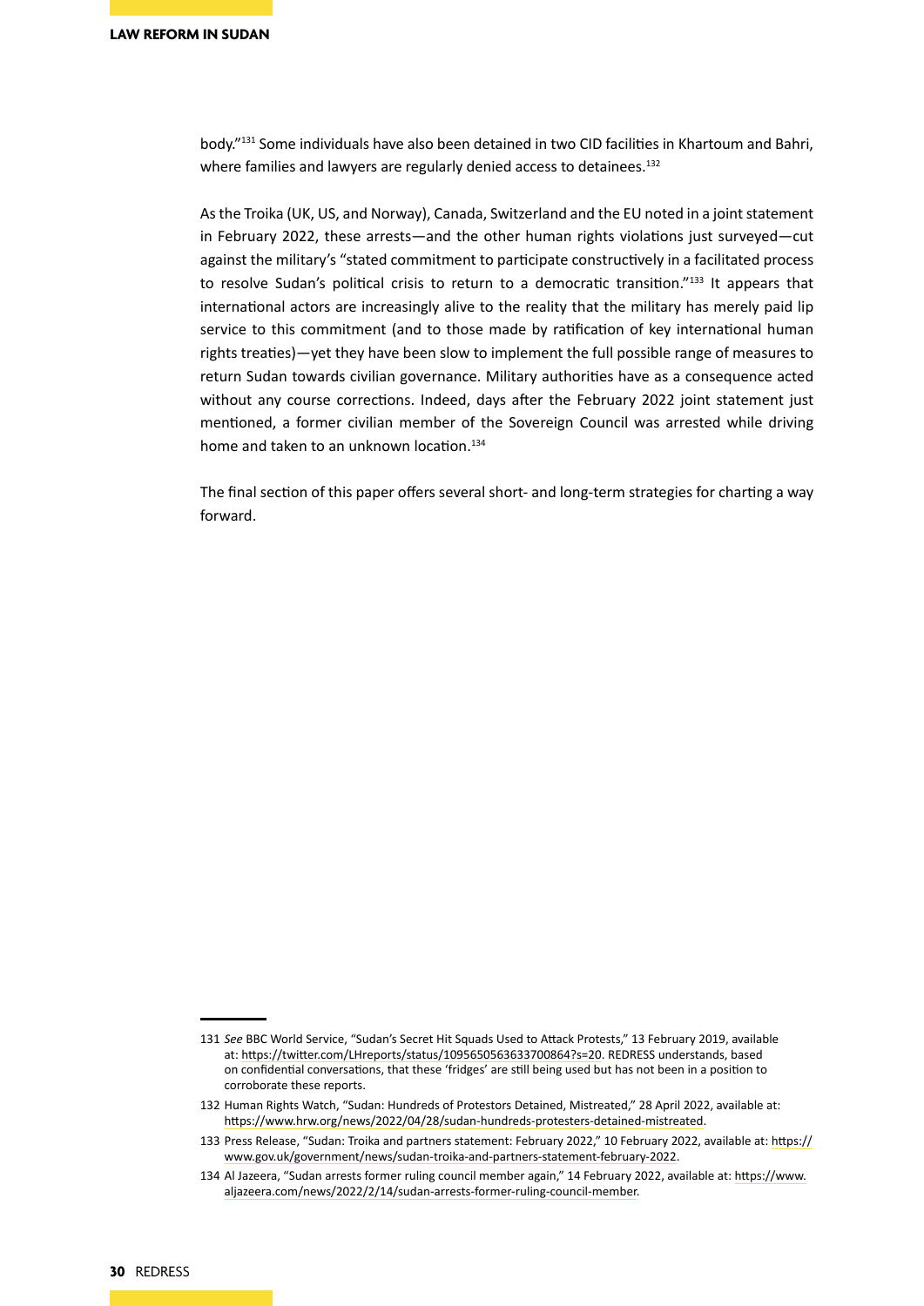body."[131] Some individuals have also been detained in two CID facilities in Khartoum and Bahri, where families and lawyers are regularly denied access to detainees.[132]

As the Troika (UK, US, and Norway), Canada, Switzerland and the EU noted in a joint statement in February 2022, these arrests—and the other human rights violations just surveyed—cut against the military's "stated commitment to participate constructively in a facilitated process to resolve Sudan's political crisis to return to a democratic transition."[133] It appears that international actors are increasingly alive to the reality that the military has merely paid lip service to this commitment (and to those made by ratification of key international human rights treaties)—yet they have been slow to implement the full possible range of measures to return Sudan towards civilian governance. Military authorities have as a consequence acted without any course corrections. Indeed, days after the February 2022 joint statement just mentioned, a former civilian member of the Sovereign Council was arrested while driving home and taken to an unknown location.[134]

The final section of this paper offers several short- and long-term strategies for charting a way forward.

---

131 *See* BBC World Service, "Sudan's Secret Hit Squads Used to Attack Protests," 13 February 2019, available at: https://twitter.com/LHreports/status/1095650563633700864?s=20. REDRESS understands, based on confidential conversations, that these 'fridges' are still being used but has not been in a position to corroborate these reports.

132 Human Rights Watch, "Sudan: Hundreds of Protestors Detained, Mistreated," 28 April 2022, available at: https://www.hrw.org/news/2022/04/28/sudan-hundreds-protesters-detained-mistreated.

133 Press Release, "Sudan: Troika and partners statement: February 2022," 10 February 2022, available at: https://www.gov.uk/government/news/sudan-troika-and-partners-statement-february-2022.

134 Al Jazeera, "Sudan arrests former ruling council member again," 14 February 2022, available at: https://www.aljazeera.com/news/2022/2/14/sudan-arrests-former-ruling-council-member.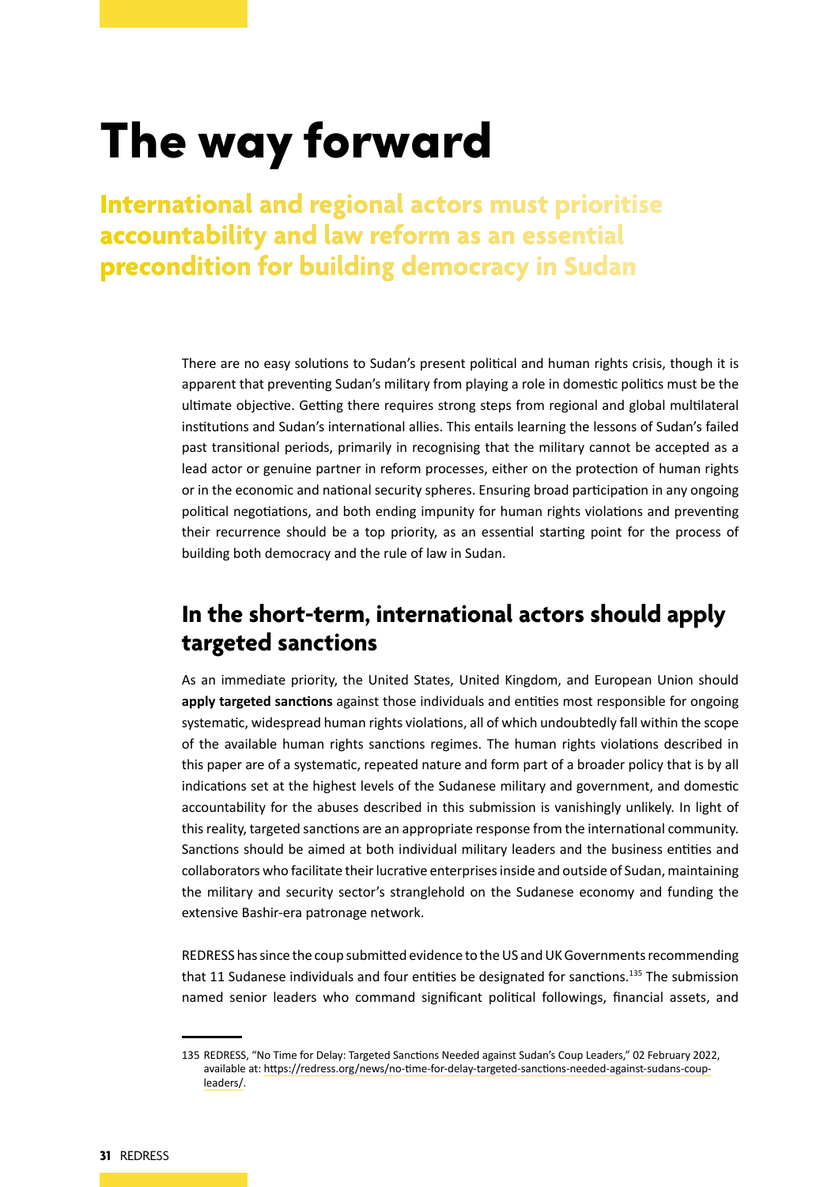# The way forward

## International and regional actors must prioritise accountability and law reform as an essential precondition for building democracy in Sudan

There are no easy solutions to Sudan's present political and human rights crisis, though it is apparent that preventing Sudan's military from playing a role in domestic politics must be the ultimate objective. Getting there requires strong steps from regional and global multilateral institutions and Sudan's international allies. This entails learning the lessons of Sudan's failed past transitional periods, primarily in recognising that the military cannot be accepted as a lead actor or genuine partner in reform processes, either on the protection of human rights or in the economic and national security spheres. Ensuring broad participation in any ongoing political negotiations, and both ending impunity for human rights violations and preventing their recurrence should be a top priority, as an essential starting point for the process of building both democracy and the rule of law in Sudan.

## In the short-term, international actors should apply targeted sanctions

As an immediate priority, the United States, United Kingdom, and European Union should **apply targeted sanctions** against those individuals and entities most responsible for ongoing systematic, widespread human rights violations, all of which undoubtedly fall within the scope of the available human rights sanctions regimes. The human rights violations described in this paper are of a systematic, repeated nature and form part of a broader policy that is by all indications set at the highest levels of the Sudanese military and government, and domestic accountability for the abuses described in this submission is vanishingly unlikely. In light of this reality, targeted sanctions are an appropriate response from the international community. Sanctions should be aimed at both individual military leaders and the business entities and collaborators who facilitate their lucrative enterprises inside and outside of Sudan, maintaining the military and security sector's stranglehold on the Sudanese economy and funding the extensive Bashir-era patronage network.

REDRESS has since the coup submitted evidence to the US and UK Governments recommending that 11 Sudanese individuals and four entities be designated for sanctions.[135] The submission named senior leaders who command significant political followings, financial assets, and

---

135 REDRESS, "No Time for Delay: Targeted Sanctions Needed against Sudan's Coup Leaders," 02 February 2022, available at: https://redress.org/news/no-time-for-delay-targeted-sanctions-needed-against-sudans-coup-leaders/.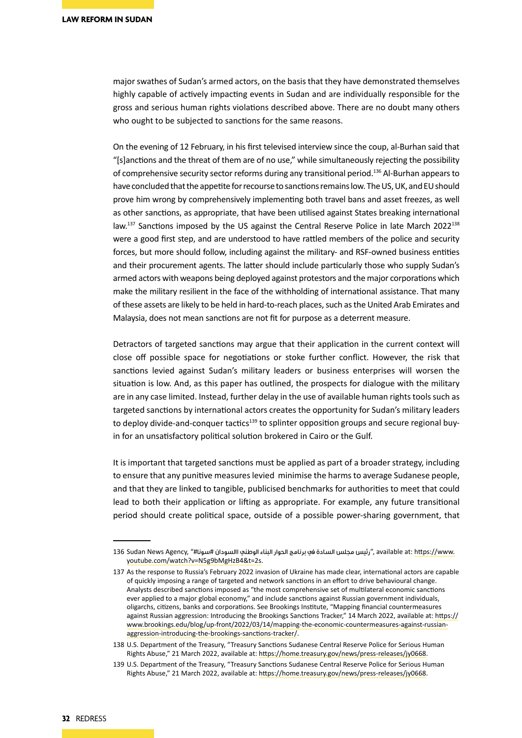major swathes of Sudan's armed actors, on the basis that they have demonstrated themselves highly capable of actively impacting events in Sudan and are individually responsible for the gross and serious human rights violations described above. There are no doubt many others who ought to be subjected to sanctions for the same reasons.

On the evening of 12 February, in his first televised interview since the coup, al-Burhan said that "[s]anctions and the threat of them are of no use," while simultaneously rejecting the possibility of comprehensive security sector reforms during any transitional period.[136] Al-Burhan appears to have concluded that the appetite for recourse to sanctions remains low. The US, UK, and EU should prove him wrong by comprehensively implementing both travel bans and asset freezes, as well as other sanctions, as appropriate, that have been utilised against States breaking international law.[137] Sanctions imposed by the US against the Central Reserve Police in late March 2022[138] were a good first step, and are understood to have rattled members of the police and security forces, but more should follow, including against the military- and RSF-owned business entities and their procurement agents. The latter should include particularly those who supply Sudan's armed actors with weapons being deployed against protestors and the major corporations which make the military resilient in the face of the withholding of international assistance. That many of these assets are likely to be held in hard-to-reach places, such as the United Arab Emirates and Malaysia, does not mean sanctions are not fit for purpose as a deterrent measure.

Detractors of targeted sanctions may argue that their application in the current context will close off possible space for negotiations or stoke further conflict. However, the risk that sanctions levied against Sudan's military leaders or business enterprises will worsen the situation is low. And, as this paper has outlined, the prospects for dialogue with the military are in any case limited. Instead, further delay in the use of available human rights tools such as targeted sanctions by international actors creates the opportunity for Sudan's military leaders to deploy divide-and-conquer tactics[139] to splinter opposition groups and secure regional buy-in for an unsatisfactory political solution brokered in Cairo or the Gulf.

It is important that targeted sanctions must be applied as part of a broader strategy, including to ensure that any punitive measures levied minimise the harms to average Sudanese people, and that they are linked to tangible, publicised benchmarks for authorities to meet that could lead to both their application or lifting as appropriate. For example, any future transitional period should create political space, outside of a possible power-sharing government, that

---

136 Sudan News Agency, "رئيس مجلس السادة في برنامج الحوار البناء الوطني السوداني #سونا#", available at: https://www.youtube.com/watch?v=N5g9bMgHzB4&t=2s.

137 As the response to Russia's February 2022 invasion of Ukraine has made clear, international actors are capable of quickly imposing a range of targeted and network sanctions in an effort to drive behavioural change. Analysts described sanctions imposed as "the most comprehensive set of multilateral economic sanctions ever applied to a major global economy," and include sanctions against Russian government individuals, oligarchs, citizens, banks and corporations. See Brookings Institute, "Mapping financial countermeasures against Russian aggression: Introducing the Brookings Sanctions Tracker," 14 March 2022, available at: https://www.brookings.edu/blog/up-front/2022/03/14/mapping-the-economic-countermeasures-against-russian-aggression-introducing-the-brookings-sanctions-tracker/.

138 U.S. Department of the Treasury, "Treasury Sanctions Sudanese Central Reserve Police for Serious Human Rights Abuse," 21 March 2022, available at: https://home.treasury.gov/news/press-releases/jy0668.

139 U.S. Department of the Treasury, "Treasury Sanctions Sudanese Central Reserve Police for Serious Human Rights Abuse," 21 March 2022, available at: https://home.treasury.gov/news/press-releases/jy0668.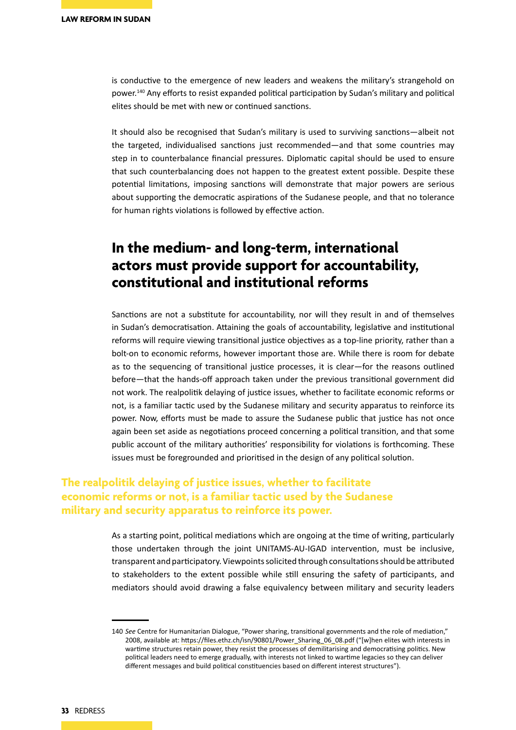is conductive to the emergence of new leaders and weakens the military's strangehold on power.[140] Any efforts to resist expanded political participation by Sudan's military and political elites should be met with new or continued sanctions.

It should also be recognised that Sudan's military is used to surviving sanctions—albeit not the targeted, individualised sanctions just recommended—and that some countries may step in to counterbalance financial pressures. Diplomatic capital should be used to ensure that such counterbalancing does not happen to the greatest extent possible. Despite these potential limitations, imposing sanctions will demonstrate that major powers are serious about supporting the democratic aspirations of the Sudanese people, and that no tolerance for human rights violations is followed by effective action.

## In the medium- and long-term, international actors must provide support for accountability, constitutional and institutional reforms

Sanctions are not a substitute for accountability, nor will they result in and of themselves in Sudan's democratisation. Attaining the goals of accountability, legislative and institutional reforms will require viewing transitional justice objectives as a top-line priority, rather than a bolt-on to economic reforms, however important those are. While there is room for debate as to the sequencing of transitional justice processes, it is clear—for the reasons outlined before—that the hands-off approach taken under the previous transitional government did not work. The realpolitik delaying of justice issues, whether to facilitate economic reforms or not, is a familiar tactic used by the Sudanese military and security apparatus to reinforce its power. Now, efforts must be made to assure the Sudanese public that justice has not once again been set aside as negotiations proceed concerning a political transition, and that some public account of the military authorities' responsibility for violations is forthcoming. These issues must be foregrounded and prioritised in the design of any political solution.

**The realpolitik delaying of justice issues, whether to facilitate economic reforms or not, is a familiar tactic used by the Sudanese military and security apparatus to reinforce its power.**

As a starting point, political mediations which are ongoing at the time of writing, particularly those undertaken through the joint UNITAMS-AU-IGAD intervention, must be inclusive, transparent and participatory. Viewpoints solicited through consultations should be attributed to stakeholders to the extent possible while still ensuring the safety of participants, and mediators should avoid drawing a false equivalency between military and security leaders

---

140 *See* Centre for Humanitarian Dialogue, "Power sharing, transitional governments and the role of mediation," 2008, available at: https://files.ethz.ch/isn/90801/Power_Sharing_06_08.pdf ("[w]hen elites with interests in wartime structures retain power, they resist the processes of demilitarising and democratising politics. New political leaders need to emerge gradually, with interests not linked to wartime legacies so they can deliver different messages and build political constituencies based on different interest structures").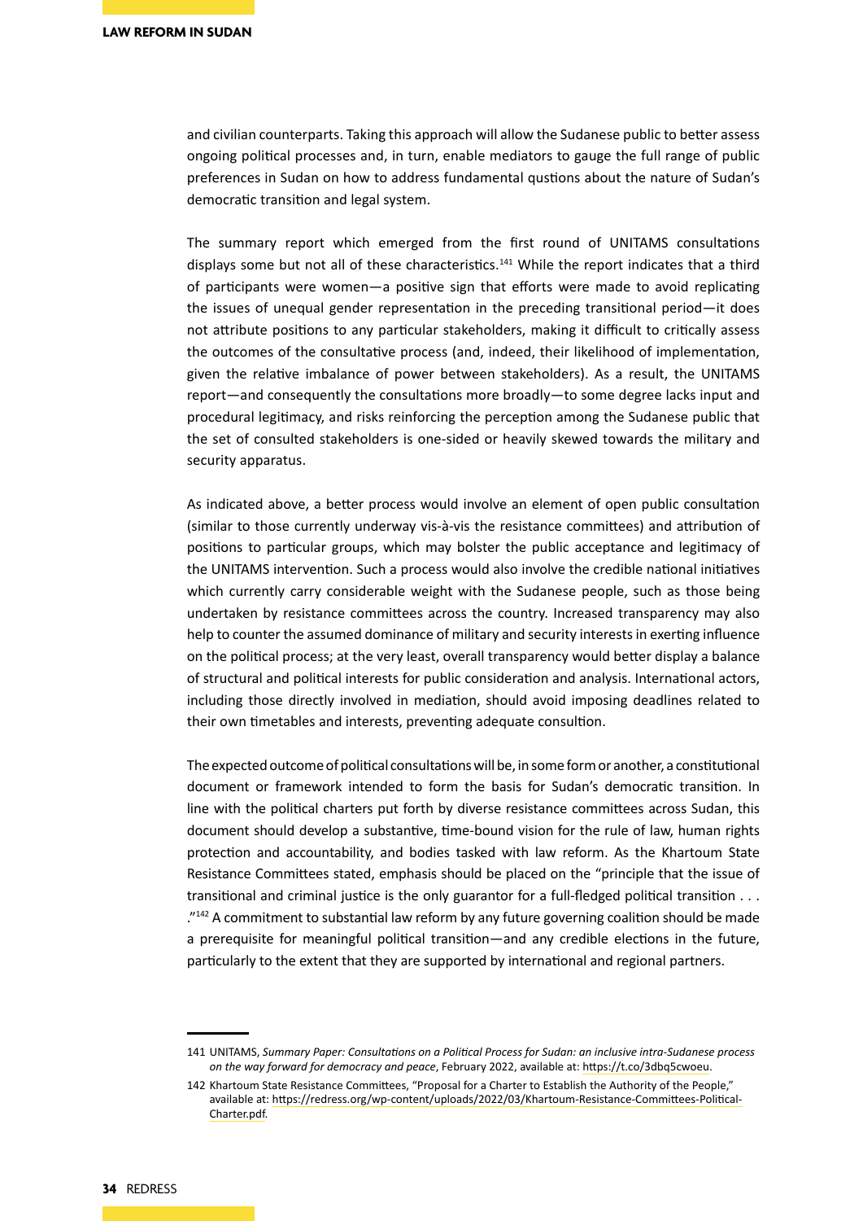and civilian counterparts. Taking this approach will allow the Sudanese public to better assess ongoing political processes and, in turn, enable mediators to gauge the full range of public preferences in Sudan on how to address fundamental qustions about the nature of Sudan's democratic transition and legal system.

The summary report which emerged from the first round of UNITAMS consultations displays some but not all of these characteristics.[141] While the report indicates that a third of participants were women—a positive sign that efforts were made to avoid replicating the issues of unequal gender representation in the preceding transitional period—it does not attribute positions to any particular stakeholders, making it difficult to critically assess the outcomes of the consultative process (and, indeed, their likelihood of implementation, given the relative imbalance of power between stakeholders). As a result, the UNITAMS report—and consequently the consultations more broadly—to some degree lacks input and procedural legitimacy, and risks reinforcing the perception among the Sudanese public that the set of consulted stakeholders is one-sided or heavily skewed towards the military and security apparatus.

As indicated above, a better process would involve an element of open public consultation (similar to those currently underway vis-à-vis the resistance committees) and attribution of positions to particular groups, which may bolster the public acceptance and legitimacy of the UNITAMS intervention. Such a process would also involve the credible national initiatives which currently carry considerable weight with the Sudanese people, such as those being undertaken by resistance committees across the country. Increased transparency may also help to counter the assumed dominance of military and security interests in exerting influence on the political process; at the very least, overall transparency would better display a balance of structural and political interests for public consideration and analysis. International actors, including those directly involved in mediation, should avoid imposing deadlines related to their own timetables and interests, preventing adequate consultation.

The expected outcome of political consultations will be, in some form or another, a constitutional document or framework intended to form the basis for Sudan's democratic transition. In line with the political charters put forth by diverse resistance committees across Sudan, this document should develop a substantive, time-bound vision for the rule of law, human rights protection and accountability, and bodies tasked with law reform. As the Khartoum State Resistance Committees stated, emphasis should be placed on the "principle that the issue of transitional and criminal justice is the only guarantor for a full-fledged political transition . . . ."[142] A commitment to substantial law reform by any future governing coalition should be made a prerequisite for meaningful political transition—and any credible elections in the future, particularly to the extent that they are supported by international and regional partners.

---

141 UNITAMS, *Summary Paper: Consultations on a Political Process for Sudan: an inclusive intra-Sudanese process on the way forward for democracy and peace*, February 2022, available at: https://t.co/3dbq5cwoeu.

142 Khartoum State Resistance Committees, "Proposal for a Charter to Establish the Authority of the People," available at: https://redress.org/wp-content/uploads/2022/03/Khartoum-Resistance-Committees-Political-Charter.pdf.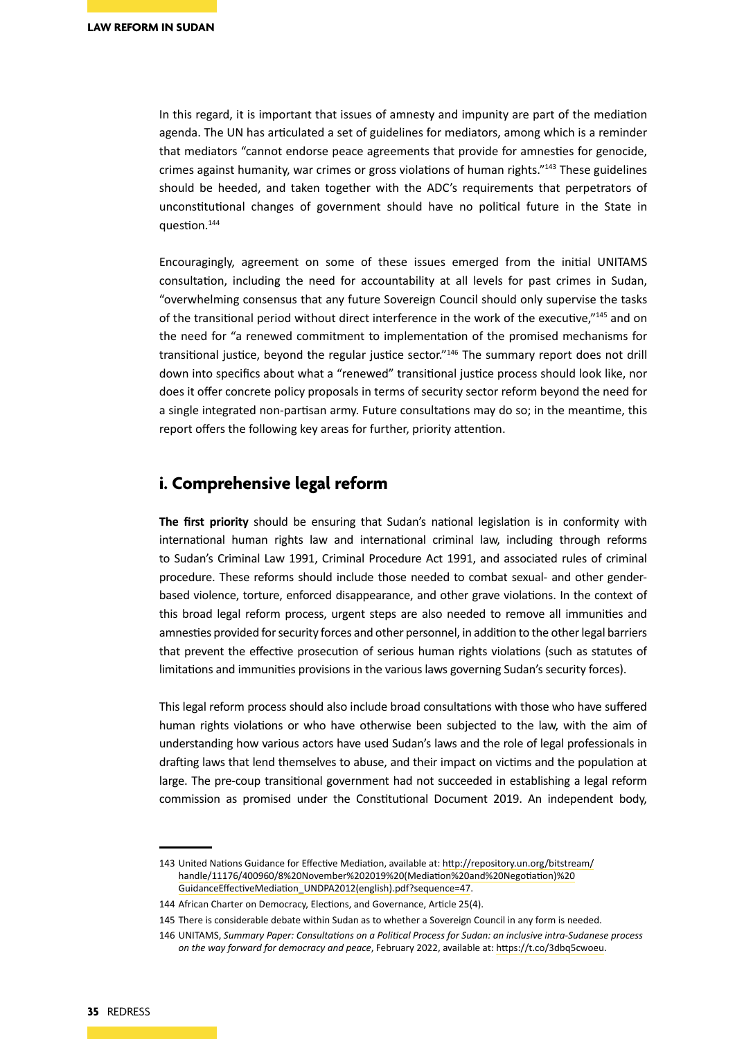In this regard, it is important that issues of amnesty and impunity are part of the mediation agenda. The UN has articulated a set of guidelines for mediators, among which is a reminder that mediators "cannot endorse peace agreements that provide for amnesties for genocide, crimes against humanity, war crimes or gross violations of human rights."[143] These guidelines should be heeded, and taken together with the ADC's requirements that perpetrators of unconstitutional changes of government should have no political future in the State in question.[144]

Encouragingly, agreement on some of these issues emerged from the initial UNITAMS consultation, including the need for accountability at all levels for past crimes in Sudan, "overwhelming consensus that any future Sovereign Council should only supervise the tasks of the transitional period without direct interference in the work of the executive,"[145] and on the need for "a renewed commitment to implementation of the promised mechanisms for transitional justice, beyond the regular justice sector."[146] The summary report does not drill down into specifics about what a "renewed" transitional justice process should look like, nor does it offer concrete policy proposals in terms of security sector reform beyond the need for a single integrated non-partisan army. Future consultations may do so; in the meantime, this report offers the following key areas for further, priority attention.

## i. Comprehensive legal reform

**The first priority** should be ensuring that Sudan's national legislation is in conformity with international human rights law and international criminal law, including through reforms to Sudan's Criminal Law 1991, Criminal Procedure Act 1991, and associated rules of criminal procedure. These reforms should include those needed to combat sexual- and other gender-based violence, torture, enforced disappearance, and other grave violations. In the context of this broad legal reform process, urgent steps are also needed to remove all immunities and amnesties provided for security forces and other personnel, in addition to the other legal barriers that prevent the effective prosecution of serious human rights violations (such as statutes of limitations and immunities provisions in the various laws governing Sudan's security forces).

This legal reform process should also include broad consultations with those who have suffered human rights violations or who have otherwise been subjected to the law, with the aim of understanding how various actors have used Sudan's laws and the role of legal professionals in drafting laws that lend themselves to abuse, and their impact on victims and the population at large. The pre-coup transitional government had not succeeded in establishing a legal reform commission as promised under the Constitutional Document 2019. An independent body,

---

143 United Nations Guidance for Effective Mediation, available at: http://repository.un.org/bitstream/handle/11176/400960/8%20November%202019%20(Mediation%20and%20Negotiation)%20GuidanceEffectiveMediation_UNDPA2012(english).pdf?sequence=47.

144 African Charter on Democracy, Elections, and Governance, Article 25(4).

145 There is considerable debate within Sudan as to whether a Sovereign Council in any form is needed.

146 UNITAMS, *Summary Paper: Consultations on a Political Process for Sudan: an inclusive intra-Sudanese process on the way forward for democracy and peace*, February 2022, available at: https://t.co/3dbq5cwoeu.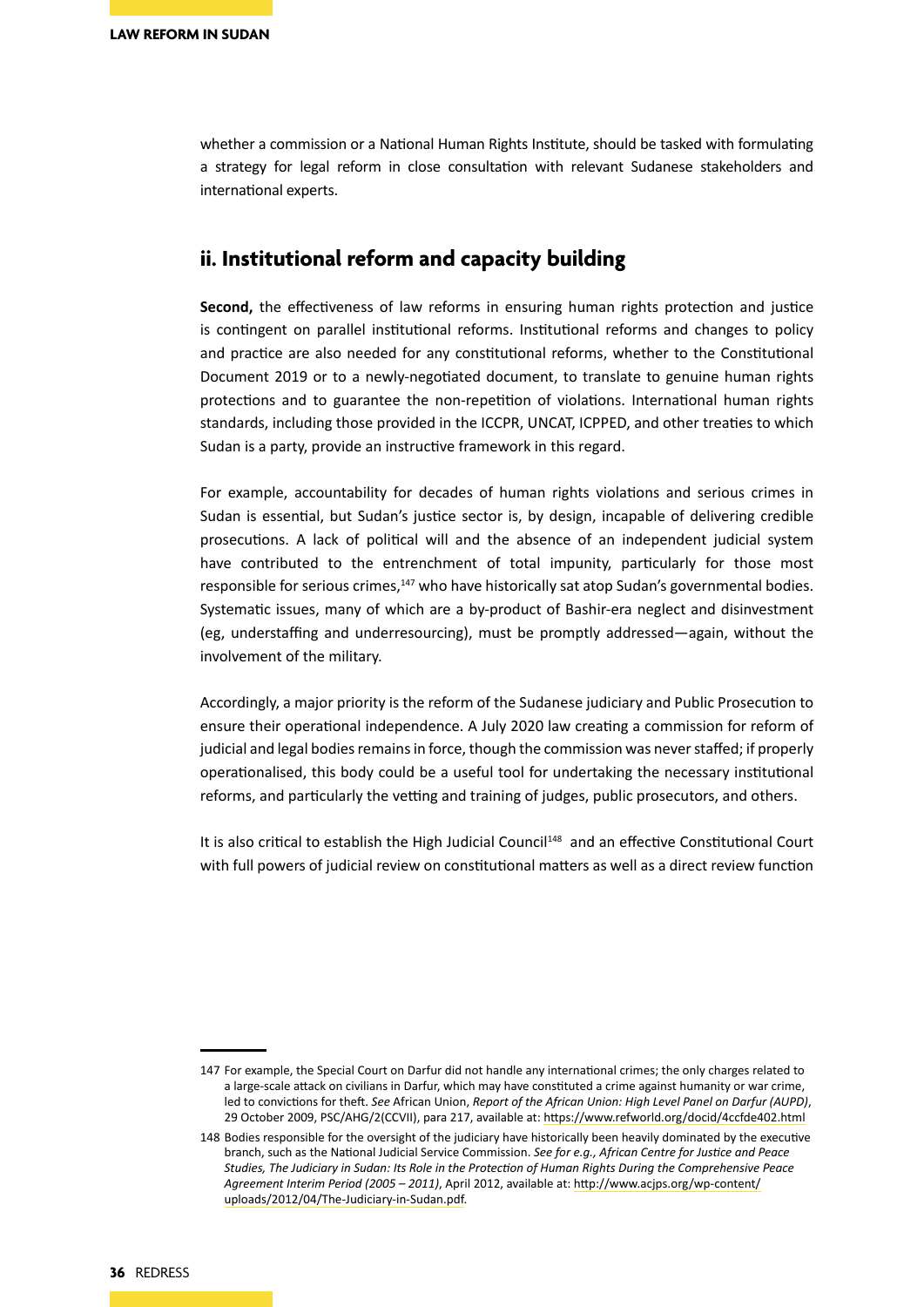whether a commission or a National Human Rights Institute, should be tasked with formulating a strategy for legal reform in close consultation with relevant Sudanese stakeholders and international experts.

## ii. Institutional reform and capacity building

**Second,** the effectiveness of law reforms in ensuring human rights protection and justice is contingent on parallel institutional reforms. Institutional reforms and changes to policy and practice are also needed for any constitutional reforms, whether to the Constitutional Document 2019 or to a newly-negotiated document, to translate to genuine human rights protections and to guarantee the non-repetition of violations. International human rights standards, including those provided in the ICCPR, UNCAT, ICPPED, and other treaties to which Sudan is a party, provide an instructive framework in this regard.

For example, accountability for decades of human rights violations and serious crimes in Sudan is essential, but Sudan's justice sector is, by design, incapable of delivering credible prosecutions. A lack of political will and the absence of an independent judicial system have contributed to the entrenchment of total impunity, particularly for those most responsible for serious crimes,[147] who have historically sat atop Sudan's governmental bodies. Systematic issues, many of which are a by-product of Bashir-era neglect and disinvestment (eg, understaffing and underresourcing), must be promptly addressed—again, without the involvement of the military.

Accordingly, a major priority is the reform of the Sudanese judiciary and Public Prosecution to ensure their operational independence. A July 2020 law creating a commission for reform of judicial and legal bodies remains in force, though the commission was never staffed; if properly operationalised, this body could be a useful tool for undertaking the necessary institutional reforms, and particularly the vetting and training of judges, public prosecutors, and others.

It is also critical to establish the High Judicial Council[148] and an effective Constitutional Court with full powers of judicial review on constitutional matters as well as a direct review function

---

147 For example, the Special Court on Darfur did not handle any international crimes; the only charges related to a large-scale attack on civilians in Darfur, which may have constituted a crime against humanity or war crime, led to convictions for theft. *See* African Union, *Report of the African Union: High Level Panel on Darfur (AUPD)*, 29 October 2009, PSC/AHG/2(CCVII), para 217, available at: https://www.refworld.org/docid/4ccfde402.html

148 Bodies responsible for the oversight of the judiciary have historically been heavily dominated by the executive branch, such as the National Judicial Service Commission. *See for e.g., African Centre for Justice and Peace Studies, The Judiciary in Sudan: Its Role in the Protection of Human Rights During the Comprehensive Peace Agreement Interim Period (2005 – 2011)*, April 2012, available at: http://www.acjps.org/wp-content/uploads/2012/04/The-Judiciary-in-Sudan.pdf.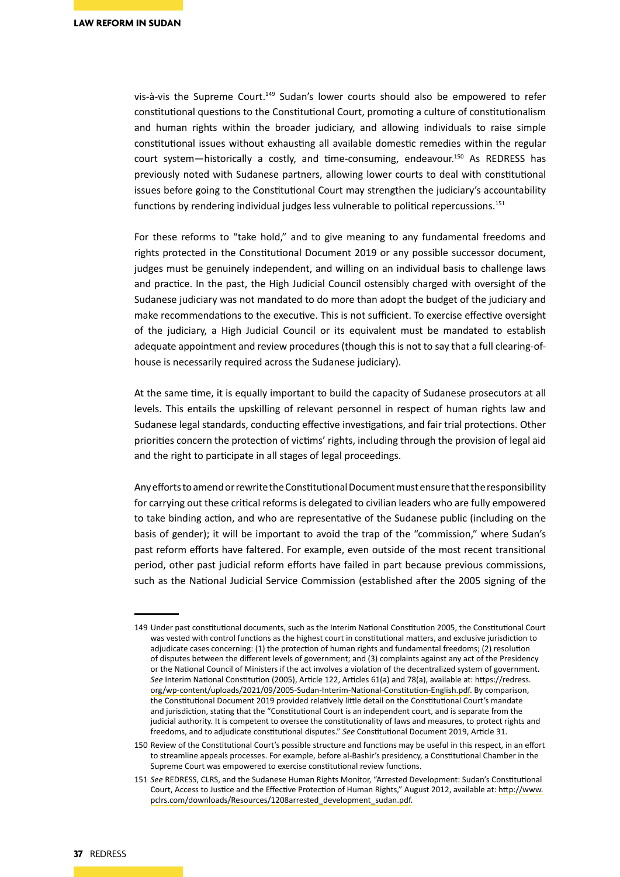vis-à-vis the Supreme Court.[149] Sudan's lower courts should also be empowered to refer constitutional questions to the Constitutional Court, promoting a culture of constitutionalism and human rights within the broader judiciary, and allowing individuals to raise simple constitutional issues without exhausting all available domestic remedies within the regular court system—historically a costly, and time-consuming, endeavour.[150] As REDRESS has previously noted with Sudanese partners, allowing lower courts to deal with constitutional issues before going to the Constitutional Court may strengthen the judiciary's accountability functions by rendering individual judges less vulnerable to political repercussions.[151]

For these reforms to "take hold," and to give meaning to any fundamental freedoms and rights protected in the Constitutional Document 2019 or any possible successor document, judges must be genuinely independent, and willing on an individual basis to challenge laws and practice. In the past, the High Judicial Council ostensibly charged with oversight of the Sudanese judiciary was not mandated to do more than adopt the budget of the judiciary and make recommendations to the executive. This is not sufficient. To exercise effective oversight of the judiciary, a High Judicial Council or its equivalent must be mandated to establish adequate appointment and review procedures (though this is not to say that a full clearing-of-house is necessarily required across the Sudanese judiciary).

At the same time, it is equally important to build the capacity of Sudanese prosecutors at all levels. This entails the upskilling of relevant personnel in respect of human rights law and Sudanese legal standards, conducting effective investigations, and fair trial protections. Other priorities concern the protection of victims' rights, including through the provision of legal aid and the right to participate in all stages of legal proceedings.

Any efforts to amend or rewrite the Constitutional Document must ensure that the responsibility for carrying out these critical reforms is delegated to civilian leaders who are fully empowered to take binding action, and who are representative of the Sudanese public (including on the basis of gender); it will be important to avoid the trap of the "commission," where Sudan's past reform efforts have faltered. For example, even outside of the most recent transitional period, other past judicial reform efforts have failed in part because previous commissions, such as the National Judicial Service Commission (established after the 2005 signing of the

---

149 Under past constitutional documents, such as the Interim National Constitution 2005, the Constitutional Court was vested with control functions as the highest court in constitutional matters, and exclusive jurisdiction to adjudicate cases concerning: (1) the protection of human rights and fundamental freedoms; (2) resolution of disputes between the different levels of government; and (3) complaints against any act of the Presidency or the National Council of Ministers if the act involves a violation of the decentralized system of government. *See* Interim National Constitution (2005), Article 122, Articles 61(a) and 78(a), available at: https://redress.org/wp-content/uploads/2021/09/2005-Sudan-Interim-National-Constitution-English.pdf. By comparison, the Constitutional Document 2019 provided relatively little detail on the Constitutional Court's mandate and jurisdiction, stating that the "Constitutional Court is an independent court, and is separate from the judicial authority. It is competent to oversee the constitutionality of laws and measures, to protect rights and freedoms, and to adjudicate constitutional disputes." *See* Constitutional Document 2019, Article 31.

150 Review of the Constitutional Court's possible structure and functions may be useful in this respect, in an effort to streamline appeals processes. For example, before al-Bashir's presidency, a Constitutional Chamber in the Supreme Court was empowered to exercise constitutional review functions.

151 *See* REDRESS, CLRS, and the Sudanese Human Rights Monitor, "Arrested Development: Sudan's Constitutional Court, Access to Justice and the Effective Protection of Human Rights," August 2012, available at: http://www.pclrs.com/downloads/Resources/1208arrested_development_sudan.pdf.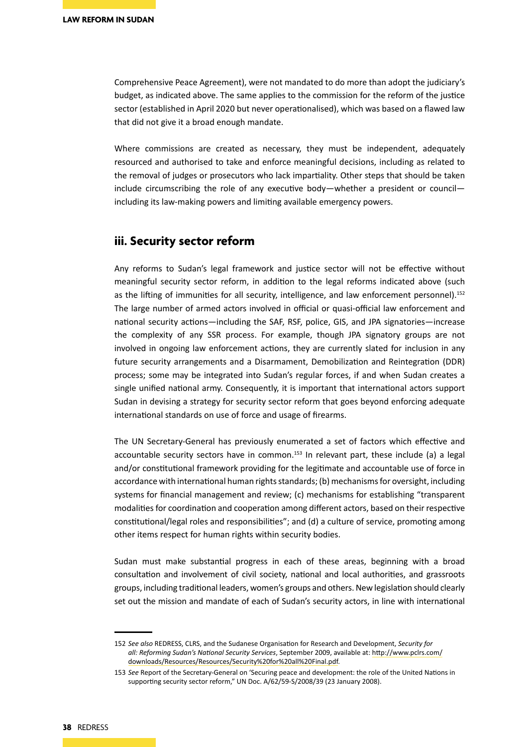Comprehensive Peace Agreement), were not mandated to do more than adopt the judiciary's budget, as indicated above. The same applies to the commission for the reform of the justice sector (established in April 2020 but never operationalised), which was based on a flawed law that did not give it a broad enough mandate.

Where commissions are created as necessary, they must be independent, adequately resourced and authorised to take and enforce meaningful decisions, including as related to the removal of judges or prosecutors who lack impartiality. Other steps that should be taken include circumscribing the role of any executive body—whether a president or council—including its law-making powers and limiting available emergency powers.

## iii. Security sector reform

Any reforms to Sudan's legal framework and justice sector will not be effective without meaningful security sector reform, in addition to the legal reforms indicated above (such as the lifting of immunities for all security, intelligence, and law enforcement personnel).[152] The large number of armed actors involved in official or quasi-official law enforcement and national security actions—including the SAF, RSF, police, GIS, and JPA signatories—increase the complexity of any SSR process. For example, though JPA signatory groups are not involved in ongoing law enforcement actions, they are currently slated for inclusion in any future security arrangements and a Disarmament, Demobilization and Reintegration (DDR) process; some may be integrated into Sudan's regular forces, if and when Sudan creates a single unified national army. Consequently, it is important that international actors support Sudan in devising a strategy for security sector reform that goes beyond enforcing adequate international standards on use of force and usage of firearms.

The UN Secretary-General has previously enumerated a set of factors which effective and accountable security sectors have in common.[153] In relevant part, these include (a) a legal and/or constitutional framework providing for the legitimate and accountable use of force in accordance with international human rights standards; (b) mechanisms for oversight, including systems for financial management and review; (c) mechanisms for establishing "transparent modalities for coordination and cooperation among different actors, based on their respective constitutional/legal roles and responsibilities"; and (d) a culture of service, promoting among other items respect for human rights within security bodies.

Sudan must make substantial progress in each of these areas, beginning with a broad consultation and involvement of civil society, national and local authorities, and grassroots groups, including traditional leaders, women's groups and others. New legislation should clearly set out the mission and mandate of each of Sudan's security actors, in line with international

---

152 *See also* REDRESS, CLRS, and the Sudanese Organisation for Research and Development, *Security for all: Reforming Sudan's National Security Services*, September 2009, available at: http://www.pclrs.com/downloads/Resources/Resources/Security%20for%20all%20Final.pdf.

153 *See* Report of the Secretary-General on 'Securing peace and development: the role of the United Nations in supporting security sector reform," UN Doc. A/62/59-S/2008/39 (23 January 2008).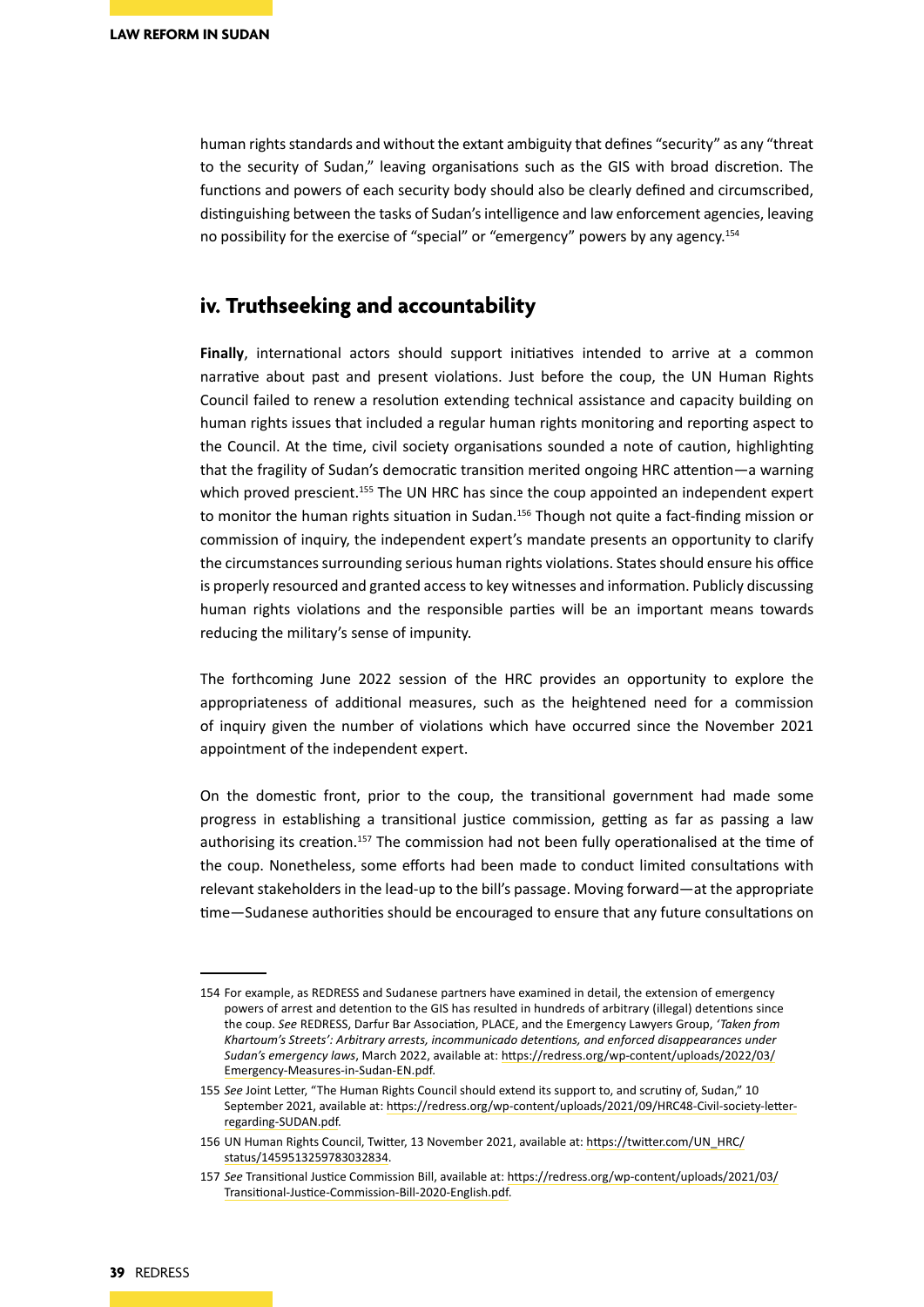human rights standards and without the extant ambiguity that defines "security" as any "threat to the security of Sudan," leaving organisations such as the GIS with broad discretion. The functions and powers of each security body should also be clearly defined and circumscribed, distinguishing between the tasks of Sudan's intelligence and law enforcement agencies, leaving no possibility for the exercise of "special" or "emergency" powers by any agency.[154]

## iv. Truthseeking and accountability

**Finally**, international actors should support initiatives intended to arrive at a common narrative about past and present violations. Just before the coup, the UN Human Rights Council failed to renew a resolution extending technical assistance and capacity building on human rights issues that included a regular human rights monitoring and reporting aspect to the Council. At the time, civil society organisations sounded a note of caution, highlighting that the fragility of Sudan's democratic transition merited ongoing HRC attention—a warning which proved prescient.[155] The UN HRC has since the coup appointed an independent expert to monitor the human rights situation in Sudan.[156] Though not quite a fact-finding mission or commission of inquiry, the independent expert's mandate presents an opportunity to clarify the circumstances surrounding serious human rights violations. States should ensure his office is properly resourced and granted access to key witnesses and information. Publicly discussing human rights violations and the responsible parties will be an important means towards reducing the military's sense of impunity.

The forthcoming June 2022 session of the HRC provides an opportunity to explore the appropriateness of additional measures, such as the heightened need for a commission of inquiry given the number of violations which have occurred since the November 2021 appointment of the independent expert.

On the domestic front, prior to the coup, the transitional government had made some progress in establishing a transitional justice commission, getting as far as passing a law authorising its creation.[157] The commission had not been fully operationalised at the time of the coup. Nonetheless, some efforts had been made to conduct limited consultations with relevant stakeholders in the lead-up to the bill's passage. Moving forward—at the appropriate time—Sudanese authorities should be encouraged to ensure that any future consultations on

---

154 For example, as REDRESS and Sudanese partners have examined in detail, the extension of emergency powers of arrest and detention to the GIS has resulted in hundreds of arbitrary (illegal) detentions since the coup. *See* REDRESS, Darfur Bar Association, PLACE, and the Emergency Lawyers Group, '*Taken from Khartoum's Streets': Arbitrary arrests, incommunicado detentions, and enforced disappearances under Sudan's emergency laws*, March 2022, available at: https://redress.org/wp-content/uploads/2022/03/Emergency-Measures-in-Sudan-EN.pdf.

155 *See* Joint Letter, "The Human Rights Council should extend its support to, and scrutiny of, Sudan," 10 September 2021, available at: https://redress.org/wp-content/uploads/2021/09/HRC48-Civil-society-letter-regarding-SUDAN.pdf.

156 UN Human Rights Council, Twitter, 13 November 2021, available at: https://twitter.com/UN_HRC/status/1459513259783032834.

157 *See* Transitional Justice Commission Bill, available at: https://redress.org/wp-content/uploads/2021/03/Transitional-Justice-Commission-Bill-2020-English.pdf.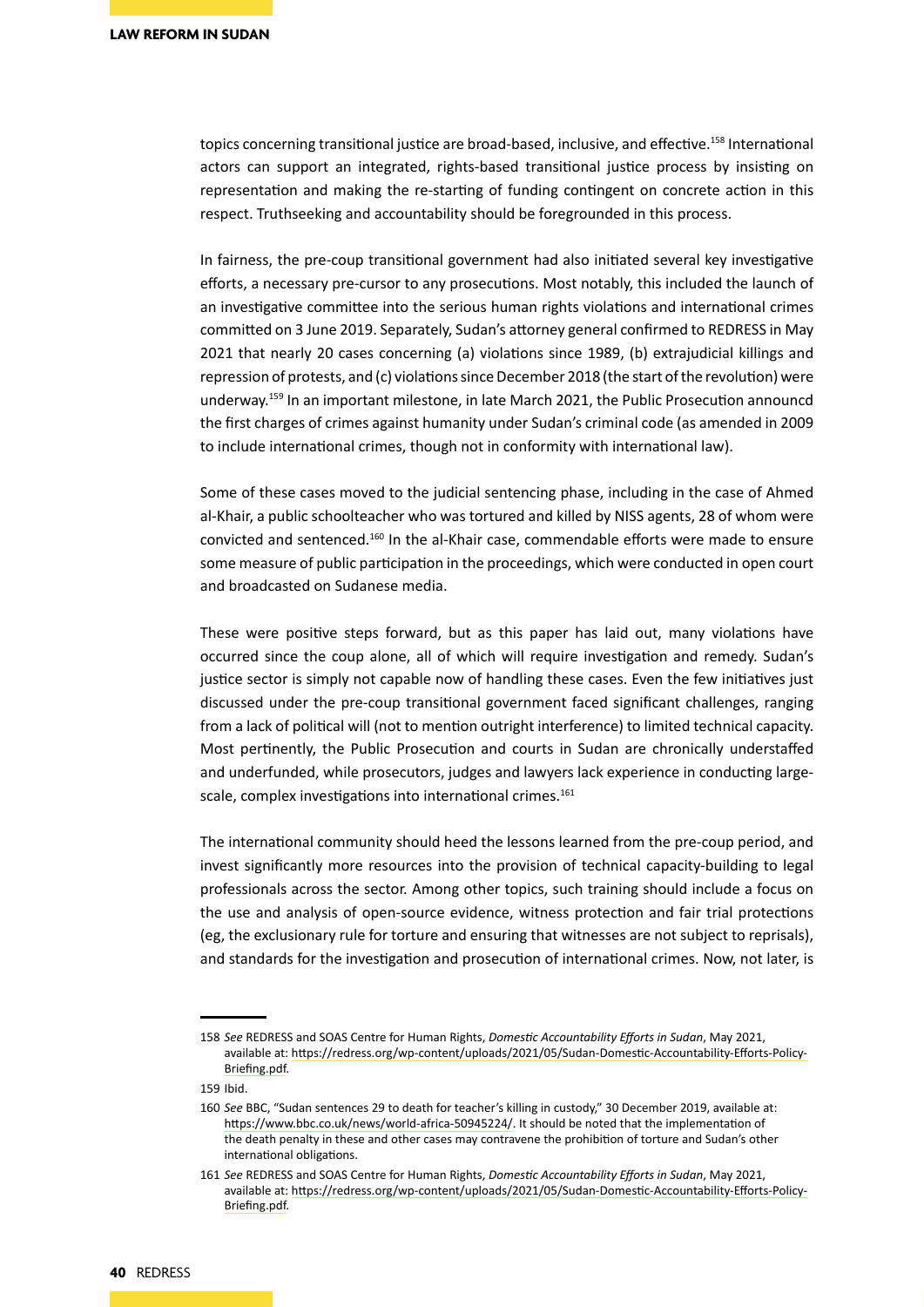topics concerning transitional justice are broad-based, inclusive, and effective.[158] International actors can support an integrated, rights-based transitional justice process by insisting on representation and making the re-starting of funding contingent on concrete action in this respect. Truthseeking and accountability should be foregrounded in this process.

In fairness, the pre-coup transitional government had also initiated several key investigative efforts, a necessary pre-cursor to any prosecutions. Most notably, this included the launch of an investigative committee into the serious human rights violations and international crimes committed on 3 June 2019. Separately, Sudan's attorney general confirmed to REDRESS in May 2021 that nearly 20 cases concerning (a) violations since 1989, (b) extrajudicial killings and repression of protests, and (c) violations since December 2018 (the start of the revolution) were underway.[159] In an important milestone, in late March 2021, the Public Prosecution announcd the first charges of crimes against humanity under Sudan's criminal code (as amended in 2009 to include international crimes, though not in conformity with international law).

Some of these cases moved to the judicial sentencing phase, including in the case of Ahmed al-Khair, a public schoolteacher who was tortured and killed by NISS agents, 28 of whom were convicted and sentenced.[160] In the al-Khair case, commendable efforts were made to ensure some measure of public participation in the proceedings, which were conducted in open court and broadcasted on Sudanese media.

These were positive steps forward, but as this paper has laid out, many violations have occurred since the coup alone, all of which will require investigation and remedy. Sudan's justice sector is simply not capable now of handling these cases. Even the few initiatives just discussed under the pre-coup transitional government faced significant challenges, ranging from a lack of political will (not to mention outright interference) to limited technical capacity. Most pertinently, the Public Prosecution and courts in Sudan are chronically understaffed and underfunded, while prosecutors, judges and lawyers lack experience in conducting large-scale, complex investigations into international crimes.[161]

The international community should heed the lessons learned from the pre-coup period, and invest significantly more resources into the provision of technical capacity-building to legal professionals across the sector. Among other topics, such training should include a focus on the use and analysis of open-source evidence, witness protection and fair trial protections (eg, the exclusionary rule for torture and ensuring that witnesses are not subject to reprisals), and standards for the investigation and prosecution of international crimes. Now, not later, is

---

158 *See* REDRESS and SOAS Centre for Human Rights, *Domestic Accountability Efforts in Sudan*, May 2021, available at: https://redress.org/wp-content/uploads/2021/05/Sudan-Domestic-Accountability-Efforts-Policy-Briefing.pdf.

159 Ibid.

160 *See* BBC, "Sudan sentences 29 to death for teacher's killing in custody," 30 December 2019, available at: https://www.bbc.co.uk/news/world-africa-50945224/. It should be noted that the implementation of the death penalty in these and other cases may contravene the prohibition of torture and Sudan's other international obligations.

161 *See* REDRESS and SOAS Centre for Human Rights, *Domestic Accountability Efforts in Sudan*, May 2021, available at: https://redress.org/wp-content/uploads/2021/05/Sudan-Domestic-Accountability-Efforts-Policy-Briefing.pdf.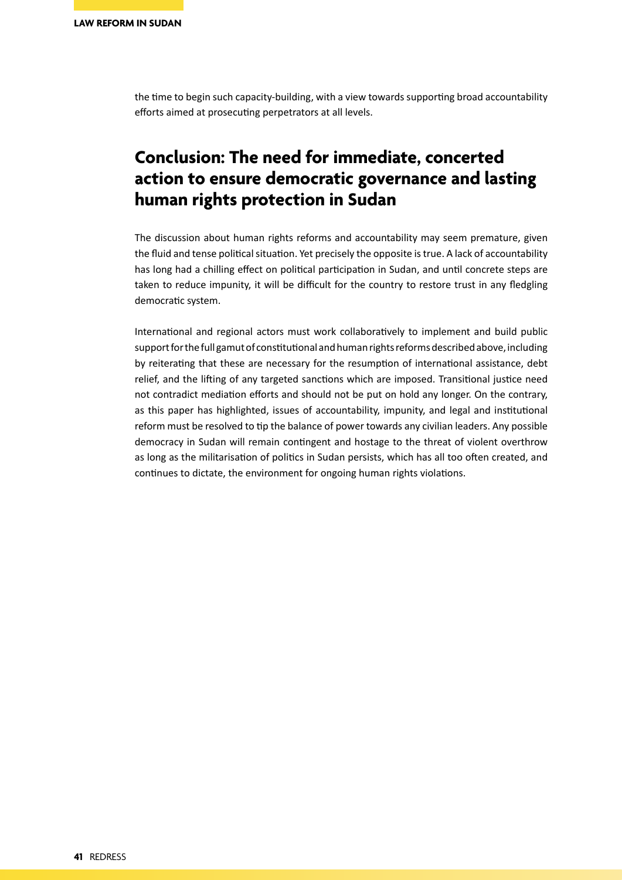the time to begin such capacity-building, with a view towards supporting broad accountability efforts aimed at prosecuting perpetrators at all levels.

## Conclusion: The need for immediate, concerted action to ensure democratic governance and lasting human rights protection in Sudan

The discussion about human rights reforms and accountability may seem premature, given the fluid and tense political situation. Yet precisely the opposite is true. A lack of accountability has long had a chilling effect on political participation in Sudan, and until concrete steps are taken to reduce impunity, it will be difficult for the country to restore trust in any fledgling democratic system.

International and regional actors must work collaboratively to implement and build public support for the full gamut of constitutional and human rights reforms described above, including by reiterating that these are necessary for the resumption of international assistance, debt relief, and the lifting of any targeted sanctions which are imposed. Transitional justice need not contradict mediation efforts and should not be put on hold any longer. On the contrary, as this paper has highlighted, issues of accountability, impunity, and legal and institutional reform must be resolved to tip the balance of power towards any civilian leaders. Any possible democracy in Sudan will remain contingent and hostage to the threat of violent overthrow as long as the militarisation of politics in Sudan persists, which has all too often created, and continues to dictate, the environment for ongoing human rights violations.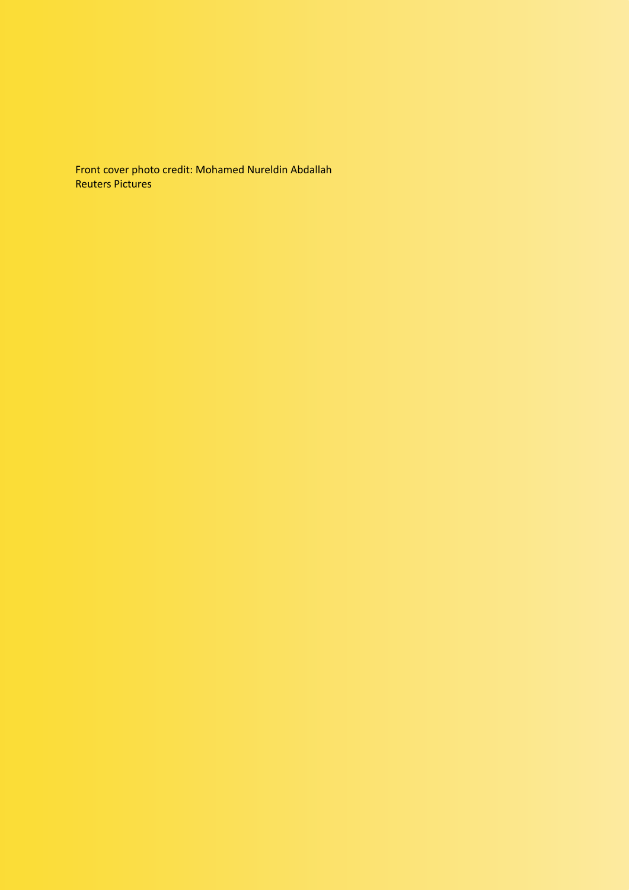Front cover photo credit: Mohamed Nureldin Abdallah
Reuters Pictures